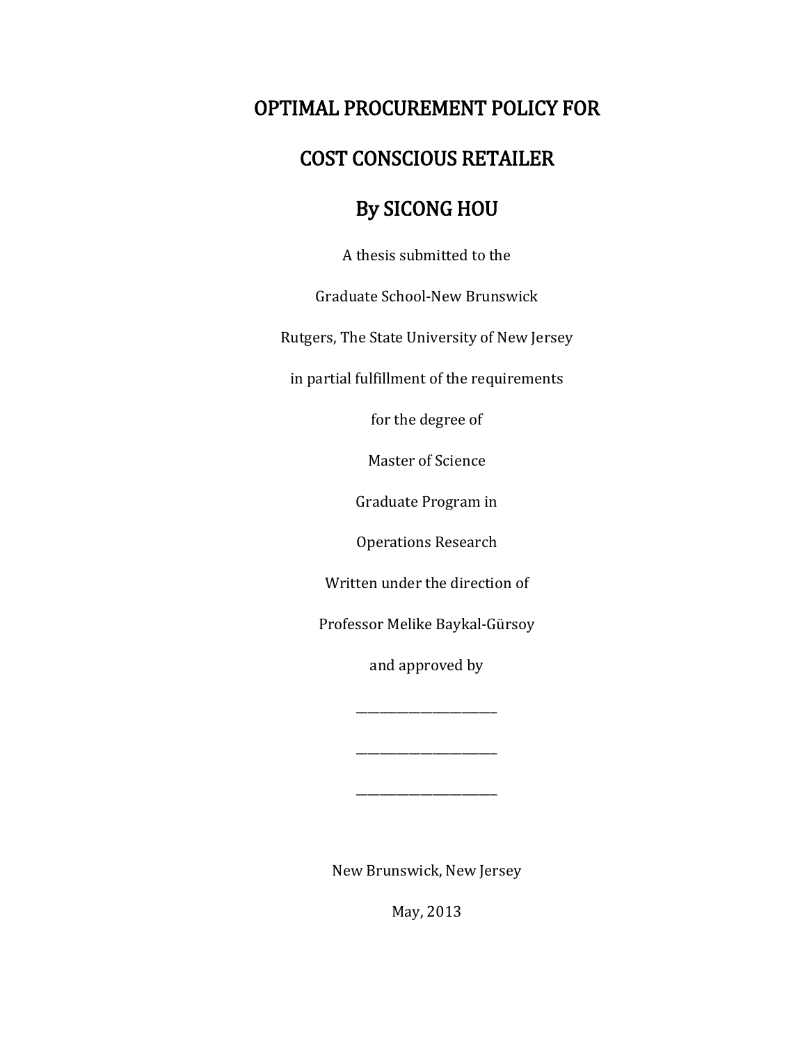# OPTIMAL PROCUREMENT POLICY FOR COST CONSCIOUS RETAILER

## By SICONG HOU

A thesis submitted to the

Graduate School-New Brunswick

Rutgers, The State University of New Jersey

in partial fulfillment of the requirements

for the degree of

Master of Science

Graduate Program in

Operations Research

Written under the direction of

Professor Melike Baykal-Gürsoy

and approved by

________________________

________________________

________________________

New Brunswick, New Jersey

May, 2013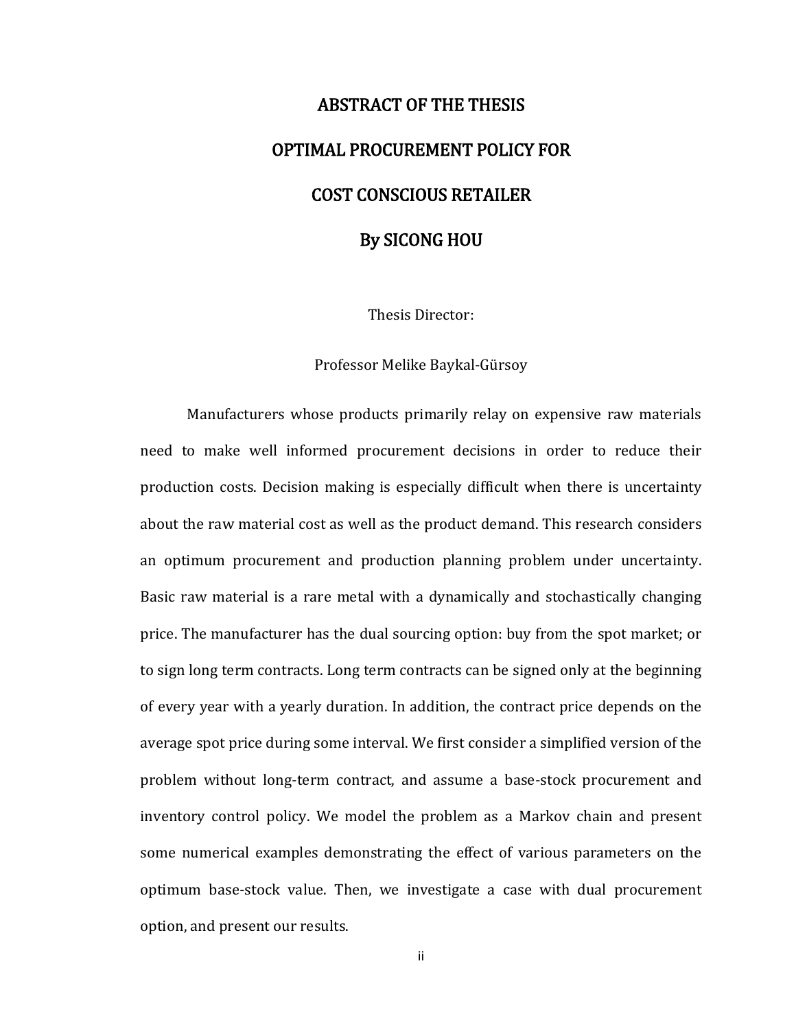# ABSTRACT OF THE THESIS

# OPTIMAL PROCUREMENT POLICY FOR

# COST CONSCIOUS RETAILER

## By SICONG HOU

Thesis Director:

Professor Melike Baykal-Gürsoy

Manufacturers whose products primarily relay on expensive raw materials need to make well informed procurement decisions in order to reduce their production costs. Decision making is especially difficult when there is uncertainty about the raw material cost as well as the product demand. This research considers an optimum procurement and production planning problem under uncertainty. Basic raw material is a rare metal with a dynamically and stochastically changing price. The manufacturer has the dual sourcing option: buy from the spot market; or to sign long term contracts. Long term contracts can be signed only at the beginning of every year with a yearly duration. In addition, the contract price depends on the average spot price during some interval. We first consider a simplified version of the problem without long-term contract, and assume a base-stock procurement and inventory control policy. We model the problem as a Markov chain and present some numerical examples demonstrating the effect of various parameters on the optimum base-stock value. Then, we investigate a case with dual procurement option, and present our results.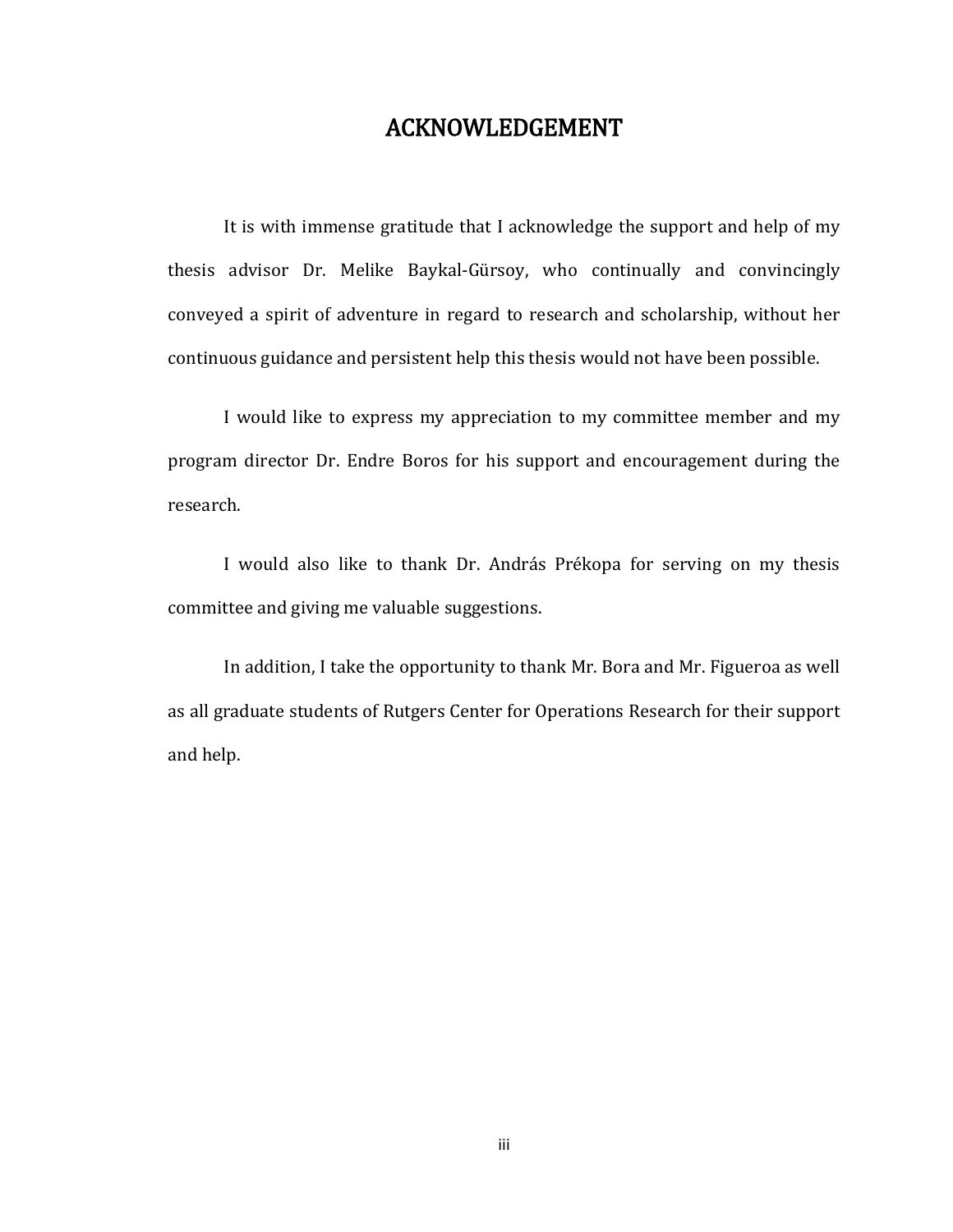# ACKNOWLEDGEMENT

It is with immense gratitude that I acknowledge the support and help of my thesis advisor Dr. Melike Baykal-Gürsoy, who continually and convincingly conveyed a spirit of adventure in regard to research and scholarship, without her continuous guidance and persistent help this thesis would not have been possible.

I would like to express my appreciation to my committee member and my program director Dr. Endre Boros for his support and encouragement during the research.

I would also like to thank Dr. András Prékopa for serving on my thesis committee and giving me valuable suggestions.

In addition, I take the opportunity to thank Mr. Bora and Mr. Figueroa as well as all graduate students of Rutgers Center for Operations Research for their support and help.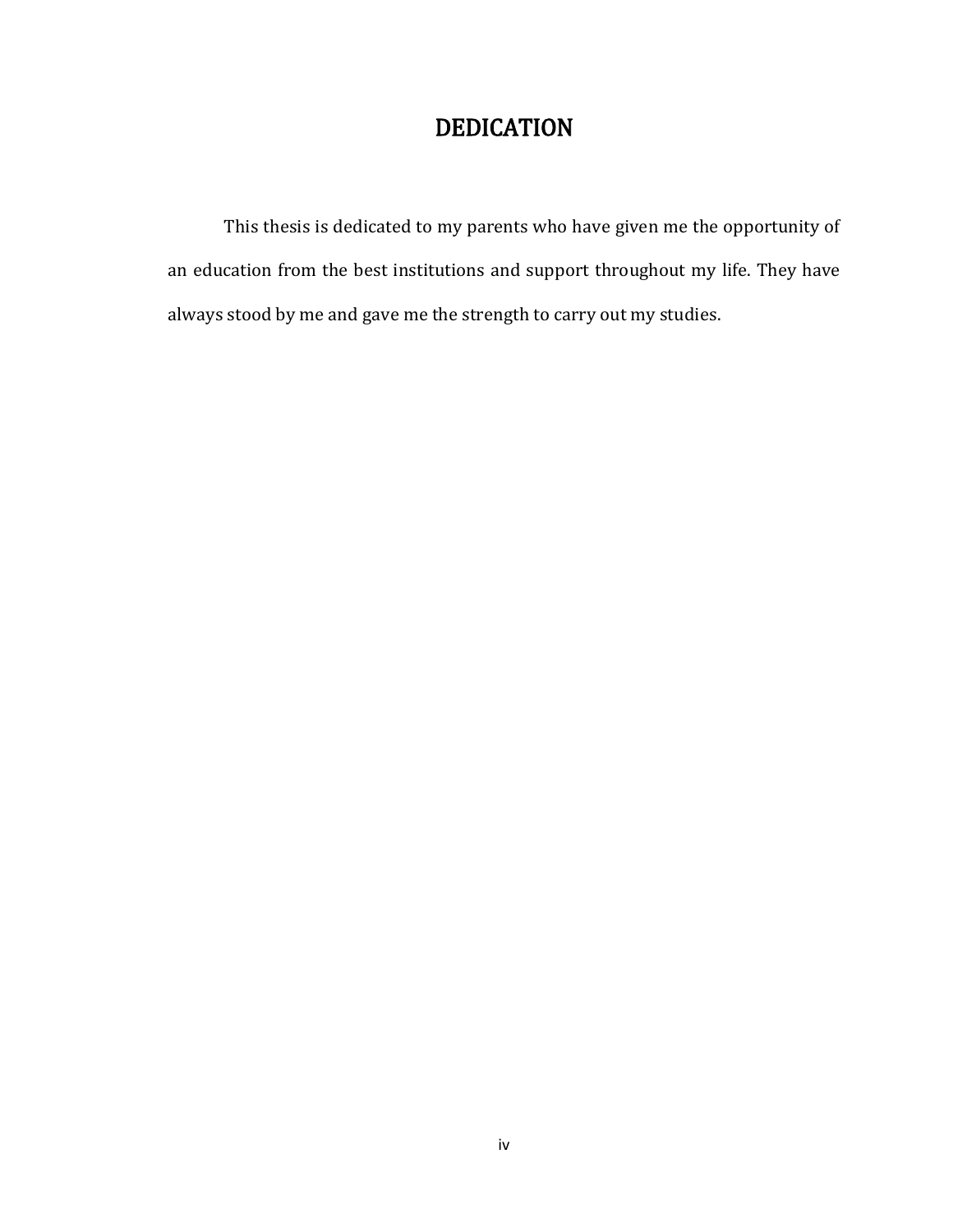# DEDICATION

This thesis is dedicated to my parents who have given me the opportunity of an education from the best institutions and support throughout my life. They have always stood by me and gave me the strength to carry out my studies.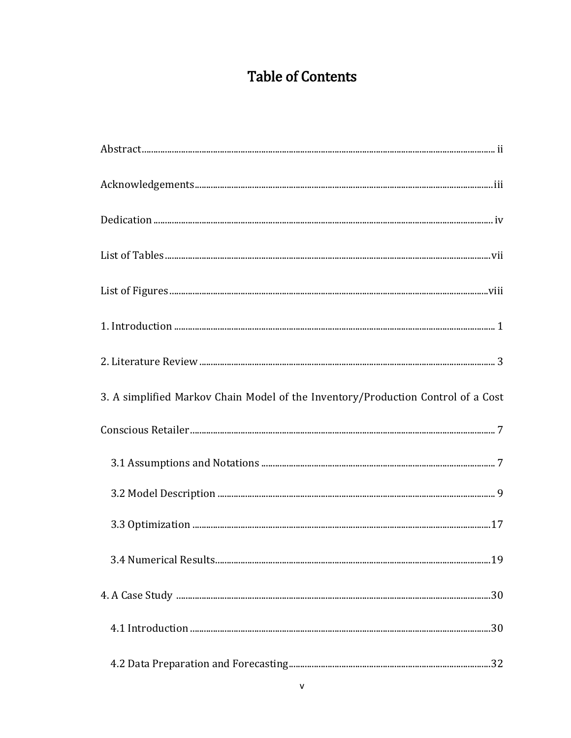# Table of Contents

Abstract ........................................................ ii

Acknowledgements ........................................................ iii

Dedication ........................................................ iv

List of Tables ........................................................ vii

List of Figures ........................................................ viii

1. Introduction ........................................................ 1

2. Literature Review ........................................................ 3

3. A simplified Markov Chain Model of the Inventory/Production Control of a Cost Conscious Retailer ........................................................ 7

   3.1 Assumptions and Notations ........................................................ 7

   3.2 Model Description ........................................................ 9

   3.3 Optimization ........................................................ 17

   3.4 Numerical Results ........................................................ 19

4. A Case Study ........................................................ 30

   4.1 Introduction ........................................................ 30

   4.2 Data Preparation and Forecasting ........................................................ 32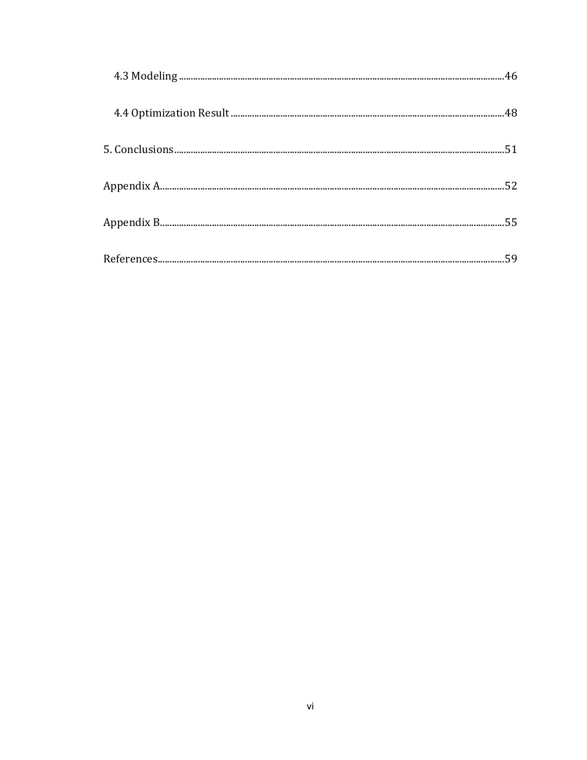4.3 Modeling ........................................................................................................................................46

4.4 Optimization Result ...................................................................................................................48

5. Conclusions ..........................................................................................................................................51

Appendix A...............................................................................................................................................52

Appendix B...............................................................................................................................................55

References.................................................................................................................................................59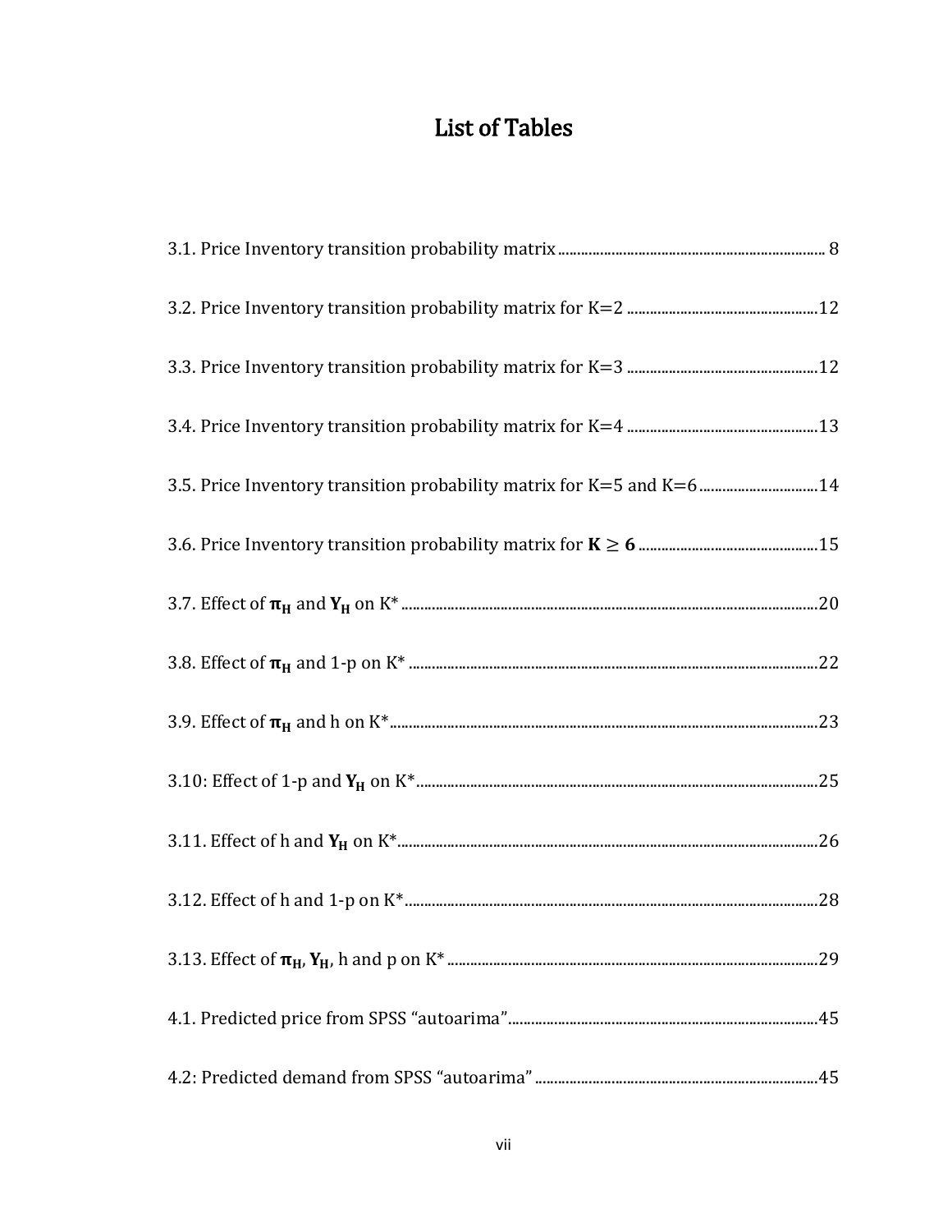# List of Tables

3.1. Price Inventory transition probability matrix ........................................................................ 8

3.2. Price Inventory transition probability matrix for K=2 ..................................................12

3.3. Price Inventory transition probability matrix for K=3 ..................................................12

3.4. Price Inventory transition probability matrix for K=4 ..................................................13

3.5. Price Inventory transition probability matrix for K=5 and K=6 ..............................14

3.6. Price Inventory transition probability matrix for $\mathbf{K \geq 6}$ ..............................................15

3.7. Effect of $\boldsymbol{\pi_H}$ and $\mathbf{Y_H}$ on K* ............................................................................................20

3.8. Effect of $\boldsymbol{\pi_H}$ and 1-p on K* ..........................................................................................22

3.9. Effect of $\boldsymbol{\pi_H}$ and h on K* .............................................................................................23

3.10: Effect of 1-p and $\mathbf{Y_H}$ on K* ........................................................................................25

3.11. Effect of h and $\mathbf{Y_H}$ on K* ...........................................................................................26

3.12. Effect of h and 1-p on K* ..........................................................................................28

3.13. Effect of $\boldsymbol{\pi_H}$, $\mathbf{Y_H}$, h and p on K* ................................................................................29

4.1. Predicted price from SPSS “autoarima” ...................................................................45

4.2: Predicted demand from SPSS “autoarima” ..............................................................45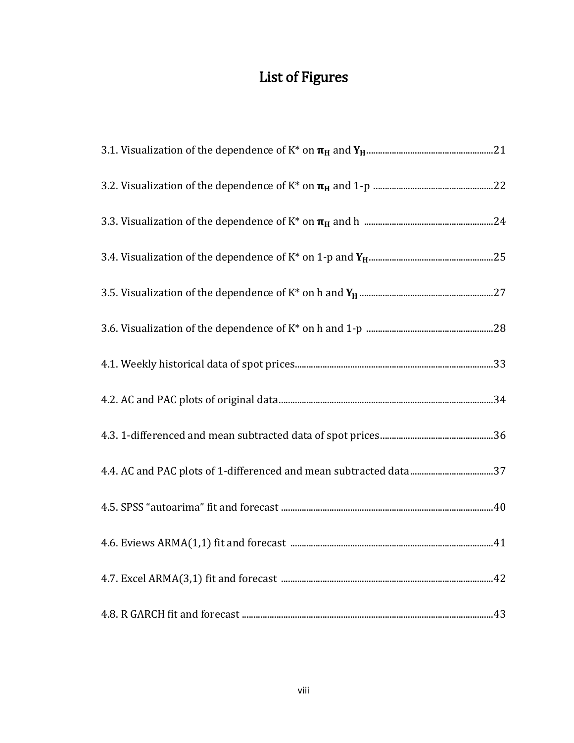# List of Figures

3.1. Visualization of the dependence of K* on $\boldsymbol{\pi_H}$ and $\mathbf{Y_H}$......................................................21

3.2. Visualization of the dependence of K* on $\boldsymbol{\pi_H}$ and 1-p ...................................................22

3.3. Visualization of the dependence of K* on $\boldsymbol{\pi_H}$ and h .......................................................24

3.4. Visualization of the dependence of K* on 1-p and $\mathbf{Y_H}$.....................................................25

3.5. Visualization of the dependence of K* on h and $\mathbf{Y_H}$.........................................................27

3.6. Visualization of the dependence of K* on h and 1-p ......................................................28

4.1. Weekly historical data of spot prices.....................................................................................33

4.2. AC and PAC plots of original data............................................................................................34

4.3. 1-differenced and mean subtracted data of spot prices................................................36

4.4. AC and PAC plots of 1-differenced and mean subtracted data...................................37

4.5. SPSS "autoarima" fit and forecast ..........................................................................................40

4.6. Eviews ARMA(1,1) fit and forecast .......................................................................................41

4.7. Excel ARMA(3,1) fit and forecast ...........................................................................................42

4.8. R GARCH fit and forecast ............................................................................................................43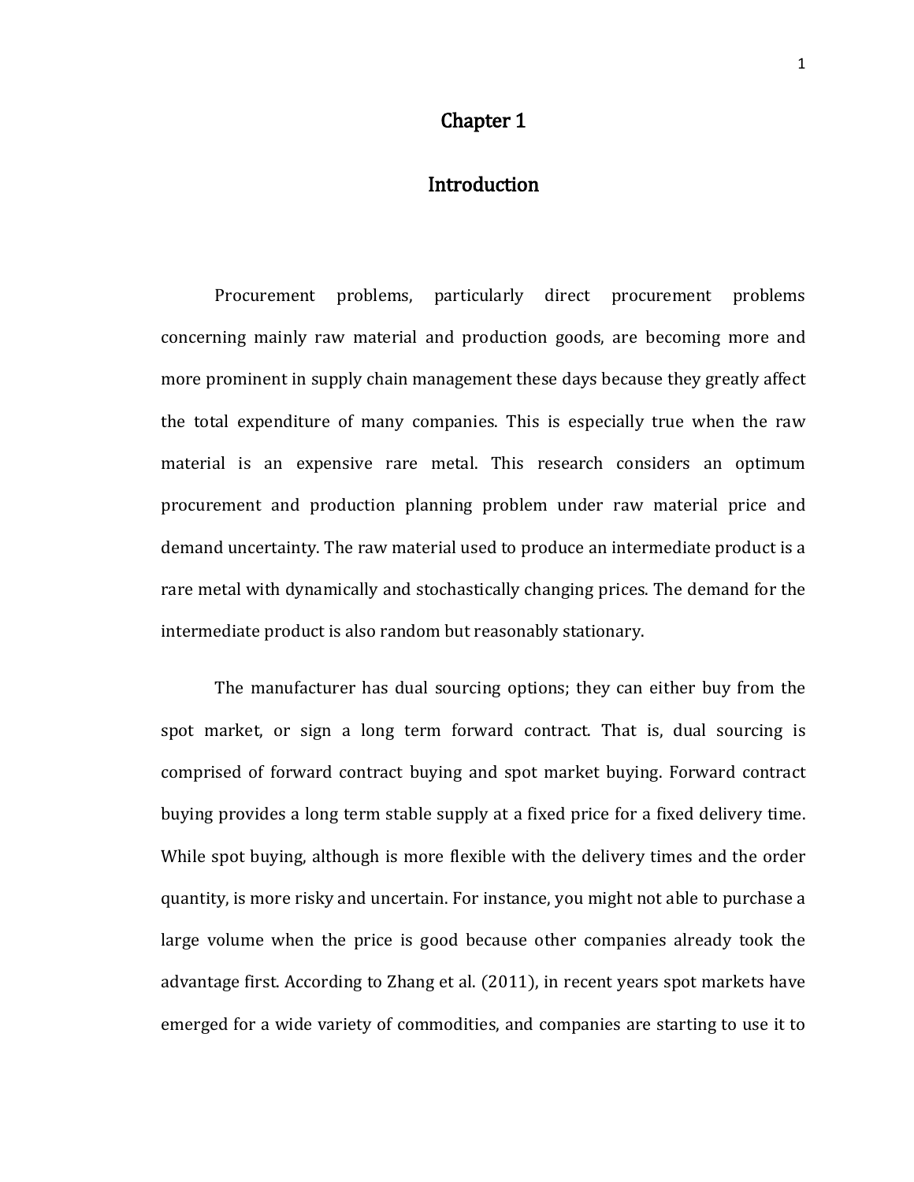# Chapter 1

# Introduction

Procurement problems, particularly direct procurement problems concerning mainly raw material and production goods, are becoming more and more prominent in supply chain management these days because they greatly affect the total expenditure of many companies. This is especially true when the raw material is an expensive rare metal. This research considers an optimum procurement and production planning problem under raw material price and demand uncertainty. The raw material used to produce an intermediate product is a rare metal with dynamically and stochastically changing prices. The demand for the intermediate product is also random but reasonably stationary.

The manufacturer has dual sourcing options; they can either buy from the spot market, or sign a long term forward contract. That is, dual sourcing is comprised of forward contract buying and spot market buying. Forward contract buying provides a long term stable supply at a fixed price for a fixed delivery time. While spot buying, although is more flexible with the delivery times and the order quantity, is more risky and uncertain. For instance, you might not able to purchase a large volume when the price is good because other companies already took the advantage first. According to Zhang et al. (2011), in recent years spot markets have emerged for a wide variety of commodities, and companies are starting to use it to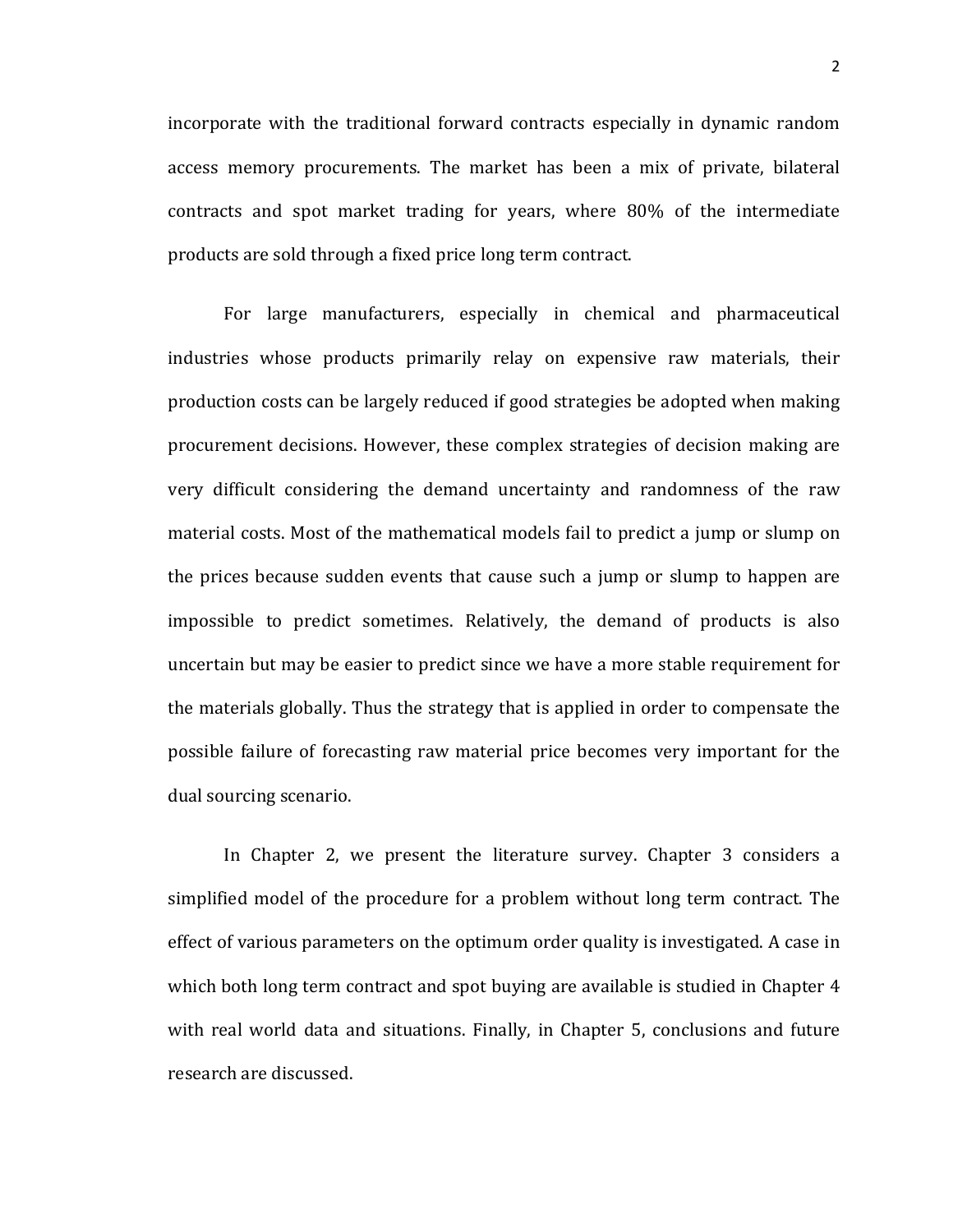incorporate with the traditional forward contracts especially in dynamic random access memory procurements. The market has been a mix of private, bilateral contracts and spot market trading for years, where 80% of the intermediate products are sold through a fixed price long term contract.

For large manufacturers, especially in chemical and pharmaceutical industries whose products primarily relay on expensive raw materials, their production costs can be largely reduced if good strategies be adopted when making procurement decisions. However, these complex strategies of decision making are very difficult considering the demand uncertainty and randomness of the raw material costs. Most of the mathematical models fail to predict a jump or slump on the prices because sudden events that cause such a jump or slump to happen are impossible to predict sometimes. Relatively, the demand of products is also uncertain but may be easier to predict since we have a more stable requirement for the materials globally. Thus the strategy that is applied in order to compensate the possible failure of forecasting raw material price becomes very important for the dual sourcing scenario.

In Chapter 2, we present the literature survey. Chapter 3 considers a simplified model of the procedure for a problem without long term contract. The effect of various parameters on the optimum order quality is investigated. A case in which both long term contract and spot buying are available is studied in Chapter 4 with real world data and situations. Finally, in Chapter 5, conclusions and future research are discussed.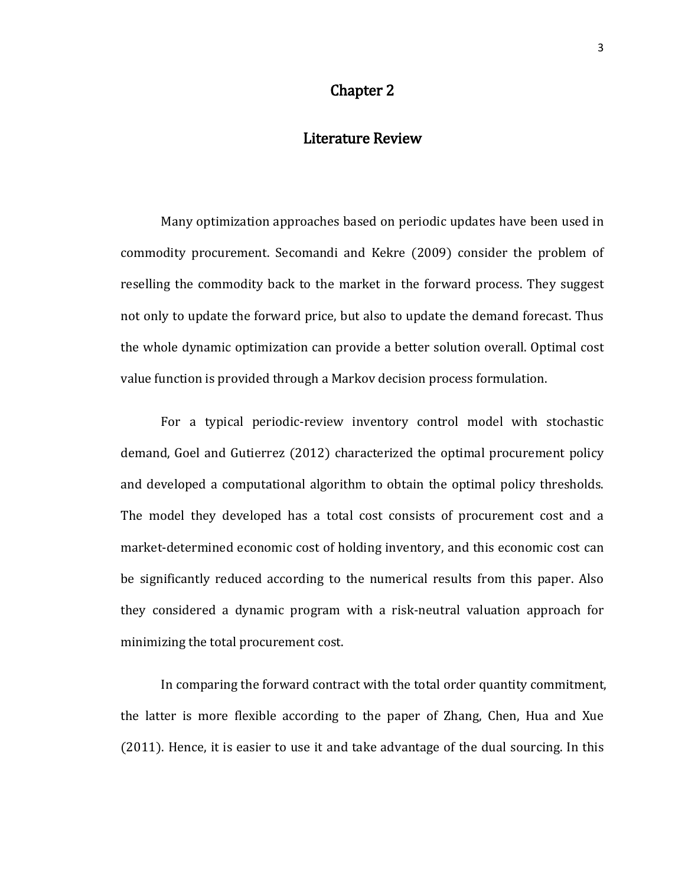# Chapter 2

## Literature Review

Many optimization approaches based on periodic updates have been used in commodity procurement. Secomandi and Kekre (2009) consider the problem of reselling the commodity back to the market in the forward process. They suggest not only to update the forward price, but also to update the demand forecast. Thus the whole dynamic optimization can provide a better solution overall. Optimal cost value function is provided through a Markov decision process formulation.

For a typical periodic-review inventory control model with stochastic demand, Goel and Gutierrez (2012) characterized the optimal procurement policy and developed a computational algorithm to obtain the optimal policy thresholds. The model they developed has a total cost consists of procurement cost and a market-determined economic cost of holding inventory, and this economic cost can be significantly reduced according to the numerical results from this paper. Also they considered a dynamic program with a risk-neutral valuation approach for minimizing the total procurement cost.

In comparing the forward contract with the total order quantity commitment, the latter is more flexible according to the paper of Zhang, Chen, Hua and Xue (2011). Hence, it is easier to use it and take advantage of the dual sourcing. In this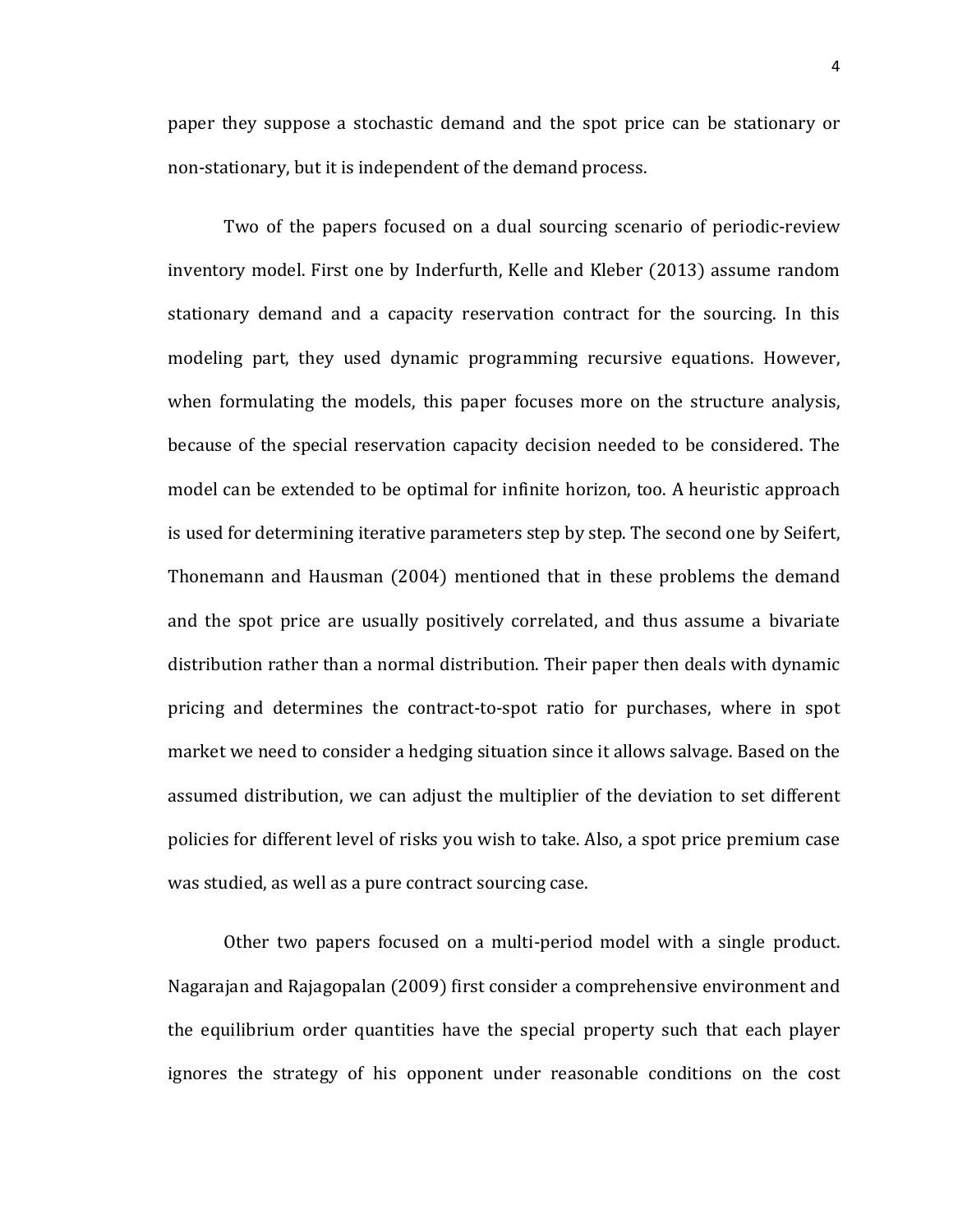paper they suppose a stochastic demand and the spot price can be stationary or non-stationary, but it is independent of the demand process.

Two of the papers focused on a dual sourcing scenario of periodic-review inventory model. First one by Inderfurth, Kelle and Kleber (2013) assume random stationary demand and a capacity reservation contract for the sourcing. In this modeling part, they used dynamic programming recursive equations. However, when formulating the models, this paper focuses more on the structure analysis, because of the special reservation capacity decision needed to be considered. The model can be extended to be optimal for infinite horizon, too. A heuristic approach is used for determining iterative parameters step by step. The second one by Seifert, Thonemann and Hausman (2004) mentioned that in these problems the demand and the spot price are usually positively correlated, and thus assume a bivariate distribution rather than a normal distribution. Their paper then deals with dynamic pricing and determines the contract-to-spot ratio for purchases, where in spot market we need to consider a hedging situation since it allows salvage. Based on the assumed distribution, we can adjust the multiplier of the deviation to set different policies for different level of risks you wish to take. Also, a spot price premium case was studied, as well as a pure contract sourcing case.

Other two papers focused on a multi-period model with a single product. Nagarajan and Rajagopalan (2009) first consider a comprehensive environment and the equilibrium order quantities have the special property such that each player ignores the strategy of his opponent under reasonable conditions on the cost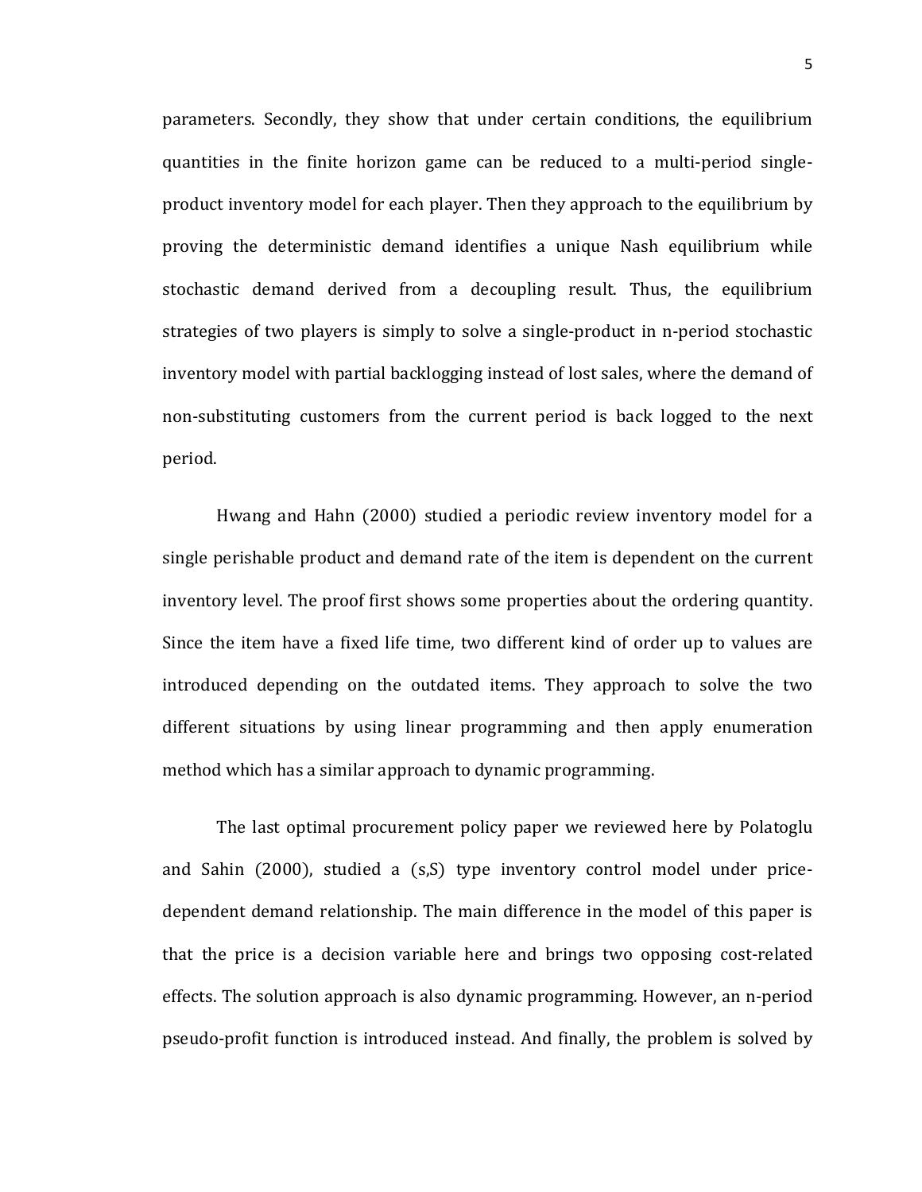parameters. Secondly, they show that under certain conditions, the equilibrium quantities in the finite horizon game can be reduced to a multi-period single-product inventory model for each player. Then they approach to the equilibrium by proving the deterministic demand identifies a unique Nash equilibrium while stochastic demand derived from a decoupling result. Thus, the equilibrium strategies of two players is simply to solve a single-product in n-period stochastic inventory model with partial backlogging instead of lost sales, where the demand of non-substituting customers from the current period is back logged to the next period.

Hwang and Hahn (2000) studied a periodic review inventory model for a single perishable product and demand rate of the item is dependent on the current inventory level. The proof first shows some properties about the ordering quantity. Since the item have a fixed life time, two different kind of order up to values are introduced depending on the outdated items. They approach to solve the two different situations by using linear programming and then apply enumeration method which has a similar approach to dynamic programming.

The last optimal procurement policy paper we reviewed here by Polatoglu and Sahin (2000), studied a (s,S) type inventory control model under price-dependent demand relationship. The main difference in the model of this paper is that the price is a decision variable here and brings two opposing cost-related effects. The solution approach is also dynamic programming. However, an n-period pseudo-profit function is introduced instead. And finally, the problem is solved by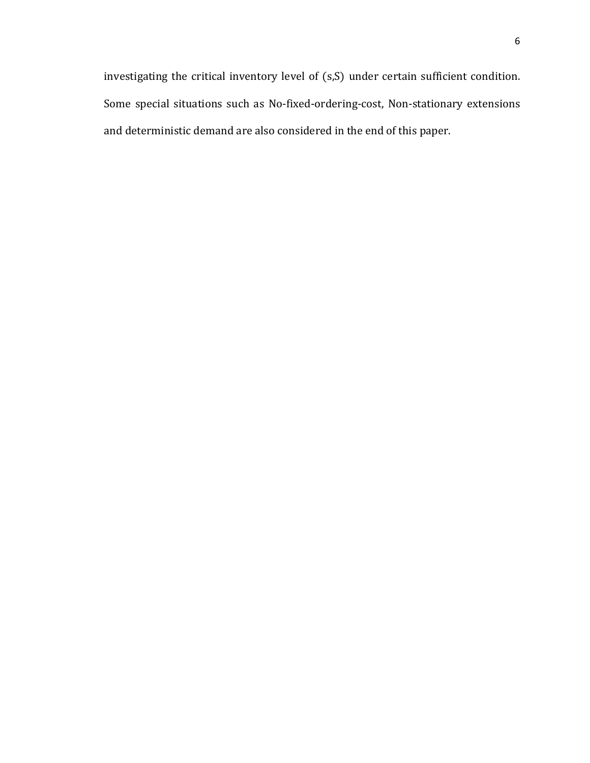investigating the critical inventory level of (s,S) under certain sufficient condition. Some special situations such as No-fixed-ordering-cost, Non-stationary extensions and deterministic demand are also considered in the end of this paper.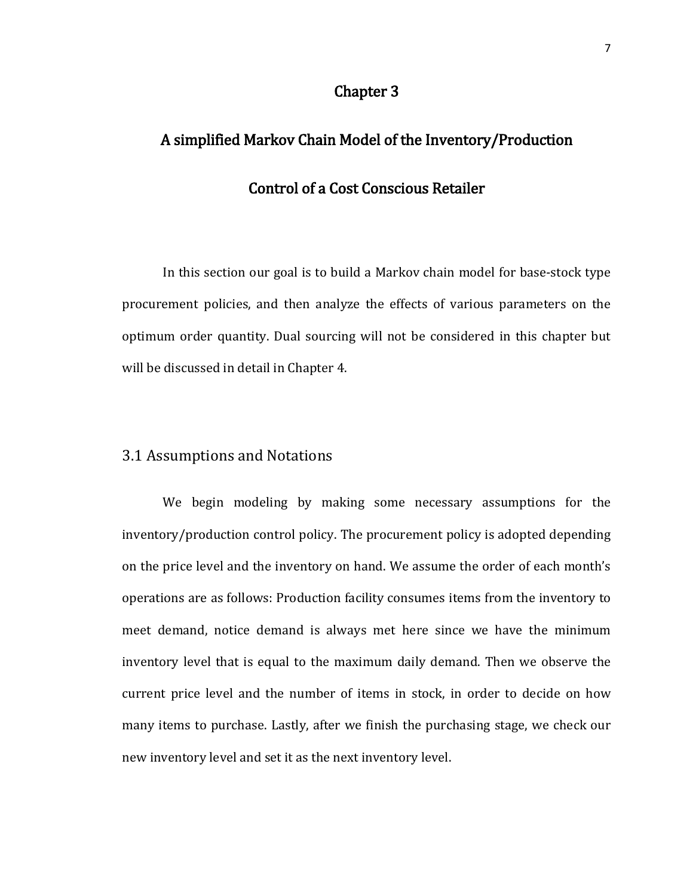# Chapter 3

# A simplified Markov Chain Model of the Inventory/Production Control of a Cost Conscious Retailer

In this section our goal is to build a Markov chain model for base-stock type procurement policies, and then analyze the effects of various parameters on the optimum order quantity. Dual sourcing will not be considered in this chapter but will be discussed in detail in Chapter 4.

## 3.1 Assumptions and Notations

We begin modeling by making some necessary assumptions for the inventory/production control policy. The procurement policy is adopted depending on the price level and the inventory on hand. We assume the order of each month's operations are as follows: Production facility consumes items from the inventory to meet demand, notice demand is always met here since we have the minimum inventory level that is equal to the maximum daily demand. Then we observe the current price level and the number of items in stock, in order to decide on how many items to purchase. Lastly, after we finish the purchasing stage, we check our new inventory level and set it as the next inventory level.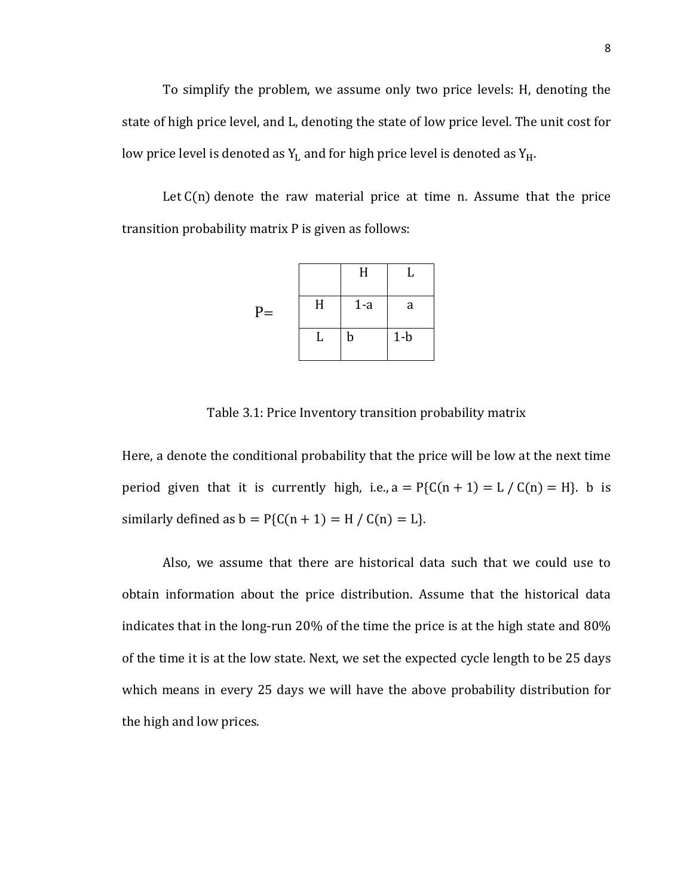To simplify the problem, we assume only two price levels: H, denoting the state of high price level, and L, denoting the state of low price level. The unit cost for low price level is denoted as $Y_L$ and for high price level is denoted as $Y_H$.

Let $C(n)$ denote the raw material price at time n. Assume that the price transition probability matrix P is given as follows:

P=

| | H | L |
|---|---|---|
| H | 1-a | a |
| L | b | 1-b |

Table 3.1: Price Inventory transition probability matrix

Here, a denote the conditional probability that the price will be low at the next time period given that it is currently high, i.e., $a = P\{C(n+1) = L / C(n) = H\}$. b is similarly defined as $b = P\{C(n+1) = H / C(n) = L\}$.

Also, we assume that there are historical data such that we could use to obtain information about the price distribution. Assume that the historical data indicates that in the long-run 20% of the time the price is at the high state and 80% of the time it is at the low state. Next, we set the expected cycle length to be 25 days which means in every 25 days we will have the above probability distribution for the high and low prices.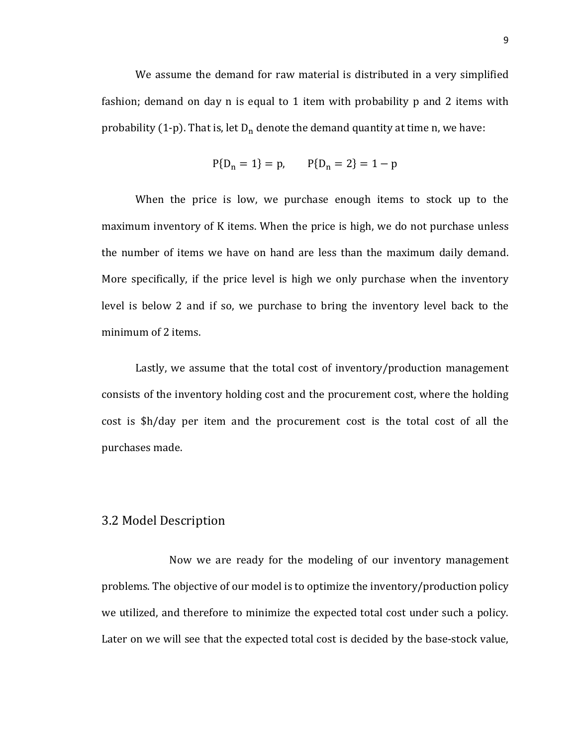We assume the demand for raw material is distributed in a very simplified fashion; demand on day n is equal to 1 item with probability p and 2 items with probability (1-p). That is, let $D_n$ denote the demand quantity at time n, we have:

$$P\{D_n = 1\} = p, \qquad P\{D_n = 2\} = 1 - p$$

When the price is low, we purchase enough items to stock up to the maximum inventory of K items. When the price is high, we do not purchase unless the number of items we have on hand are less than the maximum daily demand. More specifically, if the price level is high we only purchase when the inventory level is below 2 and if so, we purchase to bring the inventory level back to the minimum of 2 items.

Lastly, we assume that the total cost of inventory/production management consists of the inventory holding cost and the procurement cost, where the holding cost is $h/day per item and the procurement cost is the total cost of all the purchases made.

## 3.2 Model Description

Now we are ready for the modeling of our inventory management problems. The objective of our model is to optimize the inventory/production policy we utilized, and therefore to minimize the expected total cost under such a policy. Later on we will see that the expected total cost is decided by the base-stock value,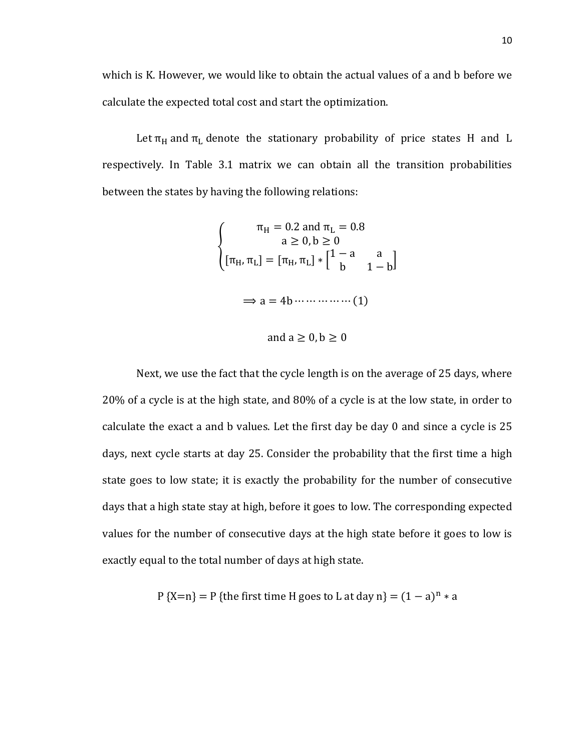which is K. However, we would like to obtain the actual values of a and b before we calculate the expected total cost and start the optimization.

Let $\pi_H$ and $\pi_L$ denote the stationary probability of price states H and L respectively. In Table 3.1 matrix we can obtain all the transition probabilities between the states by having the following relations:

$$\begin{cases} \pi_H = 0.2 \text{ and } \pi_L = 0.8 \\ a \geq 0, b \geq 0 \\ [\pi_H, \pi_L] = [\pi_H, \pi_L] * \begin{bmatrix} 1-a & a \\ b & 1-b \end{bmatrix} \end{cases}$$

$$\Rightarrow a = 4b \cdots\cdots\cdots\cdots\cdots (1)$$

$$\text{and } a \geq 0, b \geq 0$$

Next, we use the fact that the cycle length is on the average of 25 days, where 20% of a cycle is at the high state, and 80% of a cycle is at the low state, in order to calculate the exact a and b values. Let the first day be day 0 and since a cycle is 25 days, next cycle starts at day 25. Consider the probability that the first time a high state goes to low state; it is exactly the probability for the number of consecutive days that a high state stay at high, before it goes to low. The corresponding expected values for the number of consecutive days at the high state before it goes to low is exactly equal to the total number of days at high state.

$$P\{X=n\} = P\{\text{the first time H goes to L at day n}\} = (1-a)^n * a$$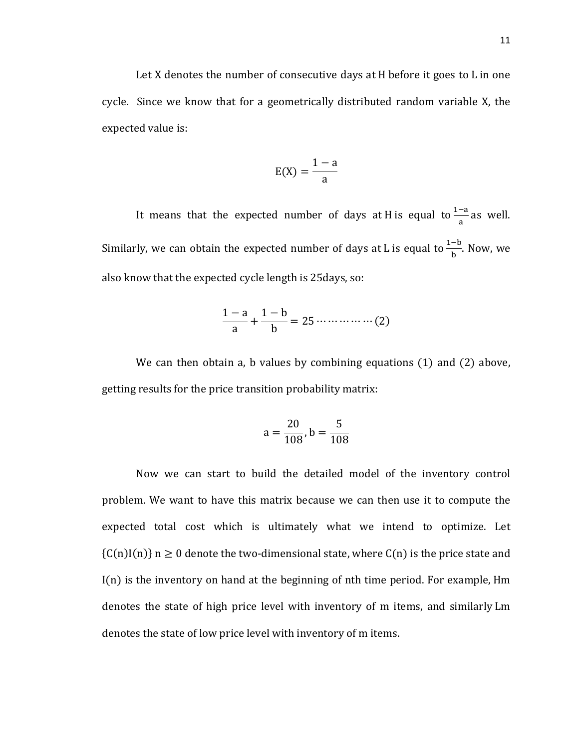Let X denotes the number of consecutive days at H before it goes to L in one cycle. Since we know that for a geometrically distributed random variable X, the expected value is:

$$E(X) = \frac{1 - a}{a}$$

It means that the expected number of days at H is equal to $\frac{1-a}{a}$ as well. Similarly, we can obtain the expected number of days at L is equal to $\frac{1-b}{b}$. Now, we also know that the expected cycle length is 25days, so:

$$\frac{1 - a}{a} + \frac{1 - b}{b} = 25 \cdots\cdots\cdots\cdots\cdots (2)$$

We can then obtain a, b values by combining equations (1) and (2) above, getting results for the price transition probability matrix:

$$a = \frac{20}{108}, b = \frac{5}{108}$$

Now we can start to build the detailed model of the inventory control problem. We want to have this matrix because we can then use it to compute the expected total cost which is ultimately what we intend to optimize. Let $\{C(n)I(n)\}\ n \geq 0$ denote the two-dimensional state, where C(n) is the price state and I(n) is the inventory on hand at the beginning of nth time period. For example, Hm denotes the state of high price level with inventory of m items, and similarly Lm denotes the state of low price level with inventory of m items.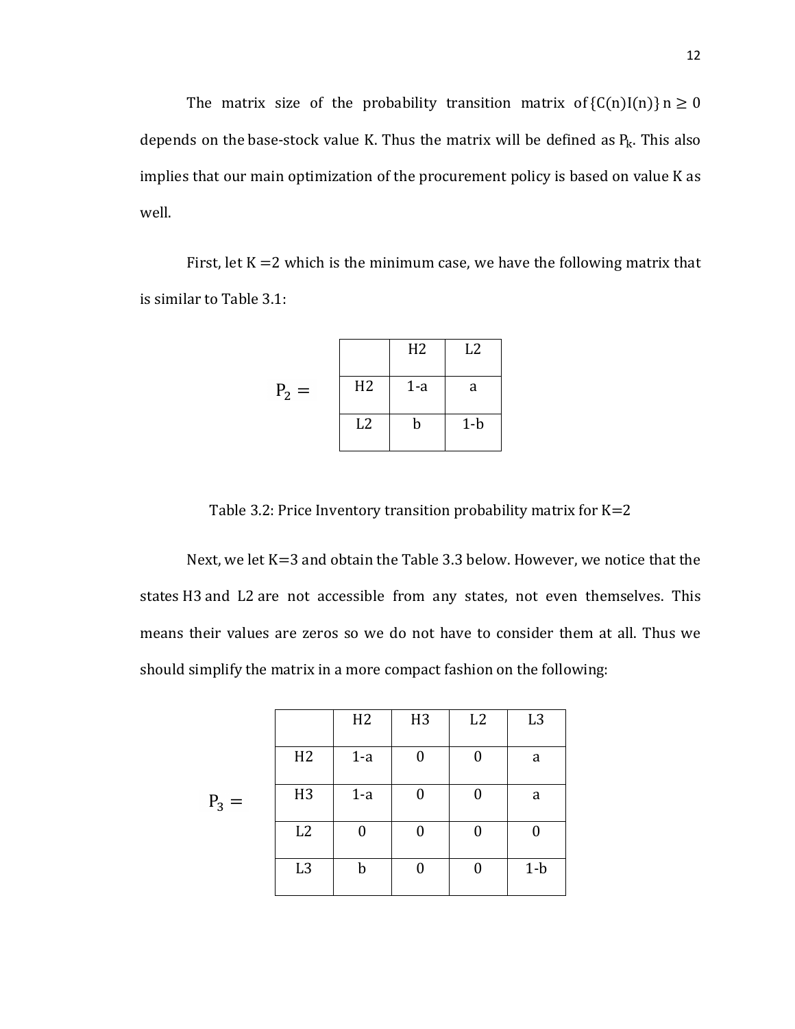The matrix size of the probability transition matrix of $\{C(n)I(n)\}\ n \geq 0$ depends on the base-stock value K. Thus the matrix will be defined as $P_k$. This also implies that our main optimization of the procurement policy is based on value K as well.

First, let K =2 which is the minimum case, we have the following matrix that is similar to Table 3.1:

$P_2 =$

| | H2 | L2 |
|---|---|---|
| H2 | 1-a | a |
| L2 | b | 1-b |

Table 3.2: Price Inventory transition probability matrix for K=2

Next, we let K=3 and obtain the Table 3.3 below. However, we notice that the states H3 and L2 are not accessible from any states, not even themselves. This means their values are zeros so we do not have to consider them at all. Thus we should simplify the matrix in a more compact fashion on the following:

$P_3 =$

| | H2 | H3 | L2 | L3 |
|---|---|---|---|---|
| H2 | 1-a | 0 | 0 | a |
| H3 | 1-a | 0 | 0 | a |
| L2 | 0 | 0 | 0 | 0 |
| L3 | b | 0 | 0 | 1-b |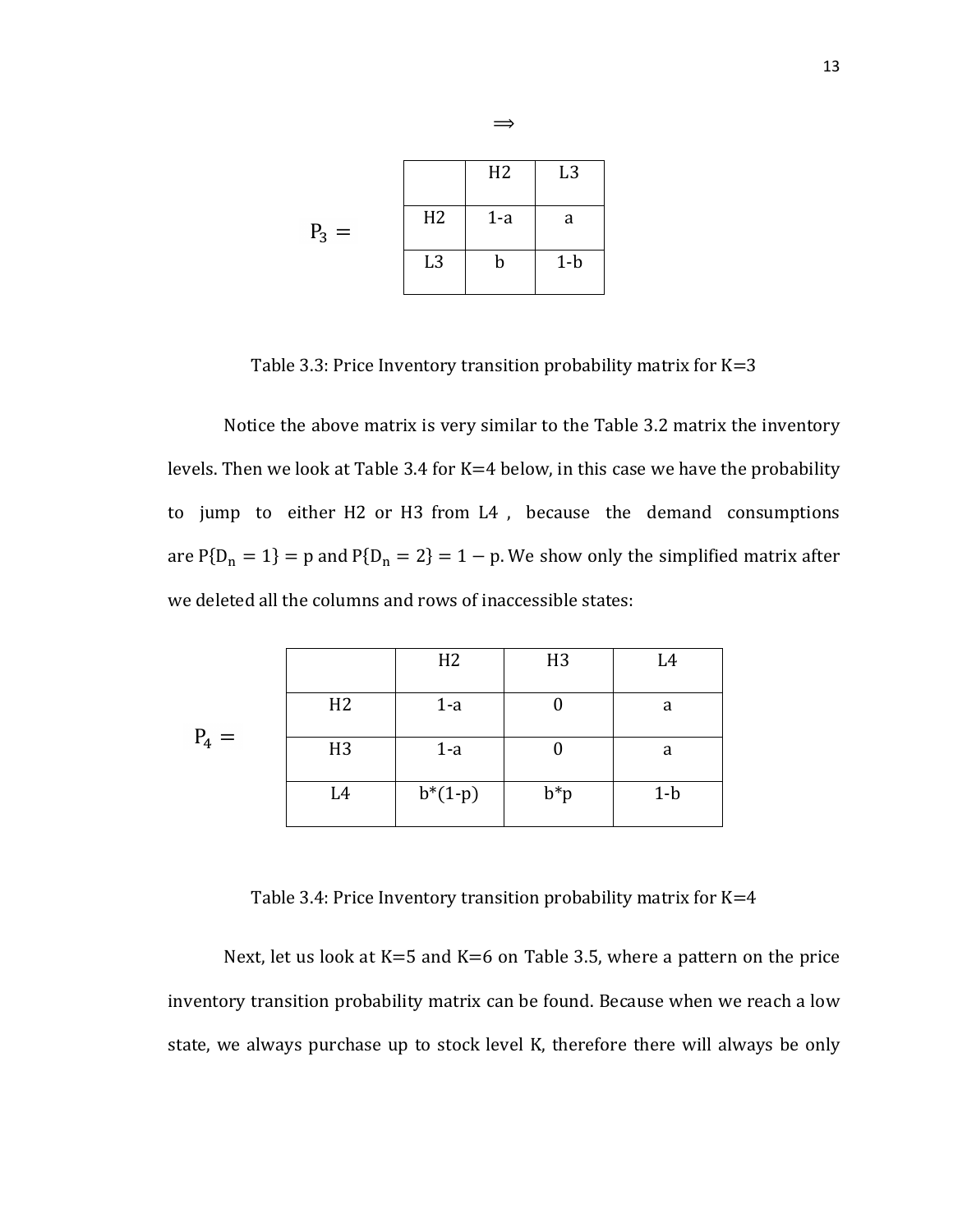$$\Longrightarrow$$

$P_3 =$

| | H2 | L3 |
|---|---|---|
| H2 | 1-a | a |
| L3 | b | 1-b |

Table 3.3: Price Inventory transition probability matrix for K=3

Notice the above matrix is very similar to the Table 3.2 matrix the inventory levels. Then we look at Table 3.4 for K=4 below, in this case we have the probability to jump to either H2 or H3 from L4 , because the demand consumptions are $P\{D_n = 1\} = p$ and $P\{D_n = 2\} = 1 - p$. We show only the simplified matrix after we deleted all the columns and rows of inaccessible states:

$P_4 =$

| | H2 | H3 | L4 |
|---|---|---|---|
| H2 | 1-a | 0 | a |
| H3 | 1-a | 0 | a |
| L4 | b*(1-p) | b*p | 1-b |

Table 3.4: Price Inventory transition probability matrix for K=4

Next, let us look at K=5 and K=6 on Table 3.5, where a pattern on the price inventory transition probability matrix can be found. Because when we reach a low state, we always purchase up to stock level K, therefore there will always be only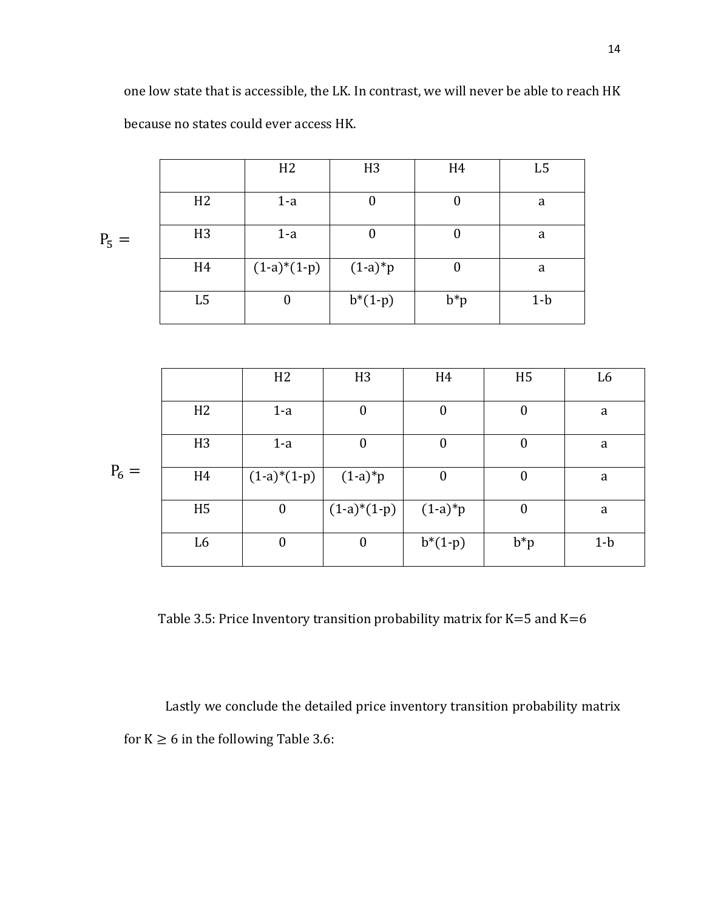one low state that is accessible, the LK. In contrast, we will never be able to reach HK because no states could ever access HK.

$P_5 =$

| | H2 | H3 | H4 | L5 |
|---|---|---|---|---|
| H2 | 1-a | 0 | 0 | a |
| H3 | 1-a | 0 | 0 | a |
| H4 | (1-a)*(1-p) | (1-a)*p | 0 | a |
| L5 | 0 | b*(1-p) | b*p | 1-b |

$P_6 =$

| | H2 | H3 | H4 | H5 | L6 |
|---|---|---|---|---|---|
| H2 | 1-a | 0 | 0 | 0 | a |
| H3 | 1-a | 0 | 0 | 0 | a |
| H4 | (1-a)*(1-p) | (1-a)*p | 0 | 0 | a |
| H5 | 0 | (1-a)*(1-p) | (1-a)*p | 0 | a |
| L6 | 0 | 0 | b*(1-p) | b*p | 1-b |

Table 3.5: Price Inventory transition probability matrix for K=5 and K=6

Lastly we conclude the detailed price inventory transition probability matrix for $K \geq 6$ in the following Table 3.6: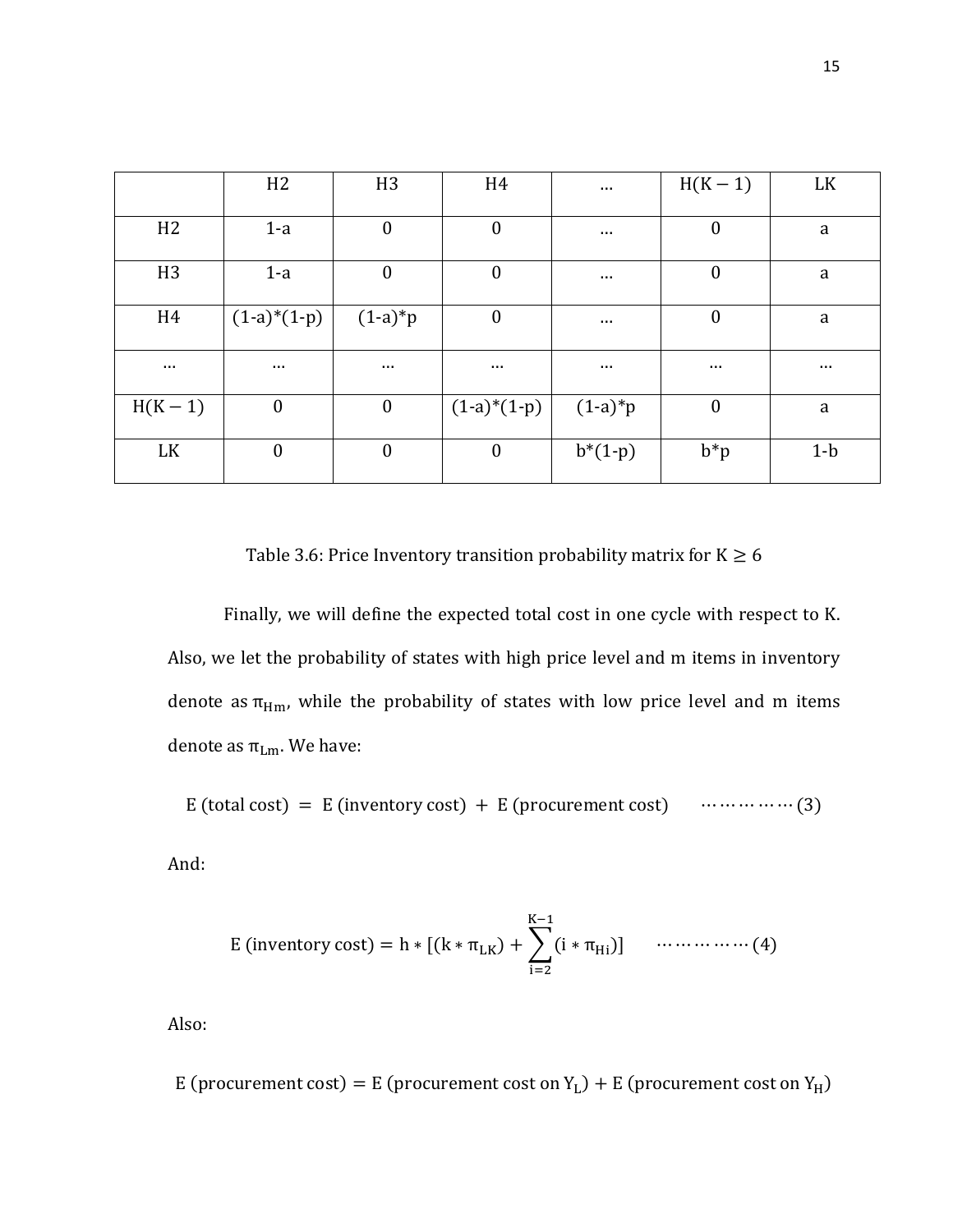| | H2 | H3 | H4 | … | H(K − 1) | LK |
|---|---|---|---|---|---|---|
| H2 | 1-a | 0 | 0 | … | 0 | a |
| H3 | 1-a | 0 | 0 | … | 0 | a |
| H4 | (1-a)*(1-p) | (1-a)*p | 0 | … | 0 | a |
| … | … | … | … | … | … | … |
| H(K − 1) | 0 | 0 | (1-a)*(1-p) | (1-a)*p | 0 | a |
| LK | 0 | 0 | 0 | b*(1-p) | b*p | 1-b |

Table 3.6: Price Inventory transition probability matrix for $K \geq 6$

Finally, we will define the expected total cost in one cycle with respect to K. Also, we let the probability of states with high price level and m items in inventory denote as $\pi_{Hm}$, while the probability of states with low price level and m items denote as $\pi_{Lm}$. We have:

$$E\text{ (total cost)} = E\text{ (inventory cost)} + E\text{ (procurement cost)} \quad \cdots\cdots\cdots\cdots\cdots (3)$$

And:

$$E\text{ (inventory cost)} = h * [(k * \pi_{LK}) + \sum_{i=2}^{K-1} (i * \pi_{Hi})] \quad \cdots\cdots\cdots\cdots\cdots (4)$$

Also:

$$E\text{ (procurement cost)} = E\text{ (procurement cost on } Y_L) + E\text{ (procurement cost on } Y_H)$$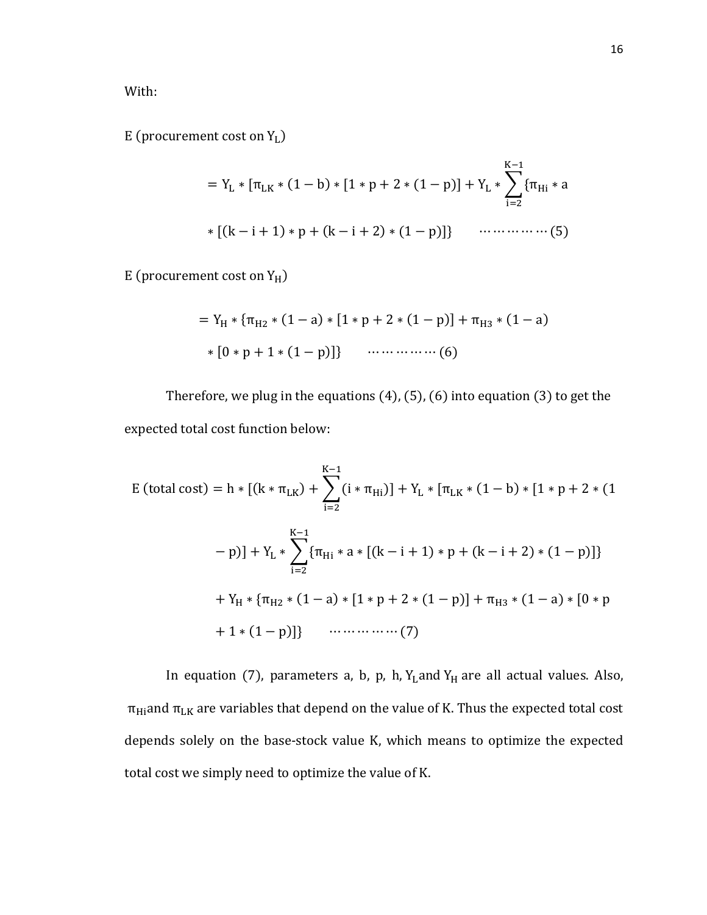With:

E (procurement cost on $Y_L$)

$$= Y_L * [\pi_{LK} * (1 - b) * [1 * p + 2 * (1 - p)] + Y_L * \sum_{i=2}^{K-1} \{\pi_{Hi} * a * [(k - i + 1) * p + (k - i + 2) * (1 - p)]\} \quad \cdots\cdots\cdots\cdots\cdots (5)$$

E (procurement cost on $Y_H$)

$$= Y_H * \{\pi_{H2} * (1 - a) * [1 * p + 2 * (1 - p)] + \pi_{H3} * (1 - a) * [0 * p + 1 * (1 - p)]\} \quad \cdots\cdots\cdots\cdots\cdots (6)$$

Therefore, we plug in the equations (4), (5), (6) into equation (3) to get the expected total cost function below:

$$\text{E (total cost)} = h * [(k * \pi_{LK}) + \sum_{i=2}^{K-1} (i * \pi_{Hi})] + Y_L * [\pi_{LK} * (1 - b) * [1 * p + 2 * (1 - p)] + Y_L * \sum_{i=2}^{K-1} \{\pi_{Hi} * a * [(k - i + 1) * p + (k - i + 2) * (1 - p)]\} + Y_H * \{\pi_{H2} * (1 - a) * [1 * p + 2 * (1 - p)] + \pi_{H3} * (1 - a) * [0 * p + 1 * (1 - p)]\} \quad \cdots\cdots\cdots\cdots\cdots (7)$$

In equation (7), parameters a, b, p, h, $Y_L$ and $Y_H$ are all actual values. Also, $\pi_{Hi}$ and $\pi_{LK}$ are variables that depend on the value of K. Thus the expected total cost depends solely on the base-stock value K, which means to optimize the expected total cost we simply need to optimize the value of K.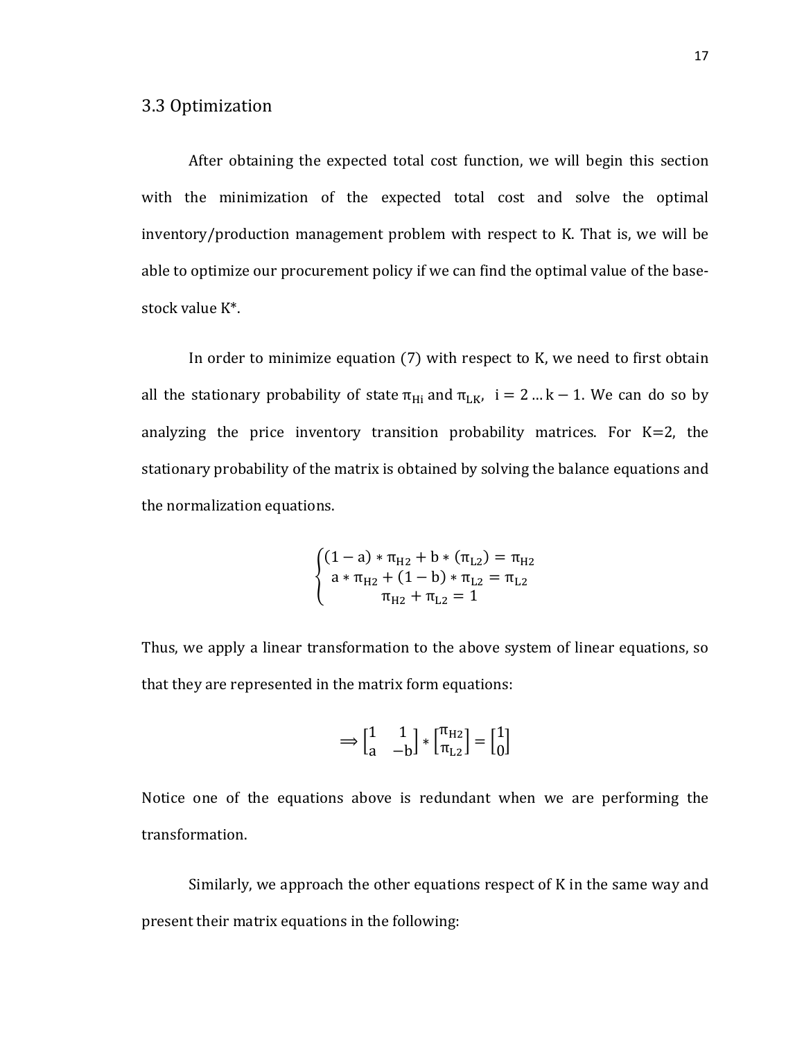## 3.3 Optimization

After obtaining the expected total cost function, we will begin this section with the minimization of the expected total cost and solve the optimal inventory/production management problem with respect to K. That is, we will be able to optimize our procurement policy if we can find the optimal value of the base-stock value K*.

In order to minimize equation (7) with respect to K, we need to first obtain all the stationary probability of state $\pi_{Hi}$ and $\pi_{LK}$, $i = 2 \ldots k-1$. We can do so by analyzing the price inventory transition probability matrices. For K=2, the stationary probability of the matrix is obtained by solving the balance equations and the normalization equations.

$$\begin{cases} (1-a) * \pi_{H2} + b * (\pi_{L2}) = \pi_{H2} \\ a * \pi_{H2} + (1-b) * \pi_{L2} = \pi_{L2} \\ \pi_{H2} + \pi_{L2} = 1 \end{cases}$$

Thus, we apply a linear transformation to the above system of linear equations, so that they are represented in the matrix form equations:

$$\Rightarrow \begin{bmatrix} 1 & 1 \\ a & -b \end{bmatrix} * \begin{bmatrix} \pi_{H2} \\ \pi_{L2} \end{bmatrix} = \begin{bmatrix} 1 \\ 0 \end{bmatrix}$$

Notice one of the equations above is redundant when we are performing the transformation.

Similarly, we approach the other equations respect of K in the same way and present their matrix equations in the following: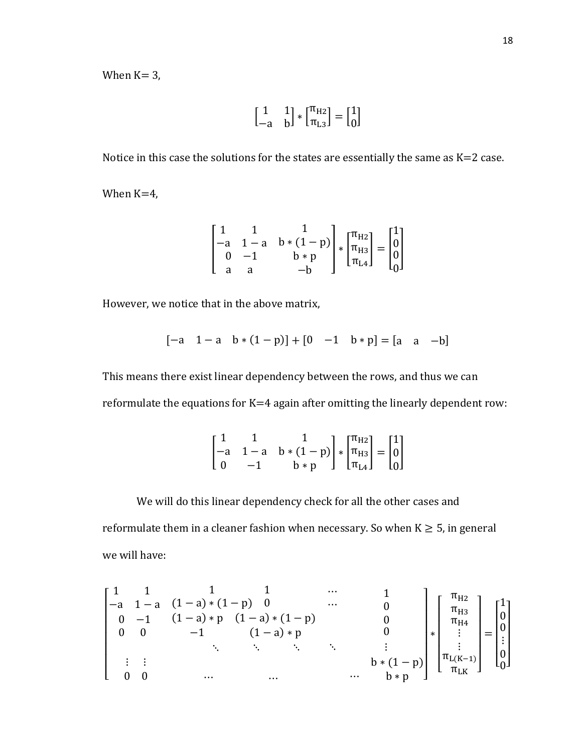When K= 3,

$$\begin{bmatrix} 1 & 1 \\ -a & b \end{bmatrix} * \begin{bmatrix} \pi_{H2} \\ \pi_{L3} \end{bmatrix} = \begin{bmatrix} 1 \\ 0 \end{bmatrix}$$

Notice in this case the solutions for the states are essentially the same as K=2 case.

When K=4,

$$\begin{bmatrix} 1 & 1 & 1 \\ -a & 1-a & b*(1-p) \\ 0 & -1 & b*p \\ a & a & -b \end{bmatrix} * \begin{bmatrix} \pi_{H2} \\ \pi_{H3} \\ \pi_{L4} \end{bmatrix} = \begin{bmatrix} 1 \\ 0 \\ 0 \\ 0 \end{bmatrix}$$

However, we notice that in the above matrix,

$$[-a \quad 1-a \quad b*(1-p)] + [0 \quad -1 \quad b*p] = [a \quad a \quad -b]$$

This means there exist linear dependency between the rows, and thus we can reformulate the equations for K=4 again after omitting the linearly dependent row:

$$\begin{bmatrix} 1 & 1 & 1 \\ -a & 1-a & b*(1-p) \\ 0 & -1 & b*p \end{bmatrix} * \begin{bmatrix} \pi_{H2} \\ \pi_{H3} \\ \pi_{L4} \end{bmatrix} = \begin{bmatrix} 1 \\ 0 \\ 0 \end{bmatrix}$$

We will do this linear dependency check for all the other cases and reformulate them in a cleaner fashion when necessary. So when $K \geq 5$, in general we will have:

$$\begin{bmatrix} 1 & 1 & 1 & 1 & \cdots & & 1 \\ -a & 1-a & (1-a)*(1-p) & 0 & \cdots & & 0 \\ 0 & -1 & (1-a)*p & (1-a)*(1-p) & & & 0 \\ 0 & 0 & -1 & (1-a)*p & & & 0 \\ & & \ddots & \ddots & \ddots & \ddots & \vdots \\ \vdots & \vdots & & & & & b*(1-p) \\ 0 & 0 & \cdots & \cdots & & \cdots & b*p \end{bmatrix} * \begin{bmatrix} \pi_{H2} \\ \pi_{H3} \\ \pi_{H4} \\ \vdots \\ \vdots \\ \pi_{L(K-1)} \\ \pi_{LK} \end{bmatrix} = \begin{bmatrix} 1 \\ 0 \\ 0 \\ \vdots \\ 0 \\ 0 \end{bmatrix}$$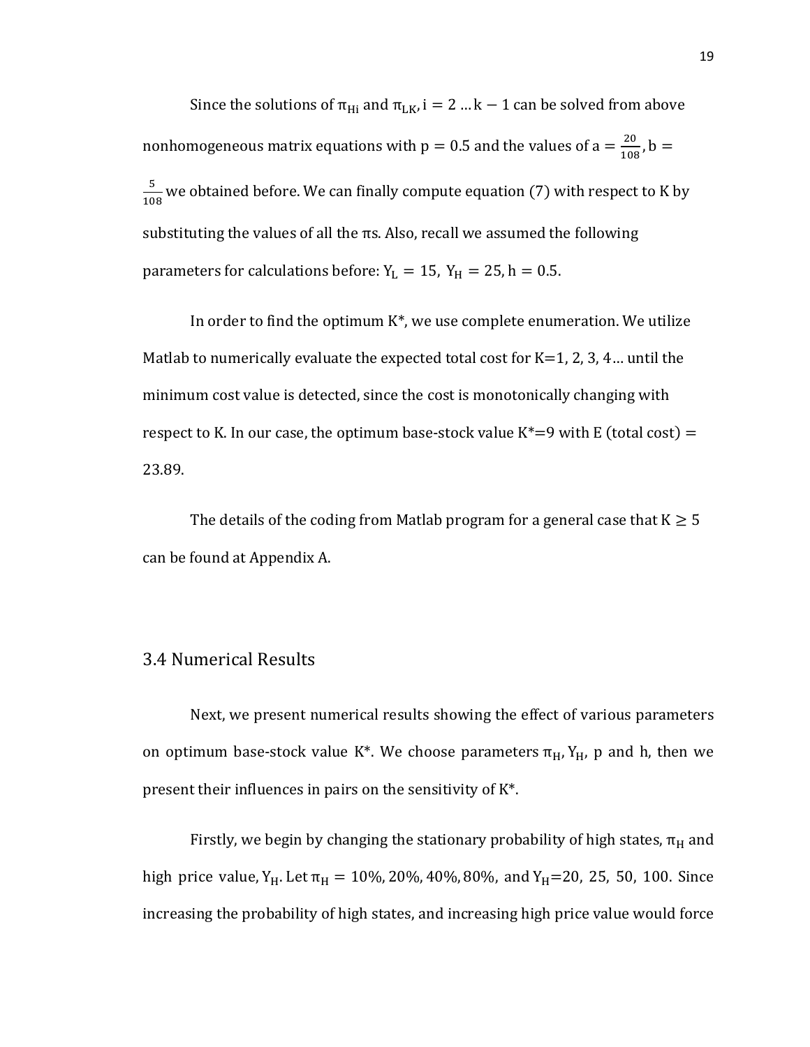Since the solutions of $\pi_{Hi}$ and $\pi_{LK}$, $i = 2 \ldots k - 1$ can be solved from above nonhomogeneous matrix equations with $p = 0.5$ and the values of $a = \frac{20}{108}$, $b = \frac{5}{108}$ we obtained before. We can finally compute equation (7) with respect to K by substituting the values of all the πs. Also, recall we assumed the following parameters for calculations before: $Y_L = 15$, $Y_H = 25$, $h = 0.5$.

In order to find the optimum K*, we use complete enumeration. We utilize Matlab to numerically evaluate the expected total cost for K=1, 2, 3, 4… until the minimum cost value is detected, since the cost is monotonically changing with respect to K. In our case, the optimum base-stock value K*=9 with E (total cost) = 23.89.

The details of the coding from Matlab program for a general case that $K \geq 5$ can be found at Appendix A.

## 3.4 Numerical Results

Next, we present numerical results showing the effect of various parameters on optimum base-stock value K*. We choose parameters $\pi_H$, $Y_H$, p and h, then we present their influences in pairs on the sensitivity of K*.

Firstly, we begin by changing the stationary probability of high states, $\pi_H$ and high price value, $Y_H$. Let $\pi_H = 10\%, 20\%, 40\%, 80\%$, and $Y_H$=20, 25, 50, 100. Since increasing the probability of high states, and increasing high price value would force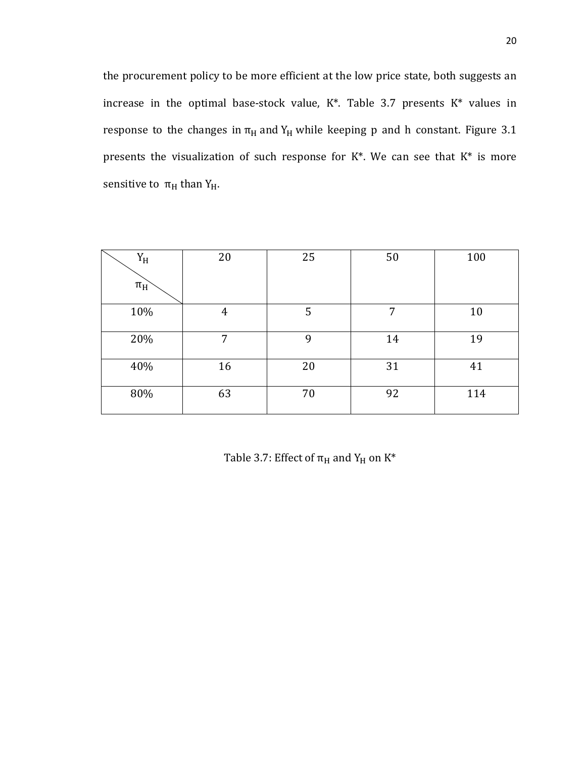the procurement policy to be more efficient at the low price state, both suggests an increase in the optimal base-stock value, K*. Table 3.7 presents K* values in response to the changes in $\pi_H$ and $Y_H$ while keeping p and h constant. Figure 3.1 presents the visualization of such response for K*. We can see that K* is more sensitive to $\pi_H$ than $Y_H$.

| $Y_H$ / $\pi_H$ | 20 | 25 | 50 | 100 |
|---|---|---|---|---|
| 10% | 4 | 5 | 7 | 10 |
| 20% | 7 | 9 | 14 | 19 |
| 40% | 16 | 20 | 31 | 41 |
| 80% | 63 | 70 | 92 | 114 |

Table 3.7: Effect of $\pi_H$ and $Y_H$ on K*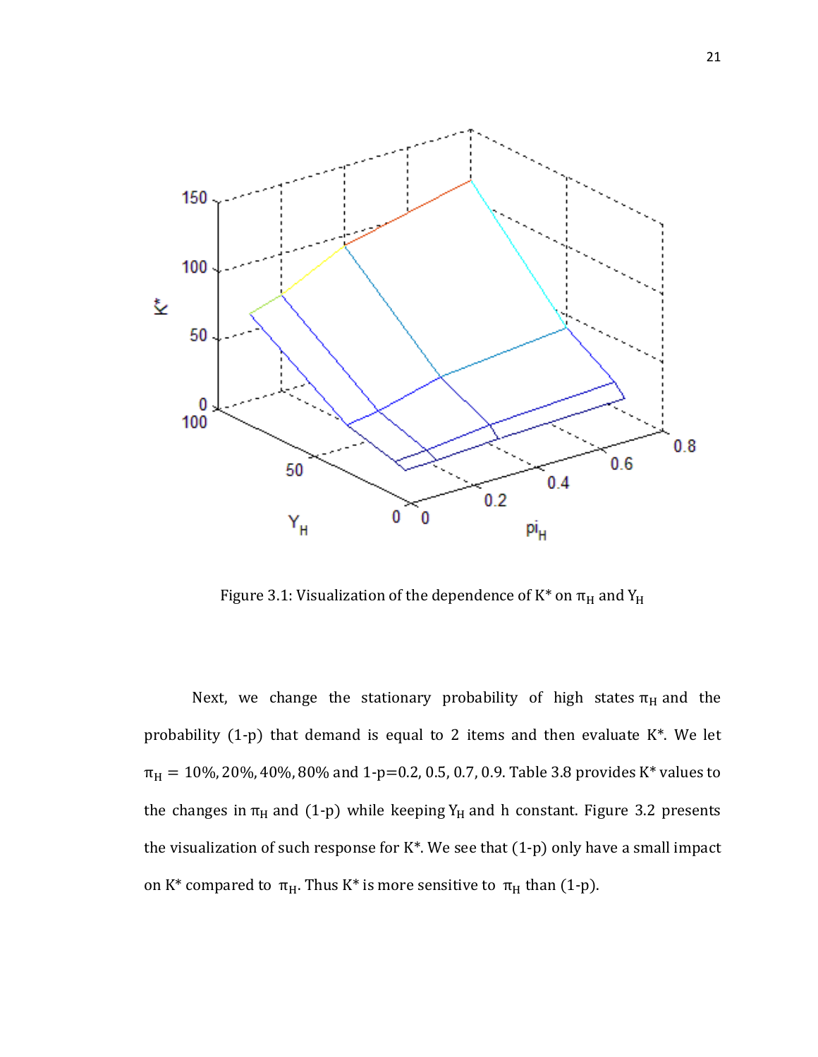Figure 3.1: Visualization of the dependence of K* on $\pi_H$ and $Y_H$

Next, we change the stationary probability of high states $\pi_H$ and the probability (1-p) that demand is equal to 2 items and then evaluate K*. We let $\pi_H = 10\%, 20\%, 40\%, 80\%$ and 1-p=0.2, 0.5, 0.7, 0.9. Table 3.8 provides K* values to the changes in $\pi_H$ and (1-p) while keeping $Y_H$ and h constant. Figure 3.2 presents the visualization of such response for K*. We see that (1-p) only have a small impact on K* compared to $\pi_H$. Thus K* is more sensitive to $\pi_H$ than (1-p).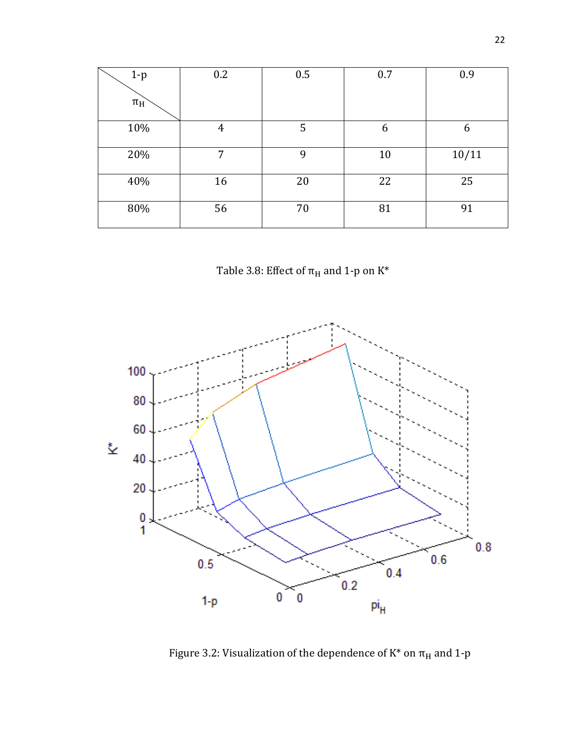| $1-p$ / $\pi_H$ | 0.2 | 0.5 | 0.7 | 0.9 |
|---|---|---|---|---|
| 10% | 4 | 5 | 6 | 6 |
| 20% | 7 | 9 | 10 | 10/11 |
| 40% | 16 | 20 | 22 | 25 |
| 80% | 56 | 70 | 81 | 91 |

Table 3.8: Effect of $\pi_H$ and 1-p on K*

Figure 3.2: Visualization of the dependence of K* on $\pi_H$ and 1-p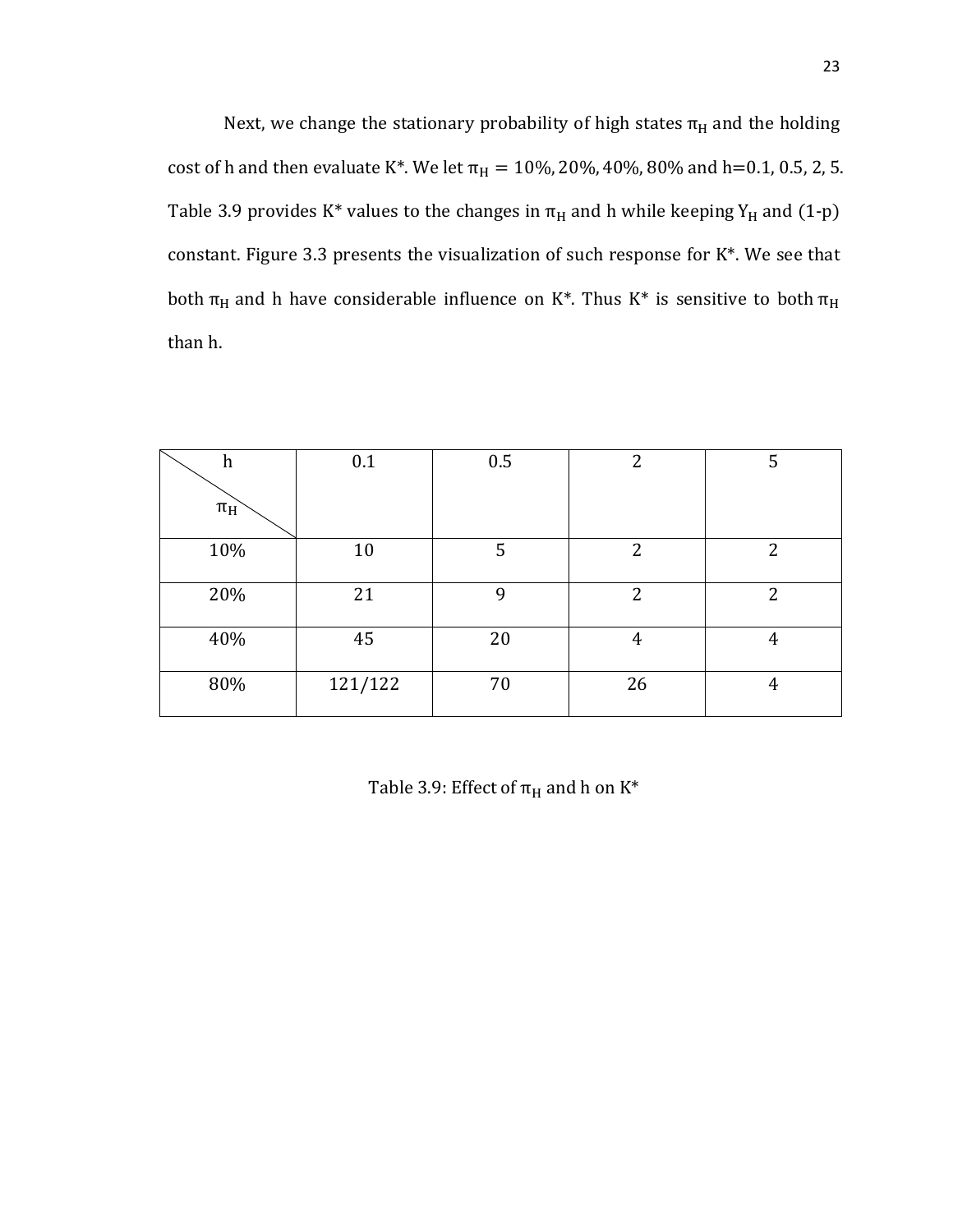Next, we change the stationary probability of high states $\pi_H$ and the holding cost of h and then evaluate K*. We let $\pi_H = 10\%, 20\%, 40\%, 80\%$ and h=0.1, 0.5, 2, 5. Table 3.9 provides K* values to the changes in $\pi_H$ and h while keeping $Y_H$ and (1-p) constant. Figure 3.3 presents the visualization of such response for K*. We see that both $\pi_H$ and h have considerable influence on K*. Thus K* is sensitive to both $\pi_H$ than h.

| h / $\pi_H$ | 0.1 | 0.5 | 2 | 5 |
|---|---|---|---|---|
| 10% | 10 | 5 | 2 | 2 |
| 20% | 21 | 9 | 2 | 2 |
| 40% | 45 | 20 | 4 | 4 |
| 80% | 121/122 | 70 | 26 | 4 |

Table 3.9: Effect of $\pi_H$ and h on K*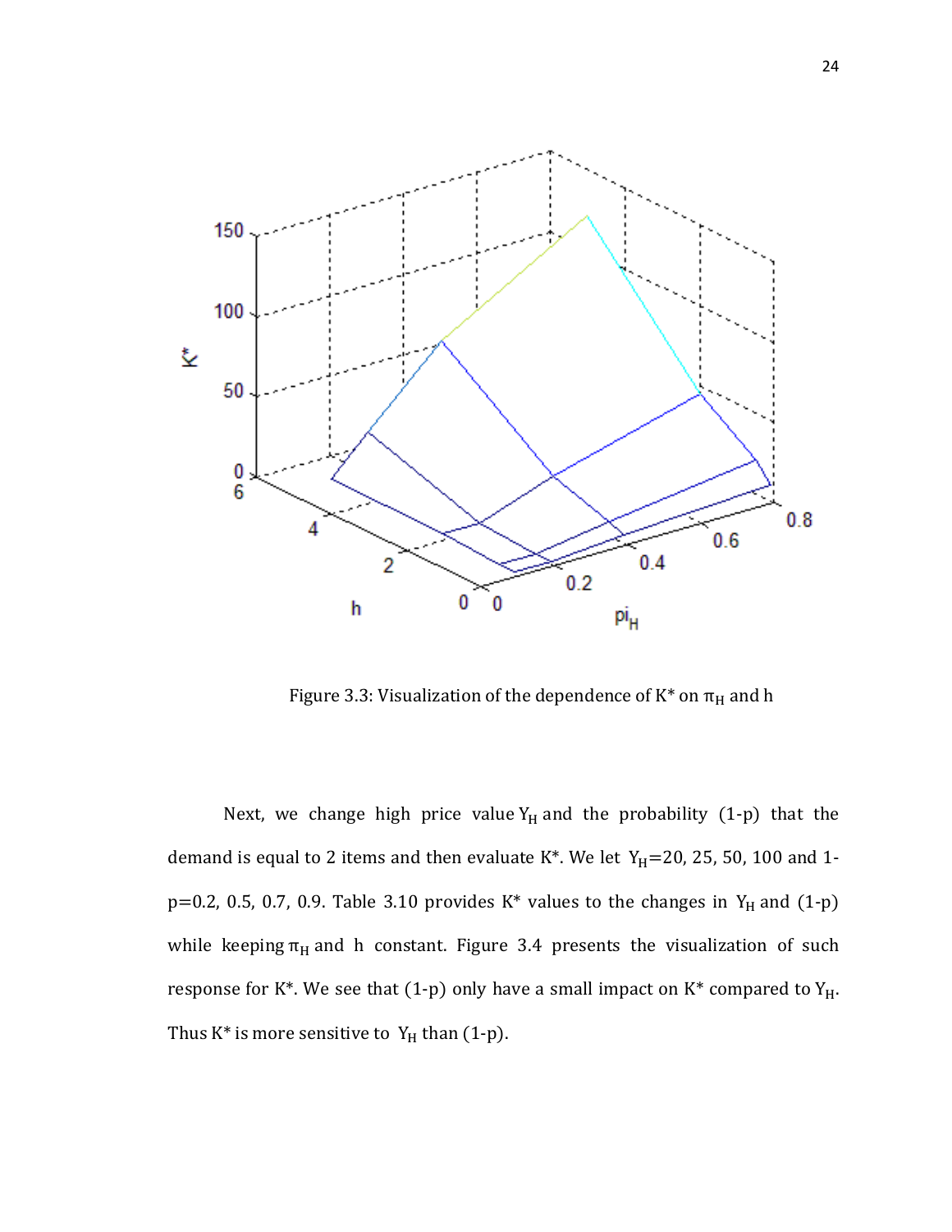Figure 3.3: Visualization of the dependence of K* on $\pi_H$ and h

Next, we change high price value $Y_H$ and the probability (1-p) that the demand is equal to 2 items and then evaluate K*. We let $Y_H$=20, 25, 50, 100 and 1-p=0.2, 0.5, 0.7, 0.9. Table 3.10 provides K* values to the changes in $Y_H$ and (1-p) while keeping $\pi_H$ and h constant. Figure 3.4 presents the visualization of such response for K*. We see that (1-p) only have a small impact on K* compared to $Y_H$. Thus K* is more sensitive to $Y_H$ than (1-p).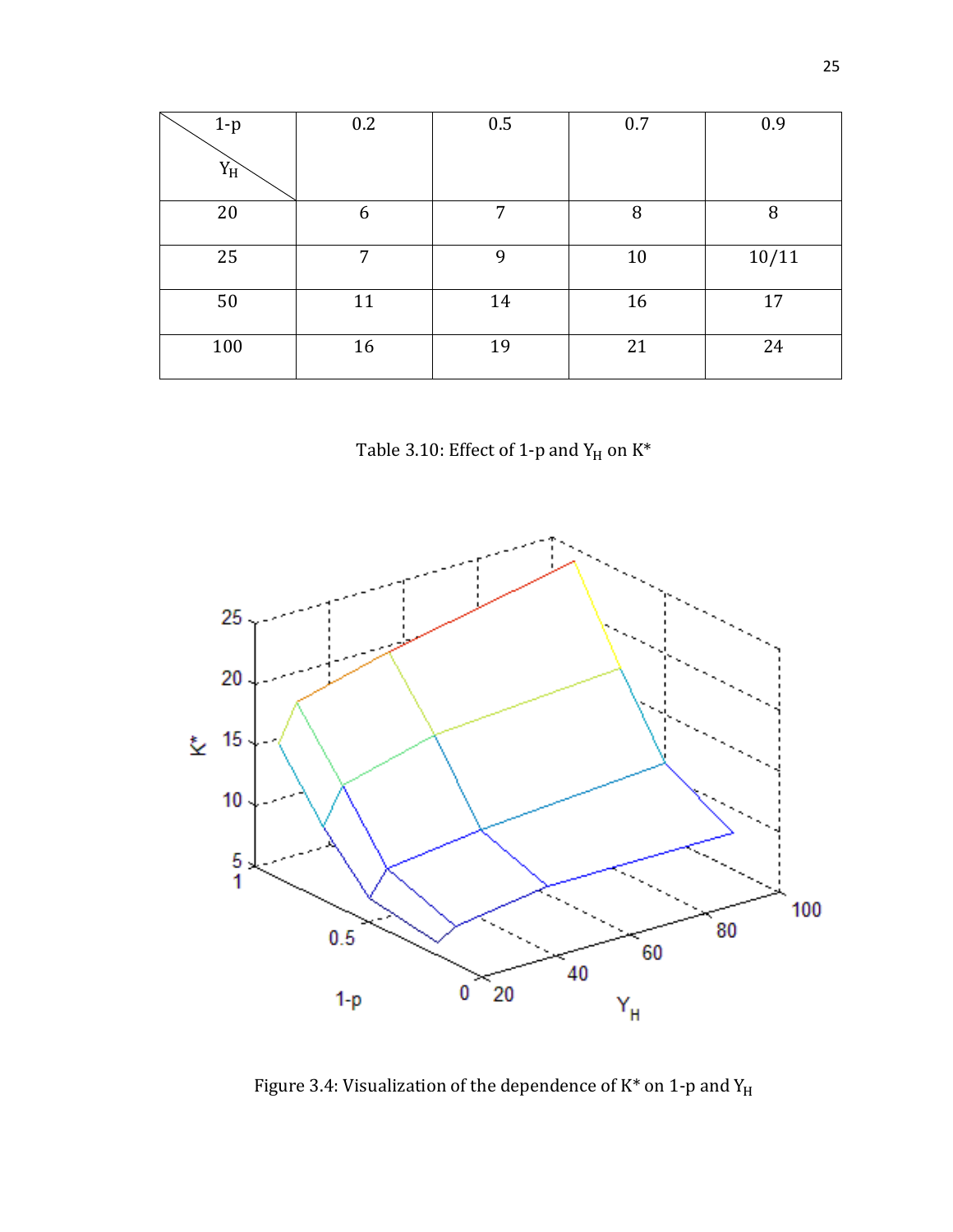| $1-p$ \ $Y_H$ | 0.2 | 0.5 | 0.7 | 0.9 |
|---|---|---|---|---|
| 20 | 6 | 7 | 8 | 8 |
| 25 | 7 | 9 | 10 | 10/11 |
| 50 | 11 | 14 | 16 | 17 |
| 100 | 16 | 19 | 21 | 24 |

Table 3.10: Effect of 1-p and $Y_H$ on K*

Figure 3.4: Visualization of the dependence of K* on 1-p and $Y_H$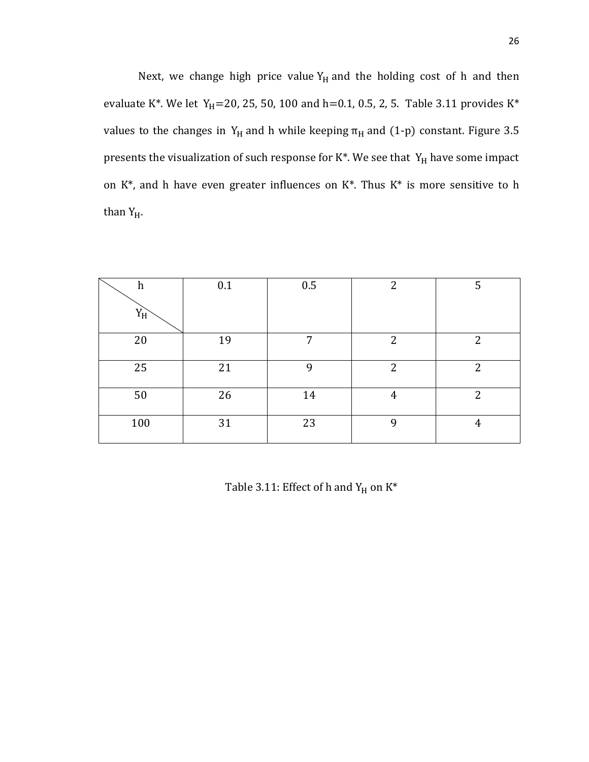Next, we change high price value $Y_H$ and the holding cost of h and then evaluate K*. We let $Y_H$=20, 25, 50, 100 and h=0.1, 0.5, 2, 5. Table 3.11 provides K* values to the changes in $Y_H$ and h while keeping $\pi_H$ and (1-p) constant. Figure 3.5 presents the visualization of such response for K*. We see that $Y_H$ have some impact on K*, and h have even greater influences on K*. Thus K* is more sensitive to h than $Y_H$.

| h / $Y_H$ | 0.1 | 0.5 | 2 | 5 |
|---|---|---|---|---|
| 20 | 19 | 7 | 2 | 2 |
| 25 | 21 | 9 | 2 | 2 |
| 50 | 26 | 14 | 4 | 2 |
| 100 | 31 | 23 | 9 | 4 |

Table 3.11: Effect of h and $Y_H$ on K*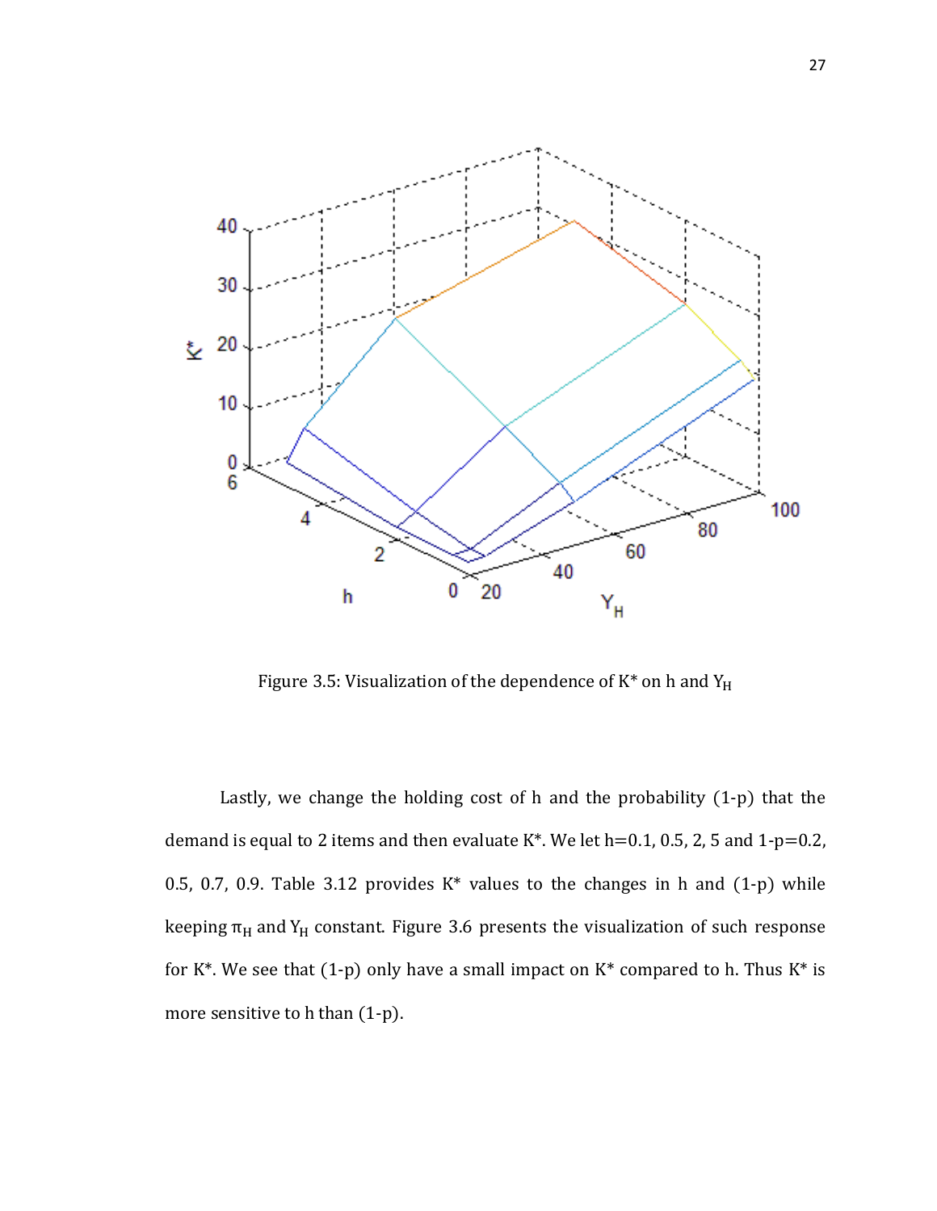Figure 3.5: Visualization of the dependence of K* on h and $Y_H$

Lastly, we change the holding cost of h and the probability (1-p) that the demand is equal to 2 items and then evaluate K*. We let h=0.1, 0.5, 2, 5 and 1-p=0.2, 0.5, 0.7, 0.9. Table 3.12 provides K* values to the changes in h and (1-p) while keeping $\pi_H$ and $Y_H$ constant. Figure 3.6 presents the visualization of such response for K*. We see that (1-p) only have a small impact on K* compared to h. Thus K* is more sensitive to h than (1-p).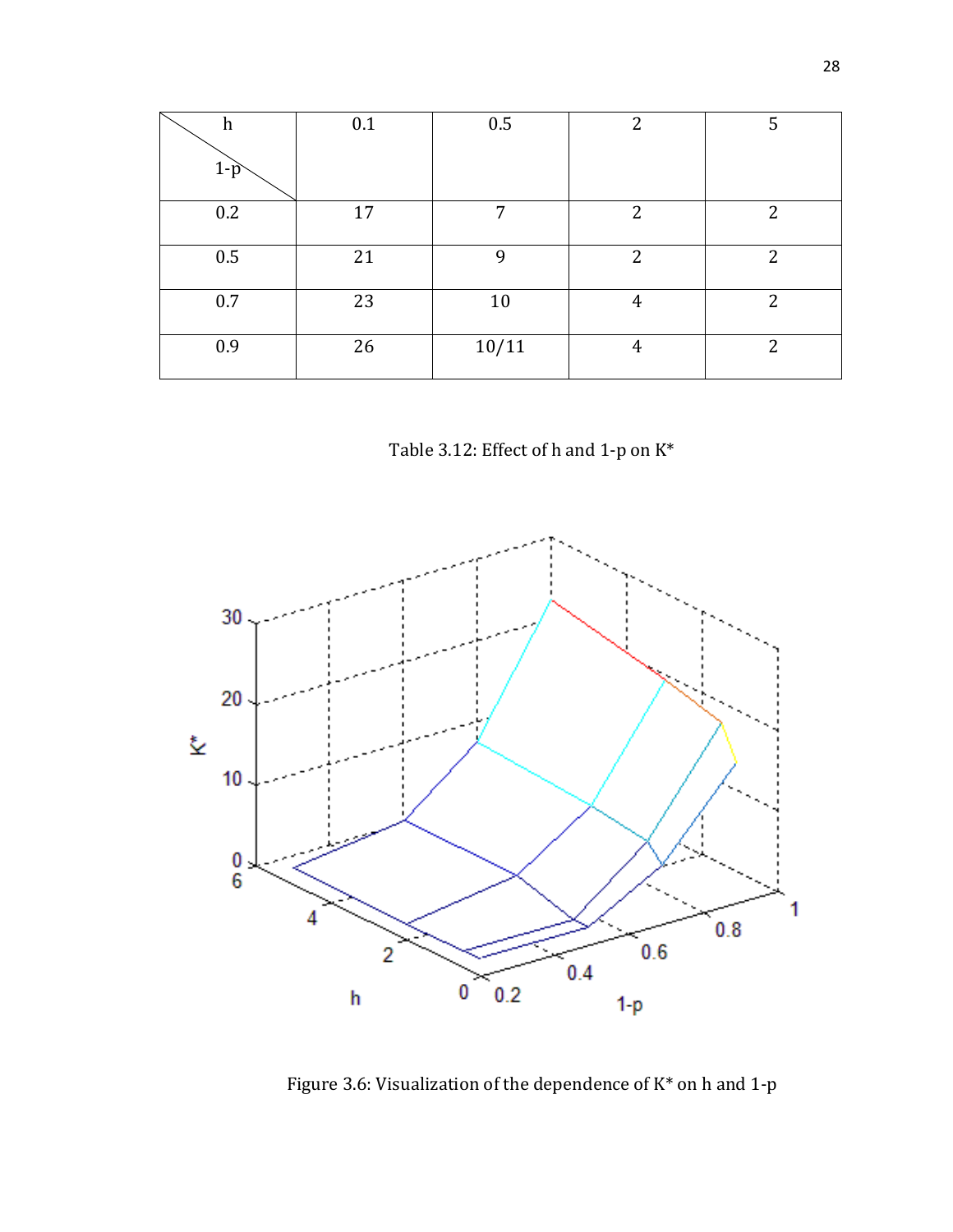| h / 1-p | 0.1 | 0.5 | 2 | 5 |
|---|---|---|---|---|
| 0.2 | 17 | 7 | 2 | 2 |
| 0.5 | 21 | 9 | 2 | 2 |
| 0.7 | 23 | 10 | 4 | 2 |
| 0.9 | 26 | 10/11 | 4 | 2 |

Table 3.12: Effect of h and 1-p on K*

Figure 3.6: Visualization of the dependence of K* on h and 1-p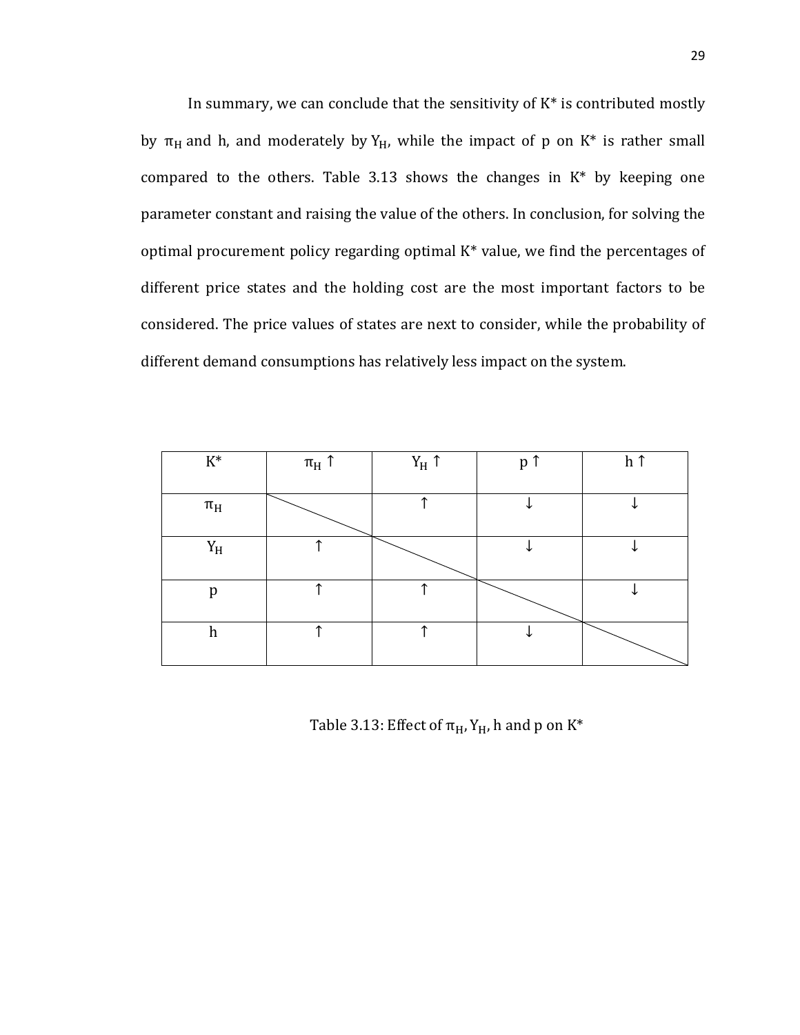In summary, we can conclude that the sensitivity of K* is contributed mostly by $\pi_H$ and h, and moderately by $Y_H$, while the impact of p on K* is rather small compared to the others. Table 3.13 shows the changes in K* by keeping one parameter constant and raising the value of the others. In conclusion, for solving the optimal procurement policy regarding optimal K* value, we find the percentages of different price states and the holding cost are the most important factors to be considered. The price values of states are next to consider, while the probability of different demand consumptions has relatively less impact on the system.

| K* | $\pi_H$ ↑ | $Y_H$ ↑ | p ↑ | h ↑ |
|---|---|---|---|---|
| $\pi_H$ | | ↑ | ↓ | ↓ |
| $Y_H$ | ↑ | | ↓ | ↓ |
| p | ↑ | ↑ | | ↓ |
| h | ↑ | ↑ | ↓ | |

Table 3.13: Effect of $\pi_H$, $Y_H$, h and p on K*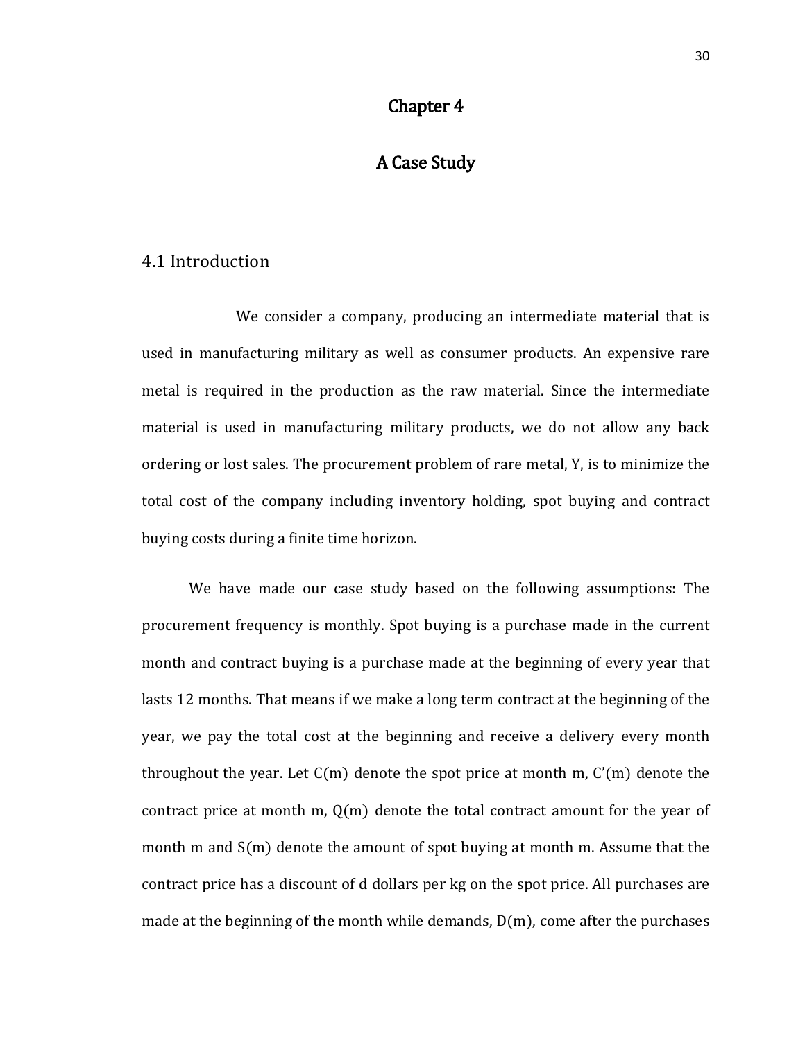# Chapter 4

# A Case Study

## 4.1 Introduction

We consider a company, producing an intermediate material that is used in manufacturing military as well as consumer products. An expensive rare metal is required in the production as the raw material. Since the intermediate material is used in manufacturing military products, we do not allow any back ordering or lost sales. The procurement problem of rare metal, Y, is to minimize the total cost of the company including inventory holding, spot buying and contract buying costs during a finite time horizon.

We have made our case study based on the following assumptions: The procurement frequency is monthly. Spot buying is a purchase made in the current month and contract buying is a purchase made at the beginning of every year that lasts 12 months. That means if we make a long term contract at the beginning of the year, we pay the total cost at the beginning and receive a delivery every month throughout the year. Let $C(m)$ denote the spot price at month m, $C'(m)$ denote the contract price at month m, $Q(m)$ denote the total contract amount for the year of month m and $S(m)$ denote the amount of spot buying at month m. Assume that the contract price has a discount of d dollars per kg on the spot price. All purchases are made at the beginning of the month while demands, $D(m)$, come after the purchases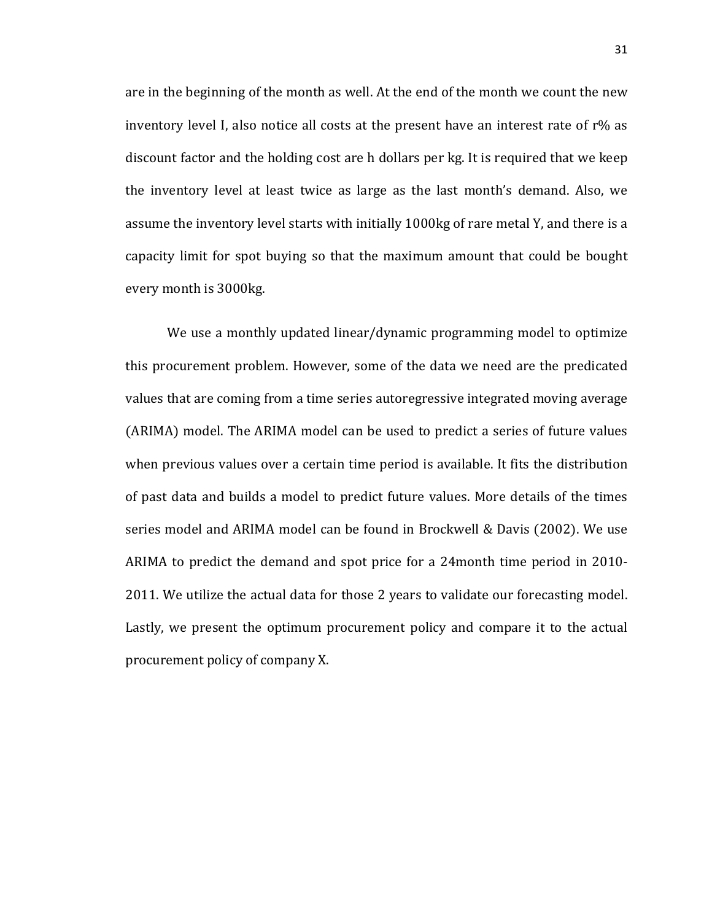are in the beginning of the month as well. At the end of the month we count the new inventory level I, also notice all costs at the present have an interest rate of r% as discount factor and the holding cost are h dollars per kg. It is required that we keep the inventory level at least twice as large as the last month's demand. Also, we assume the inventory level starts with initially 1000kg of rare metal Y, and there is a capacity limit for spot buying so that the maximum amount that could be bought every month is 3000kg.

We use a monthly updated linear/dynamic programming model to optimize this procurement problem. However, some of the data we need are the predicated values that are coming from a time series autoregressive integrated moving average (ARIMA) model. The ARIMA model can be used to predict a series of future values when previous values over a certain time period is available. It fits the distribution of past data and builds a model to predict future values. More details of the times series model and ARIMA model can be found in Brockwell & Davis (2002). We use ARIMA to predict the demand and spot price for a 24month time period in 2010-2011. We utilize the actual data for those 2 years to validate our forecasting model. Lastly, we present the optimum procurement policy and compare it to the actual procurement policy of company X.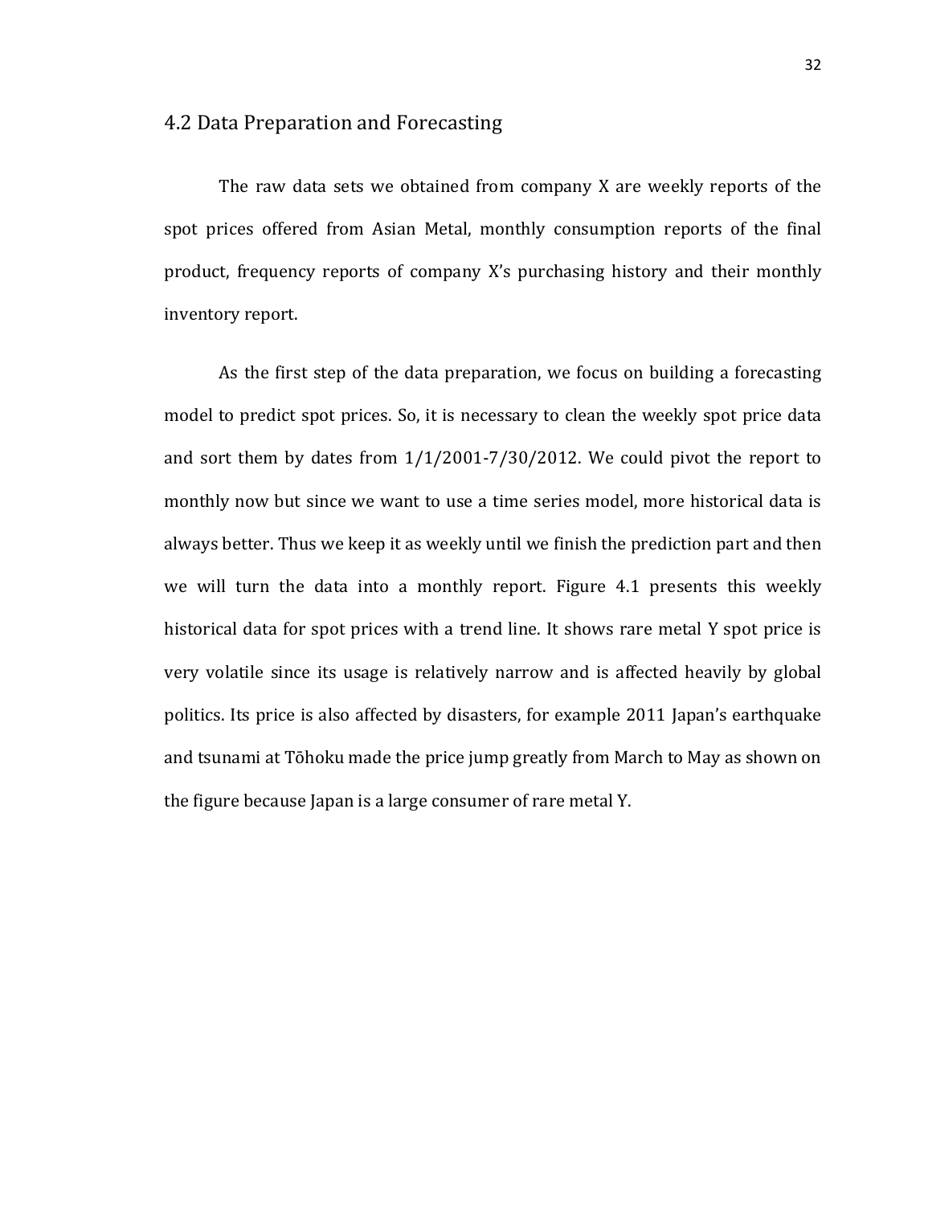## 4.2 Data Preparation and Forecasting

The raw data sets we obtained from company X are weekly reports of the spot prices offered from Asian Metal, monthly consumption reports of the final product, frequency reports of company X's purchasing history and their monthly inventory report.

As the first step of the data preparation, we focus on building a forecasting model to predict spot prices. So, it is necessary to clean the weekly spot price data and sort them by dates from 1/1/2001-7/30/2012. We could pivot the report to monthly now but since we want to use a time series model, more historical data is always better. Thus we keep it as weekly until we finish the prediction part and then we will turn the data into a monthly report. Figure 4.1 presents this weekly historical data for spot prices with a trend line. It shows rare metal Y spot price is very volatile since its usage is relatively narrow and is affected heavily by global politics. Its price is also affected by disasters, for example 2011 Japan's earthquake and tsunami at Tōhoku made the price jump greatly from March to May as shown on the figure because Japan is a large consumer of rare metal Y.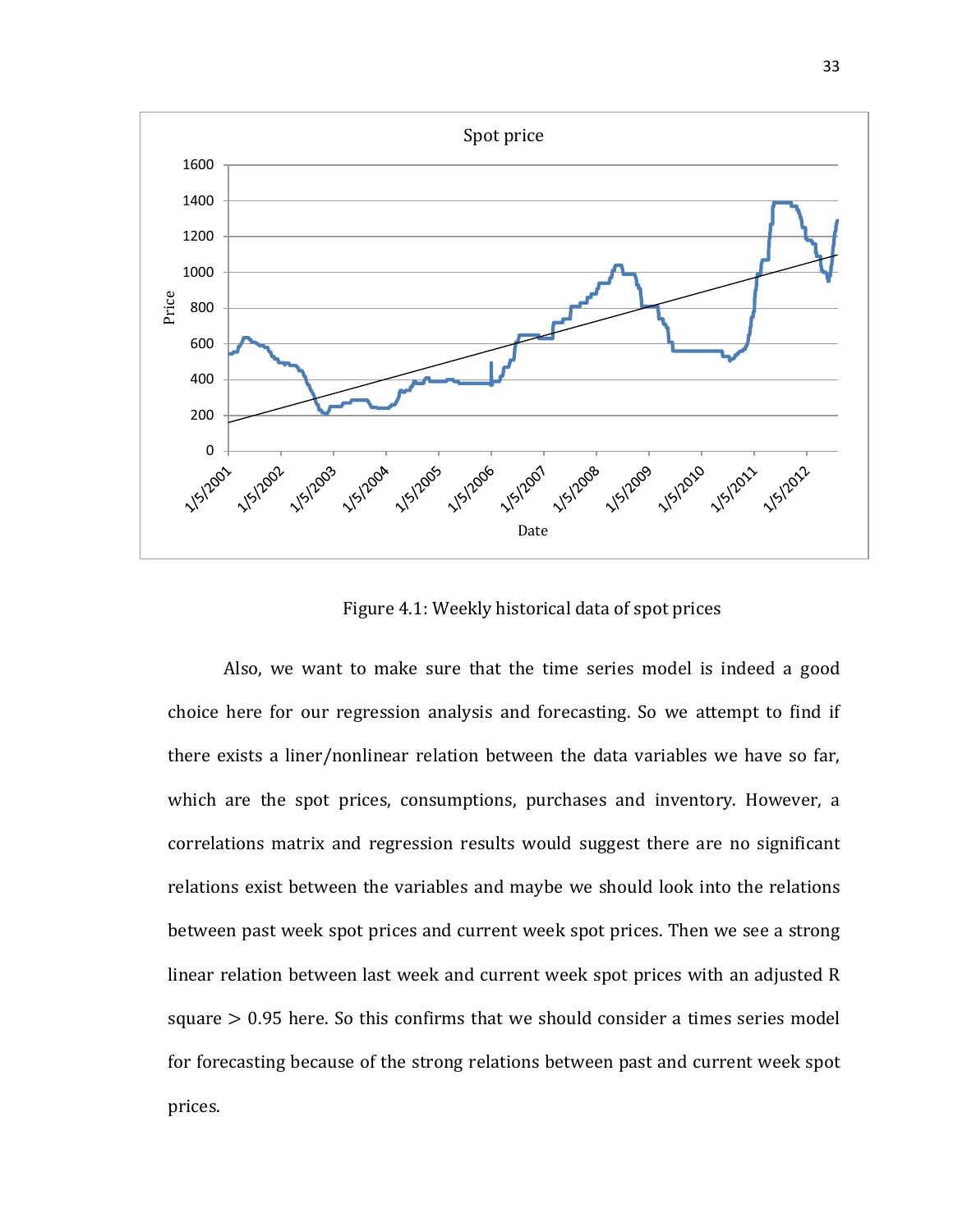Figure 4.1: Weekly historical data of spot prices

Also, we want to make sure that the time series model is indeed a good choice here for our regression analysis and forecasting. So we attempt to find if there exists a liner/nonlinear relation between the data variables we have so far, which are the spot prices, consumptions, purchases and inventory. However, a correlations matrix and regression results would suggest there are no significant relations exist between the variables and maybe we should look into the relations between past week spot prices and current week spot prices. Then we see a strong linear relation between last week and current week spot prices with an adjusted R square $> 0.95$ here. So this confirms that we should consider a times series model for forecasting because of the strong relations between past and current week spot prices.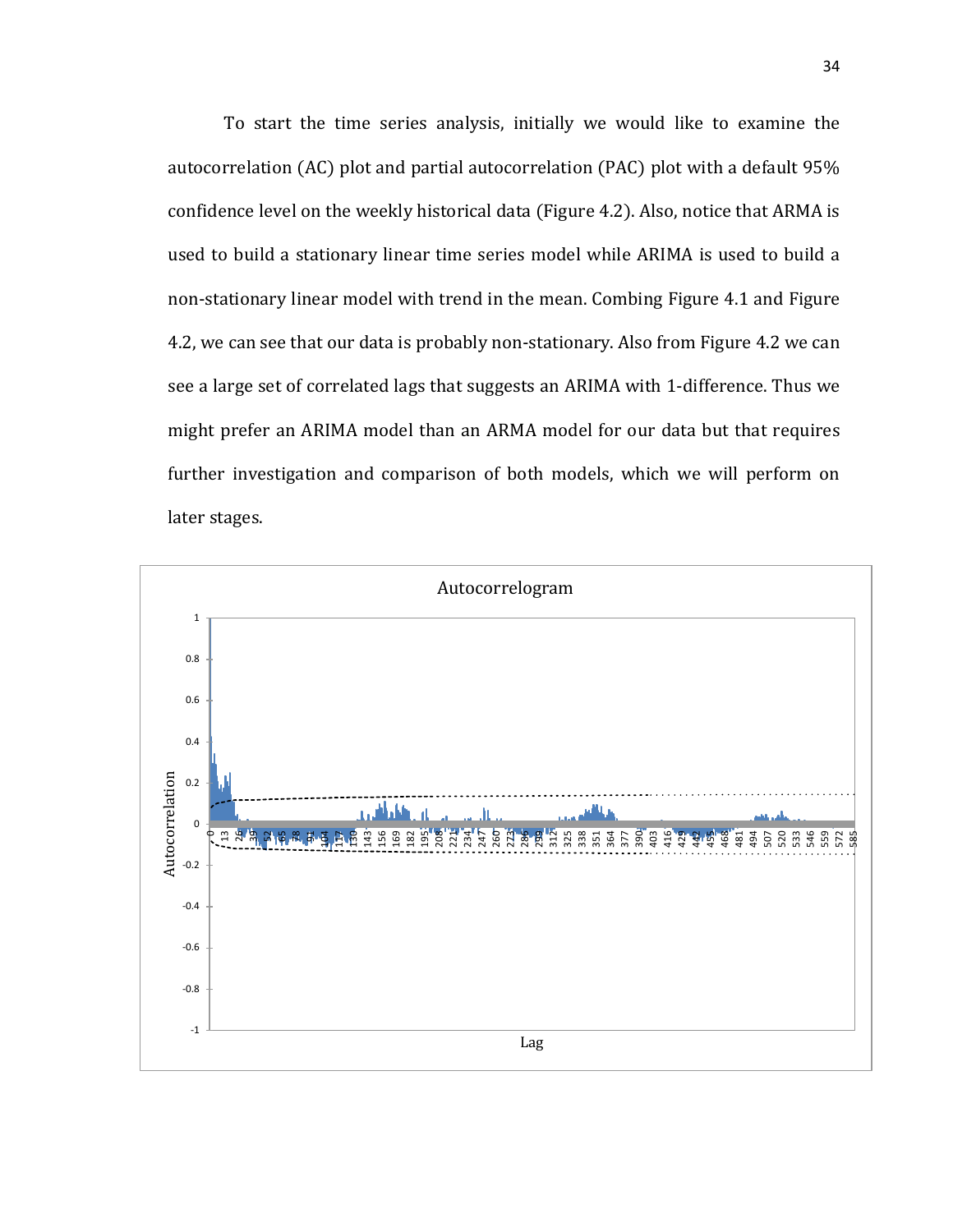To start the time series analysis, initially we would like to examine the autocorrelation (AC) plot and partial autocorrelation (PAC) plot with a default 95% confidence level on the weekly historical data (Figure 4.2). Also, notice that ARMA is used to build a stationary linear time series model while ARIMA is used to build a non-stationary linear model with trend in the mean. Combing Figure 4.1 and Figure 4.2, we can see that our data is probably non-stationary. Also from Figure 4.2 we can see a large set of correlated lags that suggests an ARIMA with 1-difference. Thus we might prefer an ARIMA model than an ARMA model for our data but that requires further investigation and comparison of both models, which we will perform on later stages.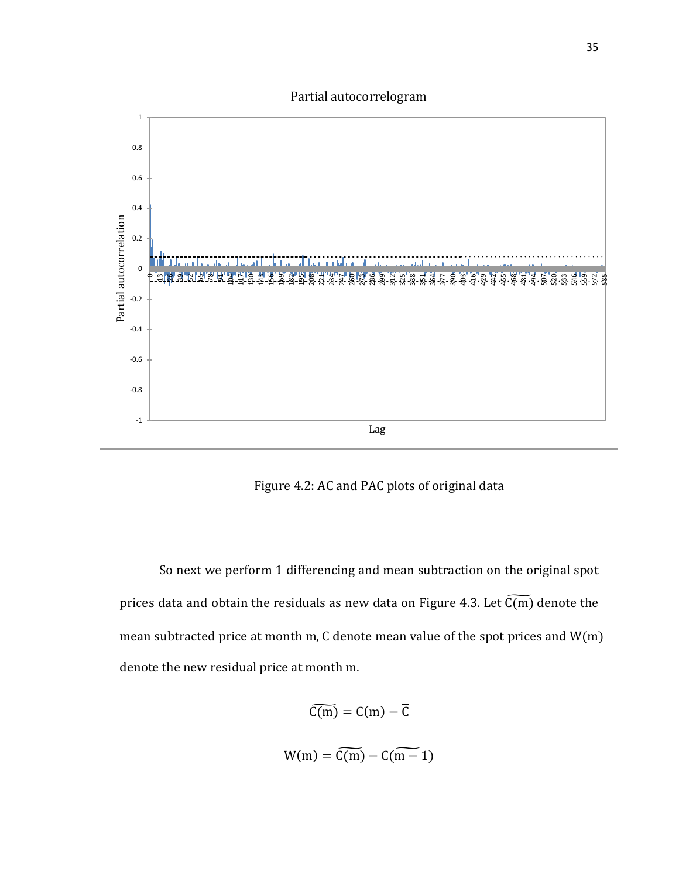Figure 4.2: AC and PAC plots of original data

So next we perform 1 differencing and mean subtraction on the original spot prices data and obtain the residuals as new data on Figure 4.3. Let $\widetilde{C(m)}$ denote the mean subtracted price at month m, $\overline{C}$ denote mean value of the spot prices and W(m) denote the new residual price at month m.

$$\widetilde{C(m)} = C(m) - \overline{C}$$

$$W(m) = \widetilde{C(m)} - C(\widetilde{m-1})$$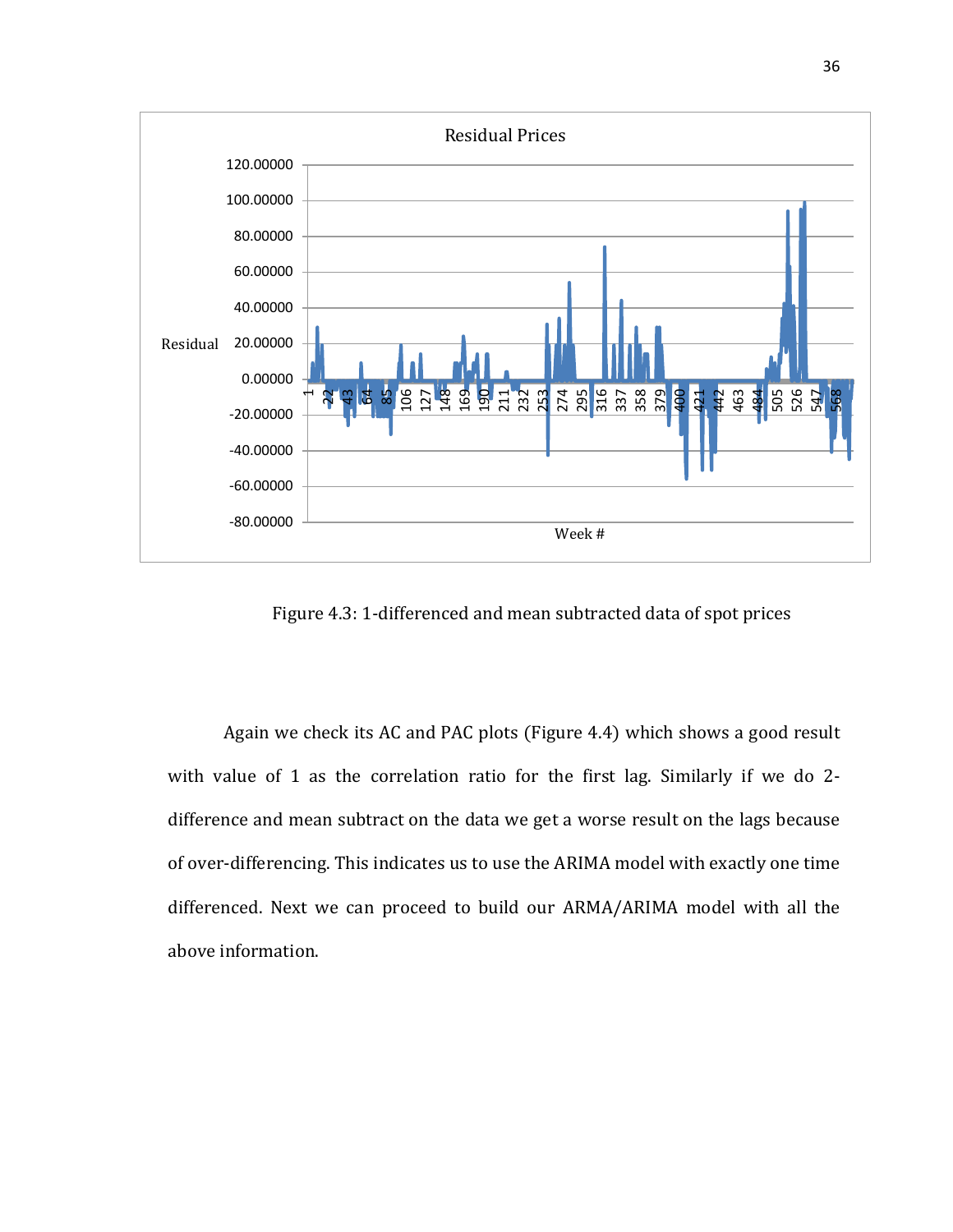Figure 4.3: 1-differenced and mean subtracted data of spot prices

Again we check its AC and PAC plots (Figure 4.4) which shows a good result with value of 1 as the correlation ratio for the first lag. Similarly if we do 2-difference and mean subtract on the data we get a worse result on the lags because of over-differencing. This indicates us to use the ARIMA model with exactly one time differenced. Next we can proceed to build our ARMA/ARIMA model with all the above information.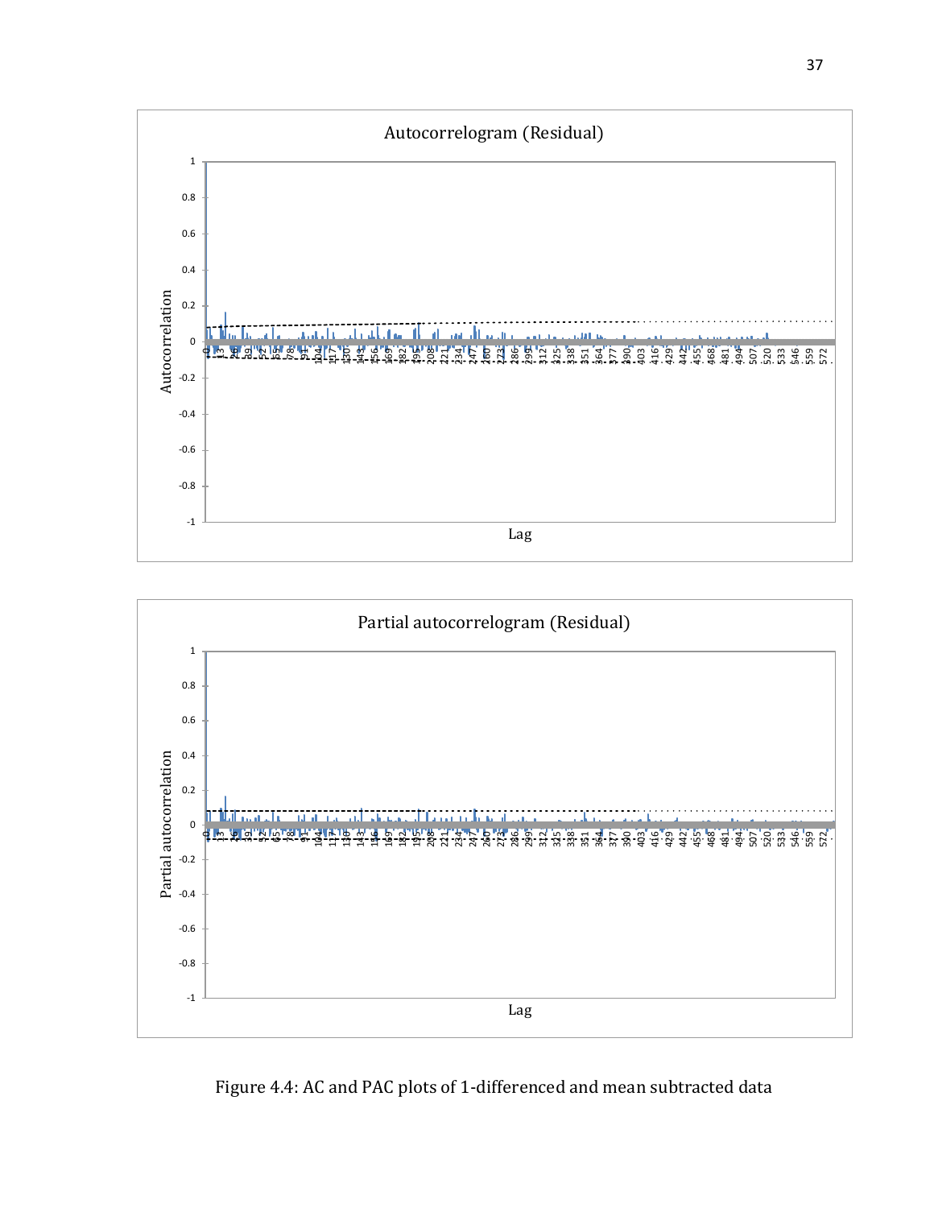Figure 4.4: AC and PAC plots of 1-differenced and mean subtracted data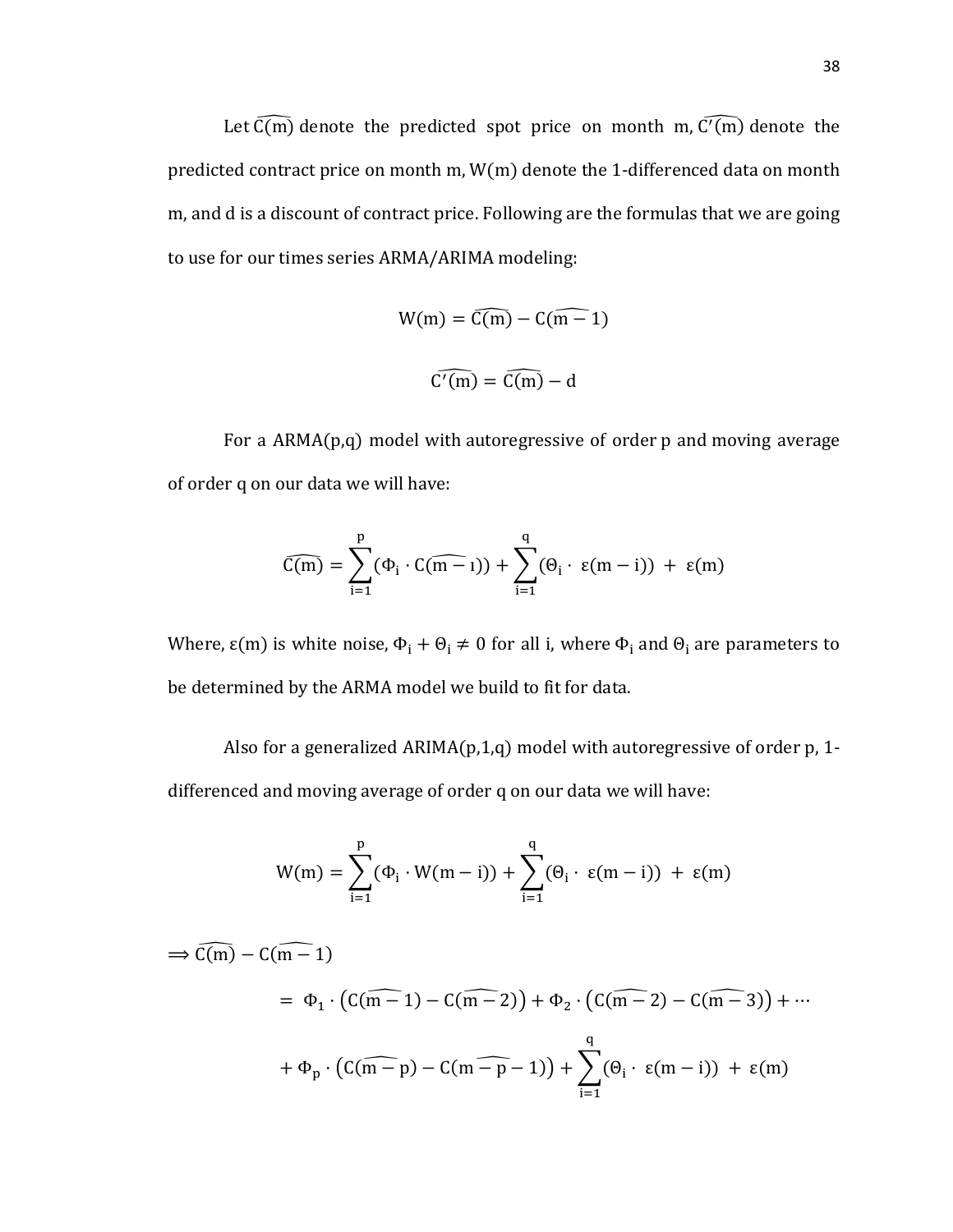Let $\widehat{C(m)}$ denote the predicted spot price on month m, $\widehat{C'(m)}$ denote the predicted contract price on month m, W(m) denote the 1-differenced data on month m, and d is a discount of contract price. Following are the formulas that we are going to use for our times series ARMA/ARIMA modeling:

$$W(m) = \widehat{C(m)} - C(\widehat{m-1})$$

$$\widehat{C'(m)} = \widehat{C(m)} - d$$

For a ARMA(p,q) model with autoregressive of order p and moving average of order q on our data we will have:

$$\widehat{C(m)} = \sum_{i=1}^{p} (\Phi_i \cdot C(\widehat{m-\imath})) + \sum_{i=1}^{q} (\Theta_i \cdot \varepsilon(m-i)) + \varepsilon(m)$$

Where, $\varepsilon(m)$ is white noise, $\Phi_i + \Theta_i \neq 0$ for all i, where $\Phi_i$ and $\Theta_i$ are parameters to be determined by the ARMA model we build to fit for data.

Also for a generalized ARIMA(p,1,q) model with autoregressive of order p, 1-differenced and moving average of order q on our data we will have:

$$W(m) = \sum_{i=1}^{p} (\Phi_i \cdot W(m-i)) + \sum_{i=1}^{q} (\Theta_i \cdot \varepsilon(m-i)) + \varepsilon(m)$$

$$\begin{aligned}
\Rightarrow \widehat{C(m)} - C(\widehat{m-1}) \\
&= \Phi_1 \cdot \left(C(\widehat{m-1}) - C(\widehat{m-2})\right) + \Phi_2 \cdot \left(C(\widehat{m-2}) - C(\widehat{m-3})\right) + \cdots \\
&+ \Phi_p \cdot \left(C(\widehat{m-p}) - C(\widehat{m-p-1})\right) + \sum_{i=1}^{q} (\Theta_i \cdot \varepsilon(m-i)) + \varepsilon(m)
\end{aligned}$$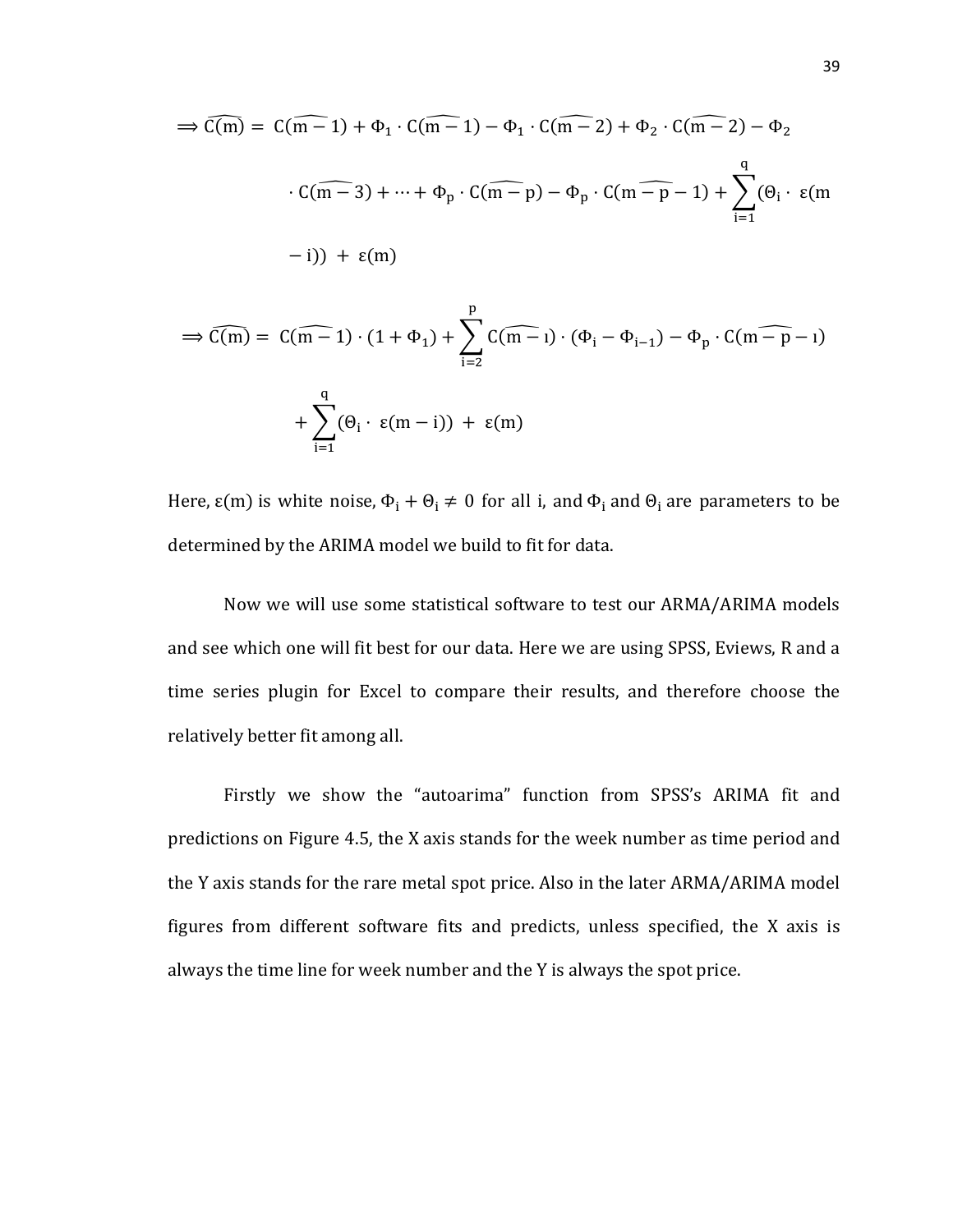$$\Rightarrow \widehat{C(m)} = C(\widehat{m-1}) + \Phi_1 \cdot C(\widehat{m-1}) - \Phi_1 \cdot C(\widehat{m-2}) + \Phi_2 \cdot C(\widehat{m-2}) - \Phi_2 \cdot C(\widehat{m-3}) + \cdots + \Phi_p \cdot C(\widehat{m-p}) - \Phi_p \cdot C(\widehat{m-p-1}) + \sum_{i=1}^{q} (\Theta_i \cdot \varepsilon(m-i)) + \varepsilon(m)$$

$$\Rightarrow \widehat{C(m)} = C(\widehat{m-1}) \cdot (1 + \Phi_1) + \sum_{i=2}^{p} C(\widehat{m-\imath}) \cdot (\Phi_i - \Phi_{i-1}) - \Phi_p \cdot C(\widehat{m-p-\imath}) + \sum_{i=1}^{q} (\Theta_i \cdot \varepsilon(m-i)) + \varepsilon(m)$$

Here, $\varepsilon(m)$ is white noise, $\Phi_i + \Theta_i \neq 0$ for all i, and $\Phi_i$ and $\Theta_i$ are parameters to be determined by the ARIMA model we build to fit for data.

Now we will use some statistical software to test our ARMA/ARIMA models and see which one will fit best for our data. Here we are using SPSS, Eviews, R and a time series plugin for Excel to compare their results, and therefore choose the relatively better fit among all.

Firstly we show the "autoarima" function from SPSS's ARIMA fit and predictions on Figure 4.5, the X axis stands for the week number as time period and the Y axis stands for the rare metal spot price. Also in the later ARMA/ARIMA model figures from different software fits and predicts, unless specified, the X axis is always the time line for week number and the Y is always the spot price.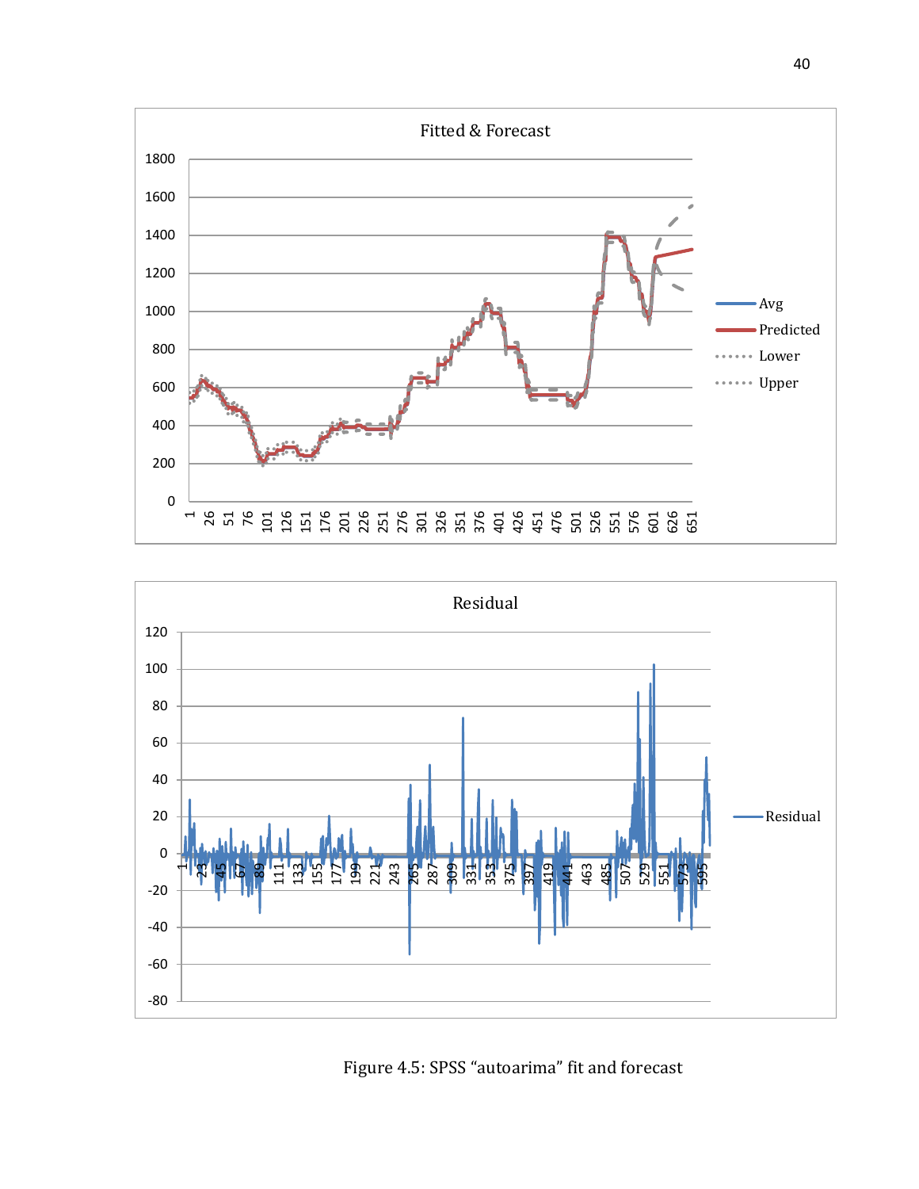Figure 4.5: SPSS “autoarima” fit and forecast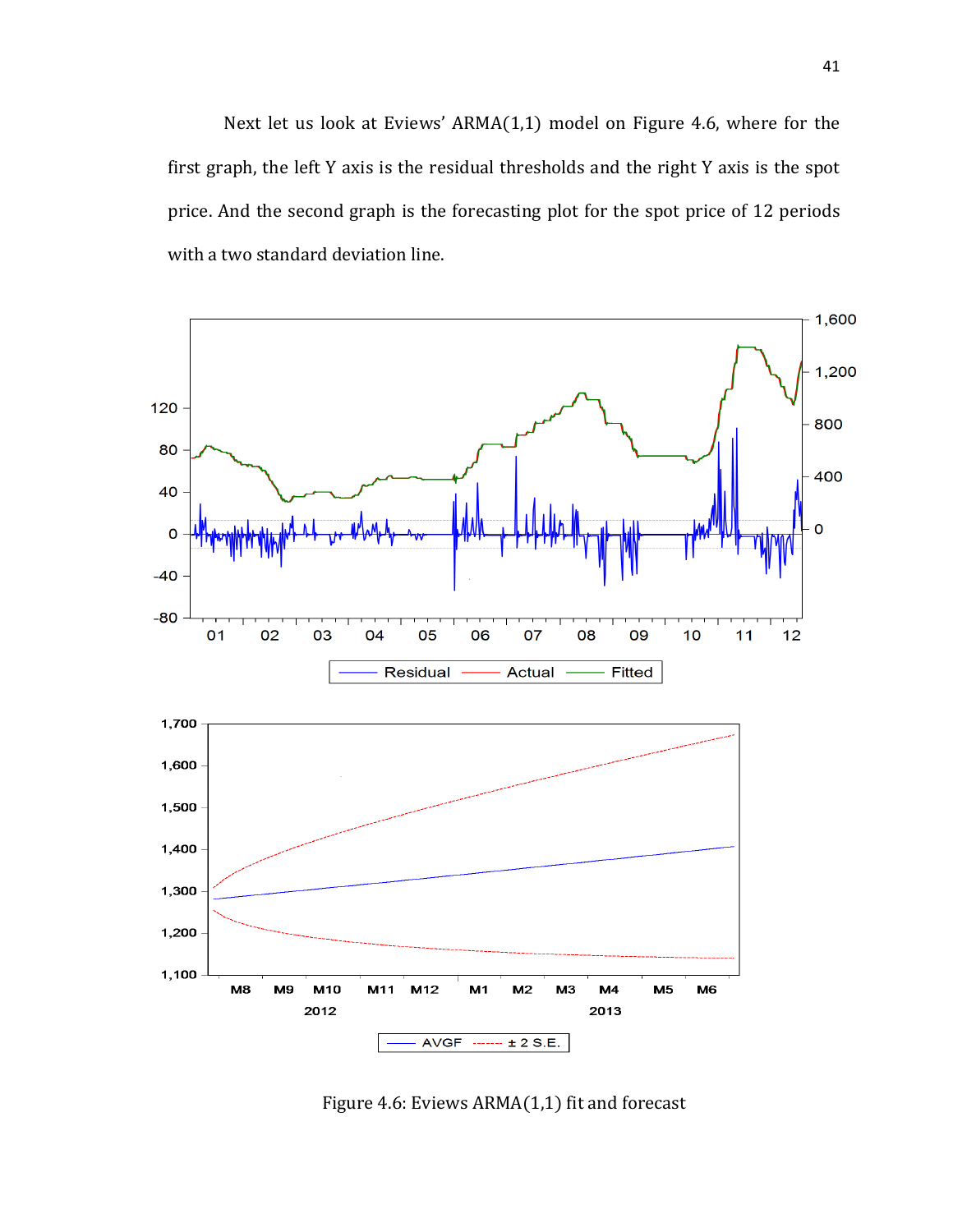Next let us look at Eviews' ARMA(1,1) model on Figure 4.6, where for the first graph, the left Y axis is the residual thresholds and the right Y axis is the spot price. And the second graph is the forecasting plot for the spot price of 12 periods with a two standard deviation line.

Figure 4.6: Eviews ARMA(1,1) fit and forecast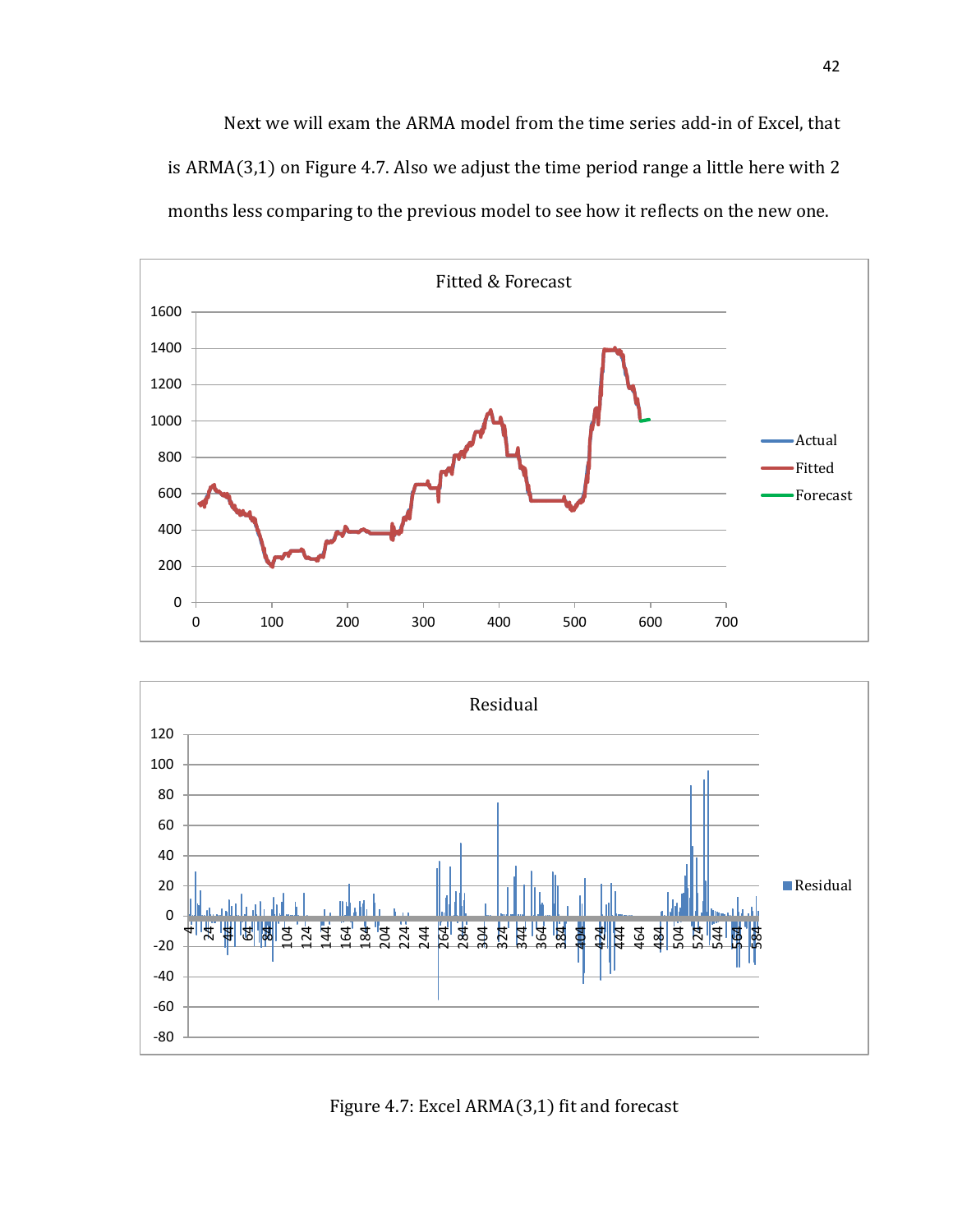Next we will exam the ARMA model from the time series add-in of Excel, that is ARMA(3,1) on Figure 4.7. Also we adjust the time period range a little here with 2 months less comparing to the previous model to see how it reflects on the new one.

Figure 4.7: Excel ARMA(3,1) fit and forecast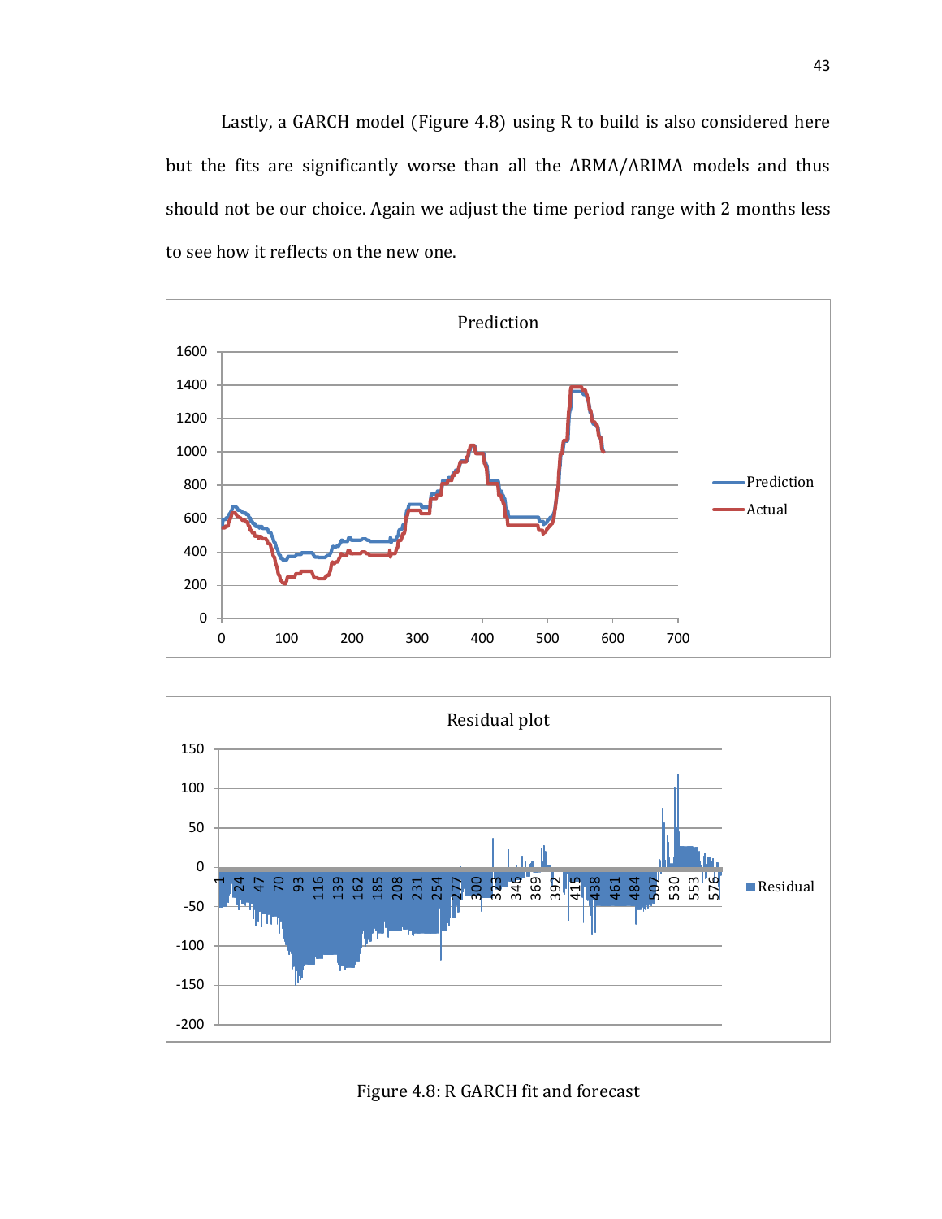Lastly, a GARCH model (Figure 4.8) using R to build is also considered here but the fits are significantly worse than all the ARMA/ARIMA models and thus should not be our choice. Again we adjust the time period range with 2 months less to see how it reflects on the new one.

Figure 4.8: R GARCH fit and forecast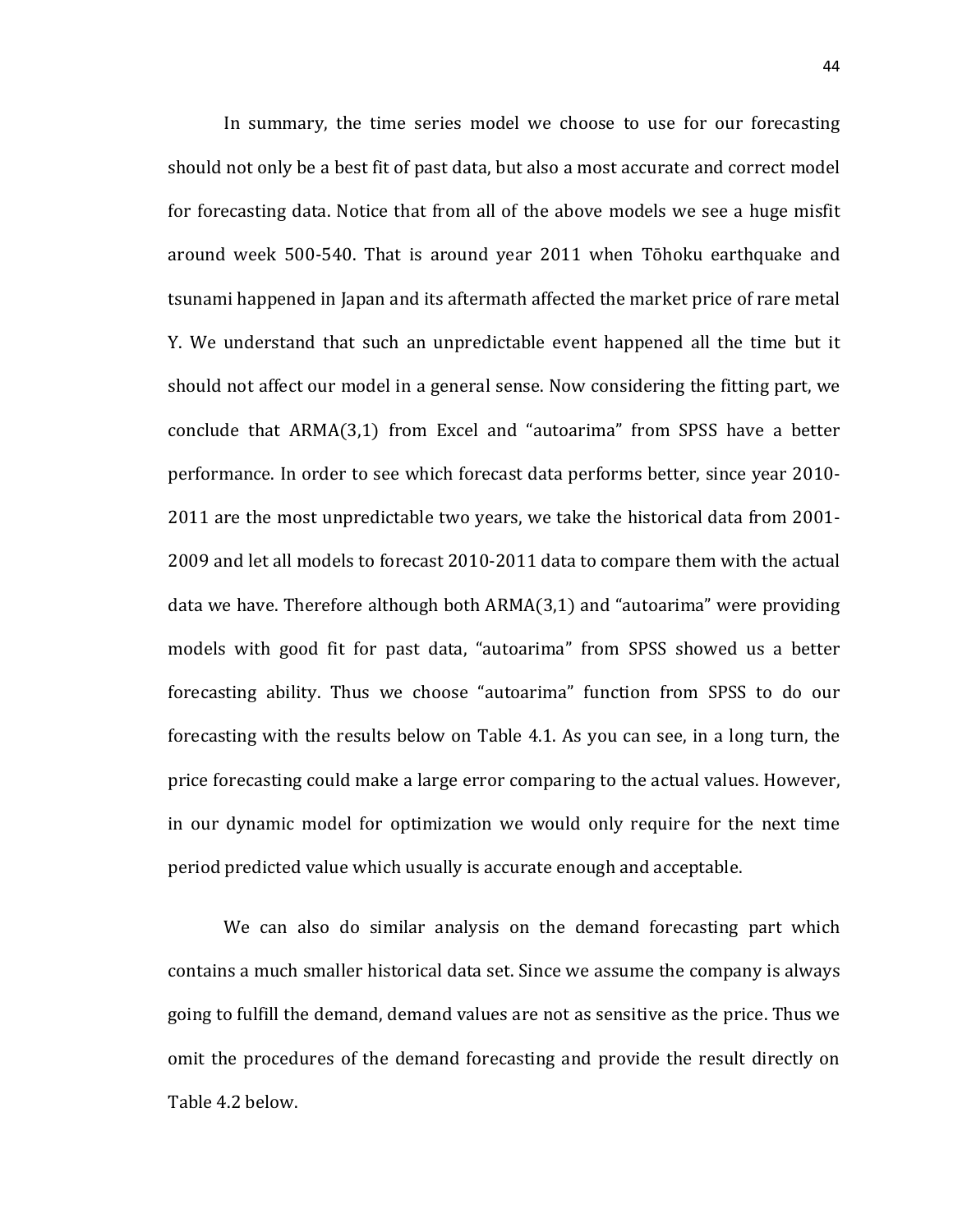In summary, the time series model we choose to use for our forecasting should not only be a best fit of past data, but also a most accurate and correct model for forecasting data. Notice that from all of the above models we see a huge misfit around week 500-540. That is around year 2011 when Tōhoku earthquake and tsunami happened in Japan and its aftermath affected the market price of rare metal Y. We understand that such an unpredictable event happened all the time but it should not affect our model in a general sense. Now considering the fitting part, we conclude that ARMA(3,1) from Excel and "autoarima" from SPSS have a better performance. In order to see which forecast data performs better, since year 2010-2011 are the most unpredictable two years, we take the historical data from 2001-2009 and let all models to forecast 2010-2011 data to compare them with the actual data we have. Therefore although both ARMA(3,1) and "autoarima" were providing models with good fit for past data, "autoarima" from SPSS showed us a better forecasting ability. Thus we choose "autoarima" function from SPSS to do our forecasting with the results below on Table 4.1. As you can see, in a long turn, the price forecasting could make a large error comparing to the actual values. However, in our dynamic model for optimization we would only require for the next time period predicted value which usually is accurate enough and acceptable.

We can also do similar analysis on the demand forecasting part which contains a much smaller historical data set. Since we assume the company is always going to fulfill the demand, demand values are not as sensitive as the price. Thus we omit the procedures of the demand forecasting and provide the result directly on Table 4.2 below.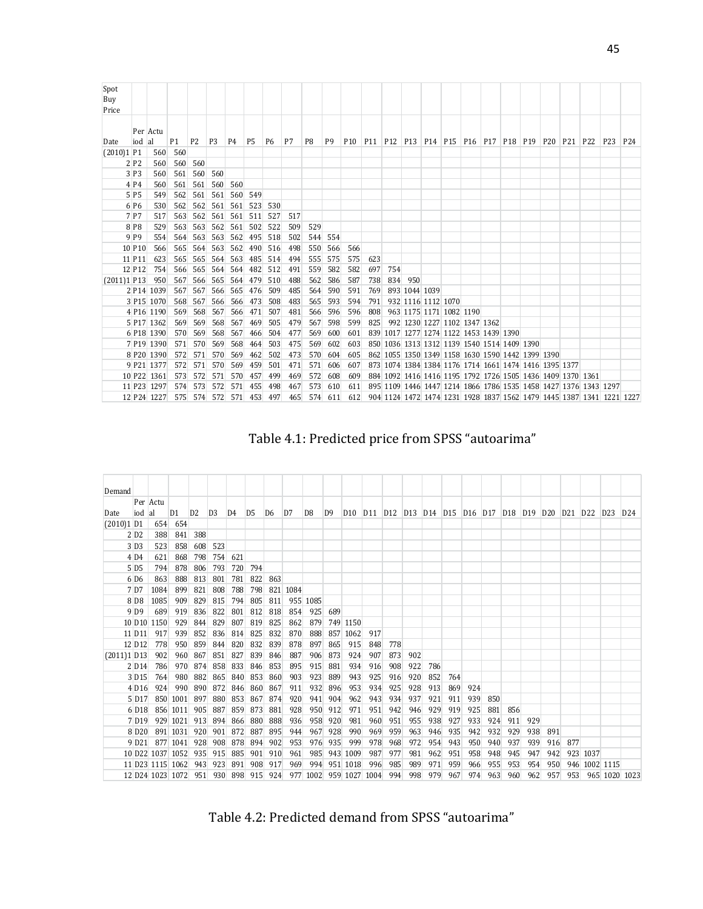| Spot Buy Price | | | | | | | | | | | | | | | | | | | | | | | | | | |
|---|---|---|---|---|---|---|---|---|---|---|---|---|---|---|---|---|---|---|---|---|---|---|---|---|---|---|
| Date | Period | Actual | P1 | P2 | P3 | P4 | P5 | P6 | P7 | P8 | P9 | P10 | P11 | P12 | P13 | P14 | P15 | P16 | P17 | P18 | P19 | P20 | P21 | P22 | P23 | P24 |
| (2010)1 | P1 | 560 | 560 | | | | | | | | | | | | | | | | | | | | | | | |
| 2 | P2 | 560 | 560 | 560 | | | | | | | | | | | | | | | | | | | | | | |
| 3 | P3 | 560 | 561 | 560 | 560 | | | | | | | | | | | | | | | | | | | | | |
| 4 | P4 | 560 | 561 | 561 | 560 | 560 | | | | | | | | | | | | | | | | | | | | |
| 5 | P5 | 549 | 562 | 561 | 561 | 560 | 549 | | | | | | | | | | | | | | | | | | | |
| 6 | P6 | 530 | 562 | 562 | 561 | 561 | 523 | 530 | | | | | | | | | | | | | | | | | | |
| 7 | P7 | 517 | 563 | 562 | 561 | 561 | 511 | 527 | 517 | | | | | | | | | | | | | | | | | |
| 8 | P8 | 529 | 563 | 563 | 562 | 561 | 502 | 522 | 509 | 529 | | | | | | | | | | | | | | | | |
| 9 | P9 | 554 | 564 | 563 | 563 | 562 | 495 | 518 | 502 | 544 | 554 | | | | | | | | | | | | | | | |
| 10 | P10 | 566 | 565 | 564 | 563 | 562 | 490 | 516 | 498 | 550 | 566 | 566 | | | | | | | | | | | | | | |
| 11 | P11 | 623 | 565 | 565 | 564 | 563 | 485 | 514 | 494 | 555 | 575 | 575 | 623 | | | | | | | | | | | | | |
| 12 | P12 | 754 | 566 | 565 | 564 | 564 | 482 | 512 | 491 | 559 | 582 | 582 | 697 | 754 | | | | | | | | | | | | |
| (2011)1 | P13 | 950 | 567 | 566 | 565 | 564 | 479 | 510 | 488 | 562 | 586 | 587 | 738 | 834 | 950 | | | | | | | | | | | |
| 2 | P14 | 1039 | 567 | 567 | 566 | 565 | 476 | 509 | 485 | 564 | 590 | 591 | 769 | 893 | 1044 | 1039 | | | | | | | | | | |
| 3 | P15 | 1070 | 568 | 567 | 566 | 566 | 473 | 508 | 483 | 565 | 593 | 594 | 791 | 932 | 1116 | 1112 | 1070 | | | | | | | | | |
| 4 | P16 | 1190 | 569 | 568 | 567 | 566 | 471 | 507 | 481 | 566 | 596 | 596 | 808 | 963 | 1175 | 1171 | 1082 | 1190 | | | | | | | | |
| 5 | P17 | 1362 | 569 | 569 | 568 | 567 | 469 | 505 | 479 | 567 | 598 | 599 | 825 | 992 | 1230 | 1227 | 1102 | 1347 | 1362 | | | | | | | |
| 6 | P18 | 1390 | 570 | 569 | 568 | 567 | 466 | 504 | 477 | 569 | 600 | 601 | 839 | 1017 | 1277 | 1274 | 1122 | 1453 | 1439 | 1390 | | | | | | |
| 7 | P19 | 1390 | 571 | 570 | 569 | 568 | 464 | 503 | 475 | 569 | 602 | 603 | 850 | 1036 | 1313 | 1312 | 1139 | 1540 | 1514 | 1409 | 1390 | | | | | |
| 8 | P20 | 1390 | 572 | 571 | 570 | 569 | 462 | 502 | 473 | 570 | 604 | 605 | 862 | 1055 | 1350 | 1349 | 1158 | 1630 | 1590 | 1442 | 1399 | 1390 | | | | |
| 9 | P21 | 1377 | 572 | 571 | 570 | 569 | 459 | 501 | 471 | 571 | 606 | 607 | 873 | 1074 | 1384 | 1384 | 1176 | 1714 | 1661 | 1474 | 1416 | 1395 | 1377 | | | |
| 10 | P22 | 1361 | 573 | 572 | 571 | 570 | 457 | 499 | 469 | 572 | 608 | 609 | 884 | 1092 | 1416 | 1416 | 1195 | 1792 | 1726 | 1505 | 1436 | 1409 | 1370 | 1361 | | |
| 11 | P23 | 1297 | 574 | 573 | 572 | 571 | 455 | 498 | 467 | 573 | 610 | 611 | 895 | 1109 | 1446 | 1447 | 1214 | 1866 | 1786 | 1535 | 1458 | 1427 | 1376 | 1343 | 1297 | |
| 12 | P24 | 1227 | 575 | 574 | 572 | 571 | 453 | 497 | 465 | 574 | 611 | 612 | 904 | 1124 | 1472 | 1474 | 1231 | 1928 | 1837 | 1562 | 1479 | 1445 | 1387 | 1341 | 1221 | 1227 |

Table 4.1: Predicted price from SPSS "autoarima"

| Demand | | | | | | | | | | | | | | | | | | | | | | | | | | |
|---|---|---|---|---|---|---|---|---|---|---|---|---|---|---|---|---|---|---|---|---|---|---|---|---|---|---|
| Date | Period | Actual | D1 | D2 | D3 | D4 | D5 | D6 | D7 | D8 | D9 | D10 | D11 | D12 | D13 | D14 | D15 | D16 | D17 | D18 | D19 | D20 | D21 | D22 | D23 | D24 |
| (2010)1 | D1 | 654 | 654 | | | | | | | | | | | | | | | | | | | | | | | |
| 2 | D2 | 388 | 841 | 388 | | | | | | | | | | | | | | | | | | | | | | |
| 3 | D3 | 523 | 858 | 608 | 523 | | | | | | | | | | | | | | | | | | | | | |
| 4 | D4 | 621 | 868 | 798 | 754 | 621 | | | | | | | | | | | | | | | | | | | | |
| 5 | D5 | 794 | 878 | 806 | 793 | 720 | 794 | | | | | | | | | | | | | | | | | | | |
| 6 | D6 | 863 | 888 | 813 | 801 | 781 | 822 | 863 | | | | | | | | | | | | | | | | | | |
| 7 | D7 | 1084 | 899 | 821 | 808 | 788 | 798 | 821 | 1084 | | | | | | | | | | | | | | | | | |
| 8 | D8 | 1085 | 909 | 829 | 815 | 794 | 805 | 811 | 955 | 1085 | | | | | | | | | | | | | | | | |
| 9 | D9 | 689 | 919 | 836 | 822 | 801 | 812 | 818 | 854 | 925 | 689 | | | | | | | | | | | | | | | |
| 10 | D10 | 1150 | 929 | 844 | 829 | 807 | 819 | 825 | 862 | 879 | 749 | 1150 | | | | | | | | | | | | | | |
| 11 | D11 | 917 | 939 | 852 | 836 | 814 | 825 | 832 | 870 | 888 | 857 | 1062 | 917 | | | | | | | | | | | | | |
| 12 | D12 | 778 | 950 | 859 | 844 | 820 | 832 | 839 | 878 | 897 | 865 | 915 | 848 | 778 | | | | | | | | | | | | |
| (2011)1 | D13 | 902 | 960 | 867 | 851 | 827 | 839 | 846 | 887 | 906 | 873 | 924 | 907 | 873 | 902 | | | | | | | | | | | |
| 2 | D14 | 786 | 970 | 874 | 858 | 833 | 846 | 853 | 895 | 915 | 881 | 934 | 916 | 908 | 922 | 786 | | | | | | | | | | |
| 3 | D15 | 764 | 980 | 882 | 865 | 840 | 853 | 860 | 903 | 923 | 889 | 943 | 925 | 916 | 920 | 852 | 764 | | | | | | | | | |
| 4 | D16 | 924 | 990 | 890 | 872 | 846 | 860 | 867 | 911 | 932 | 896 | 953 | 934 | 925 | 928 | 913 | 869 | 924 | | | | | | | | |
| 5 | D17 | 850 | 1001 | 897 | 880 | 853 | 867 | 874 | 920 | 941 | 904 | 962 | 943 | 934 | 937 | 921 | 911 | 939 | 850 | | | | | | | |
| 6 | D18 | 856 | 1011 | 905 | 887 | 859 | 873 | 881 | 928 | 950 | 912 | 971 | 951 | 942 | 946 | 929 | 919 | 925 | 881 | 856 | | | | | | |
| 7 | D19 | 929 | 1021 | 913 | 894 | 866 | 880 | 888 | 936 | 958 | 920 | 981 | 960 | 951 | 955 | 938 | 927 | 933 | 924 | 911 | 929 | | | | | |
| 8 | D20 | 891 | 1031 | 920 | 901 | 872 | 887 | 895 | 944 | 967 | 928 | 990 | 969 | 959 | 963 | 946 | 935 | 942 | 932 | 929 | 938 | 891 | | | | |
| 9 | D21 | 877 | 1041 | 928 | 908 | 878 | 894 | 902 | 953 | 976 | 935 | 999 | 978 | 968 | 972 | 954 | 943 | 950 | 940 | 937 | 939 | 916 | 877 | | | |
| 10 | D22 | 1037 | 1052 | 935 | 915 | 885 | 901 | 910 | 961 | 985 | 943 | 1009 | 987 | 977 | 981 | 962 | 951 | 958 | 948 | 945 | 947 | 942 | 923 | 1037 | | |
| 11 | D23 | 1115 | 1062 | 943 | 923 | 891 | 908 | 917 | 969 | 994 | 951 | 1018 | 996 | 985 | 989 | 971 | 959 | 966 | 955 | 953 | 954 | 950 | 946 | 1002 | 1115 | |
| 12 | D24 | 1023 | 1072 | 951 | 930 | 898 | 915 | 924 | 977 | 1002 | 959 | 1027 | 1004 | 994 | 998 | 979 | 967 | 974 | 963 | 960 | 962 | 957 | 953 | 965 | 1020 | 1023 |

Table 4.2: Predicted demand from SPSS "autoarima"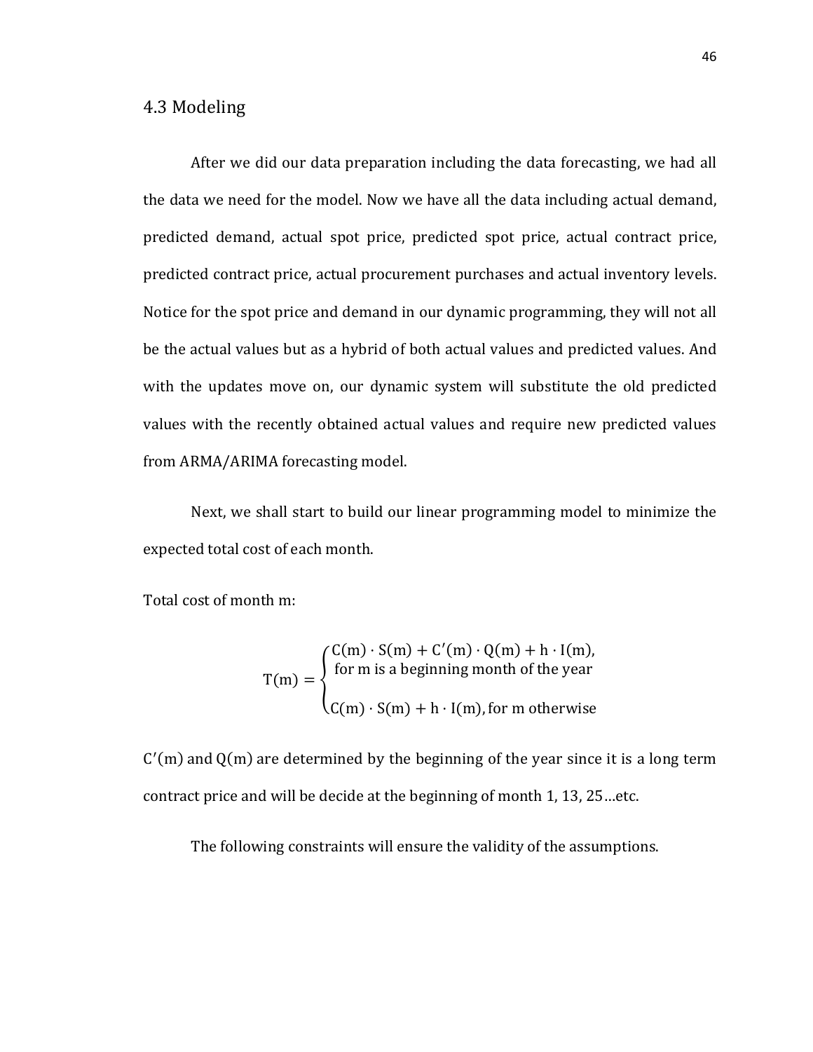## 4.3 Modeling

After we did our data preparation including the data forecasting, we had all the data we need for the model. Now we have all the data including actual demand, predicted demand, actual spot price, predicted spot price, actual contract price, predicted contract price, actual procurement purchases and actual inventory levels. Notice for the spot price and demand in our dynamic programming, they will not all be the actual values but as a hybrid of both actual values and predicted values. And with the updates move on, our dynamic system will substitute the old predicted values with the recently obtained actual values and require new predicted values from ARMA/ARIMA forecasting model.

Next, we shall start to build our linear programming model to minimize the expected total cost of each month.

Total cost of month m:

$$T(m) = \begin{cases} C(m) \cdot S(m) + C'(m) \cdot Q(m) + h \cdot I(m), \\ \text{for m is a beginning month of the year} \\ \\ C(m) \cdot S(m) + h \cdot I(m), \text{for m otherwise} \end{cases}$$

$C'(m)$ and $Q(m)$ are determined by the beginning of the year since it is a long term contract price and will be decide at the beginning of month 1, 13, 25…etc.

The following constraints will ensure the validity of the assumptions.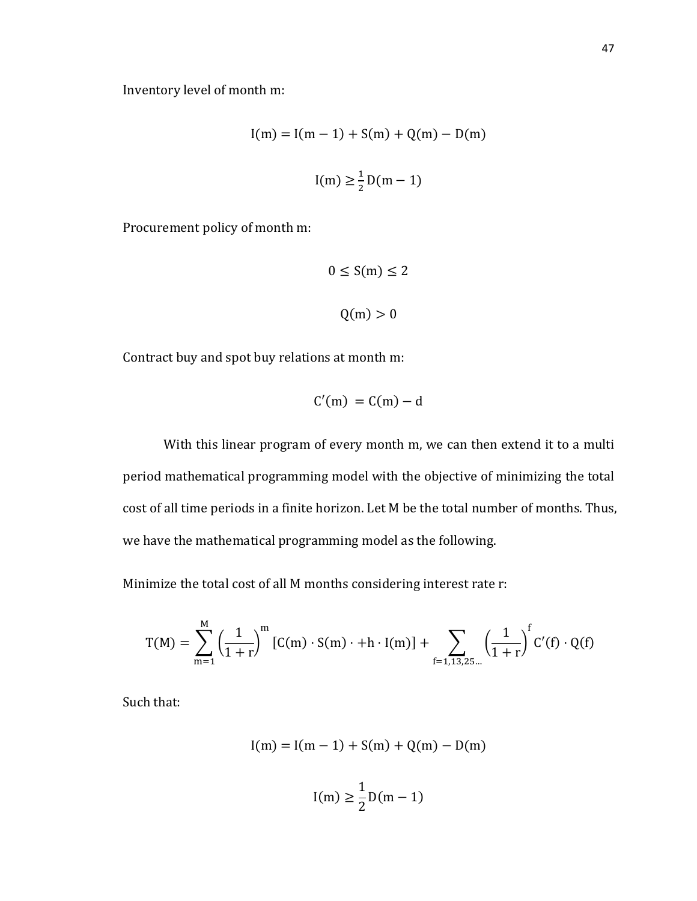Inventory level of month m:

$$I(m) = I(m-1) + S(m) + Q(m) - D(m)$$

$$I(m) \geq \tfrac{1}{2} D(m-1)$$

Procurement policy of month m:

$$0 \leq S(m) \leq 2$$

$$Q(m) > 0$$

Contract buy and spot buy relations at month m:

$$C'(m) = C(m) - d$$

With this linear program of every month m, we can then extend it to a multi period mathematical programming model with the objective of minimizing the total cost of all time periods in a finite horizon. Let M be the total number of months. Thus, we have the mathematical programming model as the following.

Minimize the total cost of all M months considering interest rate r:

$$T(M) = \sum_{m=1}^{M} \left(\frac{1}{1+r}\right)^{m} [C(m) \cdot S(m) \cdot + h \cdot I(m)] + \sum_{f=1,13,25\ldots} \left(\frac{1}{1+r}\right)^{f} C'(f) \cdot Q(f)$$

Such that:

$$I(m) = I(m-1) + S(m) + Q(m) - D(m)$$

$$I(m) \geq \frac{1}{2} D(m-1)$$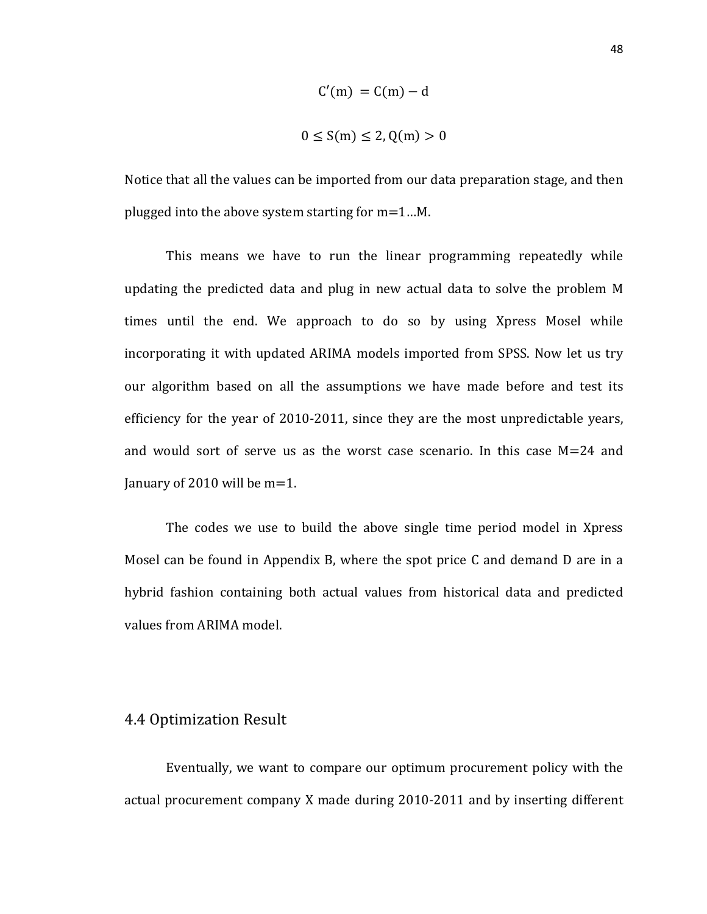$$C'(m) = C(m) - d$$

$$0 \leq S(m) \leq 2, Q(m) > 0$$

Notice that all the values can be imported from our data preparation stage, and then plugged into the above system starting for m=1…M.

This means we have to run the linear programming repeatedly while updating the predicted data and plug in new actual data to solve the problem M times until the end. We approach to do so by using Xpress Mosel while incorporating it with updated ARIMA models imported from SPSS. Now let us try our algorithm based on all the assumptions we have made before and test its efficiency for the year of 2010-2011, since they are the most unpredictable years, and would sort of serve us as the worst case scenario. In this case M=24 and January of 2010 will be m=1.

The codes we use to build the above single time period model in Xpress Mosel can be found in Appendix B, where the spot price C and demand D are in a hybrid fashion containing both actual values from historical data and predicted values from ARIMA model.

## 4.4 Optimization Result

Eventually, we want to compare our optimum procurement policy with the actual procurement company X made during 2010-2011 and by inserting different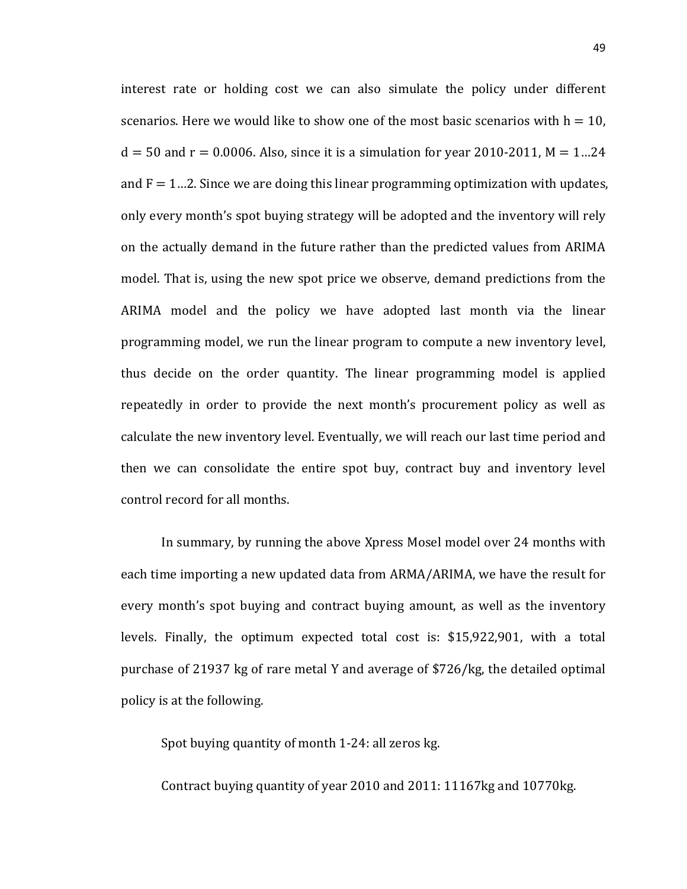interest rate or holding cost we can also simulate the policy under different scenarios. Here we would like to show one of the most basic scenarios with $h = 10$, $d = 50$ and $r = 0.0006$. Also, since it is a simulation for year 2010-2011, $M = 1 \ldots 24$ and $F = 1 \ldots 2$. Since we are doing this linear programming optimization with updates, only every month's spot buying strategy will be adopted and the inventory will rely on the actually demand in the future rather than the predicted values from ARIMA model. That is, using the new spot price we observe, demand predictions from the ARIMA model and the policy we have adopted last month via the linear programming model, we run the linear program to compute a new inventory level, thus decide on the order quantity. The linear programming model is applied repeatedly in order to provide the next month's procurement policy as well as calculate the new inventory level. Eventually, we will reach our last time period and then we can consolidate the entire spot buy, contract buy and inventory level control record for all months.

In summary, by running the above Xpress Mosel model over 24 months with each time importing a new updated data from ARMA/ARIMA, we have the result for every month's spot buying and contract buying amount, as well as the inventory levels. Finally, the optimum expected total cost is: \$15,922,901, with a total purchase of 21937 kg of rare metal Y and average of \$726/kg, the detailed optimal policy is at the following.

Spot buying quantity of month 1-24: all zeros kg.

Contract buying quantity of year 2010 and 2011: 11167kg and 10770kg.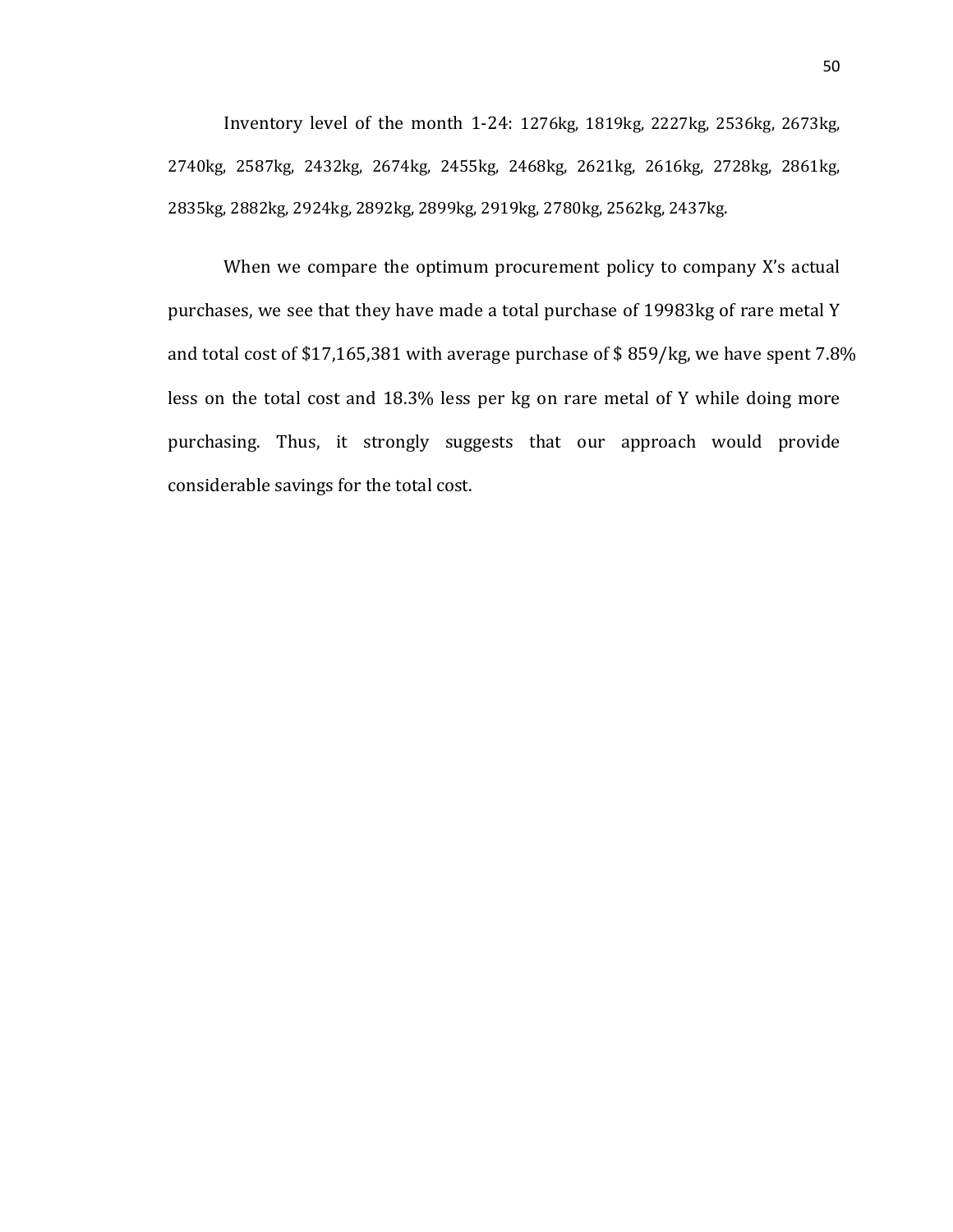Inventory level of the month 1-24: 1276kg, 1819kg, 2227kg, 2536kg, 2673kg, 2740kg, 2587kg, 2432kg, 2674kg, 2455kg, 2468kg, 2621kg, 2616kg, 2728kg, 2861kg, 2835kg, 2882kg, 2924kg, 2892kg, 2899kg, 2919kg, 2780kg, 2562kg, 2437kg.

When we compare the optimum procurement policy to company X's actual purchases, we see that they have made a total purchase of 19983kg of rare metal Y and total cost of $17,165,381 with average purchase of $ 859/kg, we have spent 7.8% less on the total cost and 18.3% less per kg on rare metal of Y while doing more purchasing. Thus, it strongly suggests that our approach would provide considerable savings for the total cost.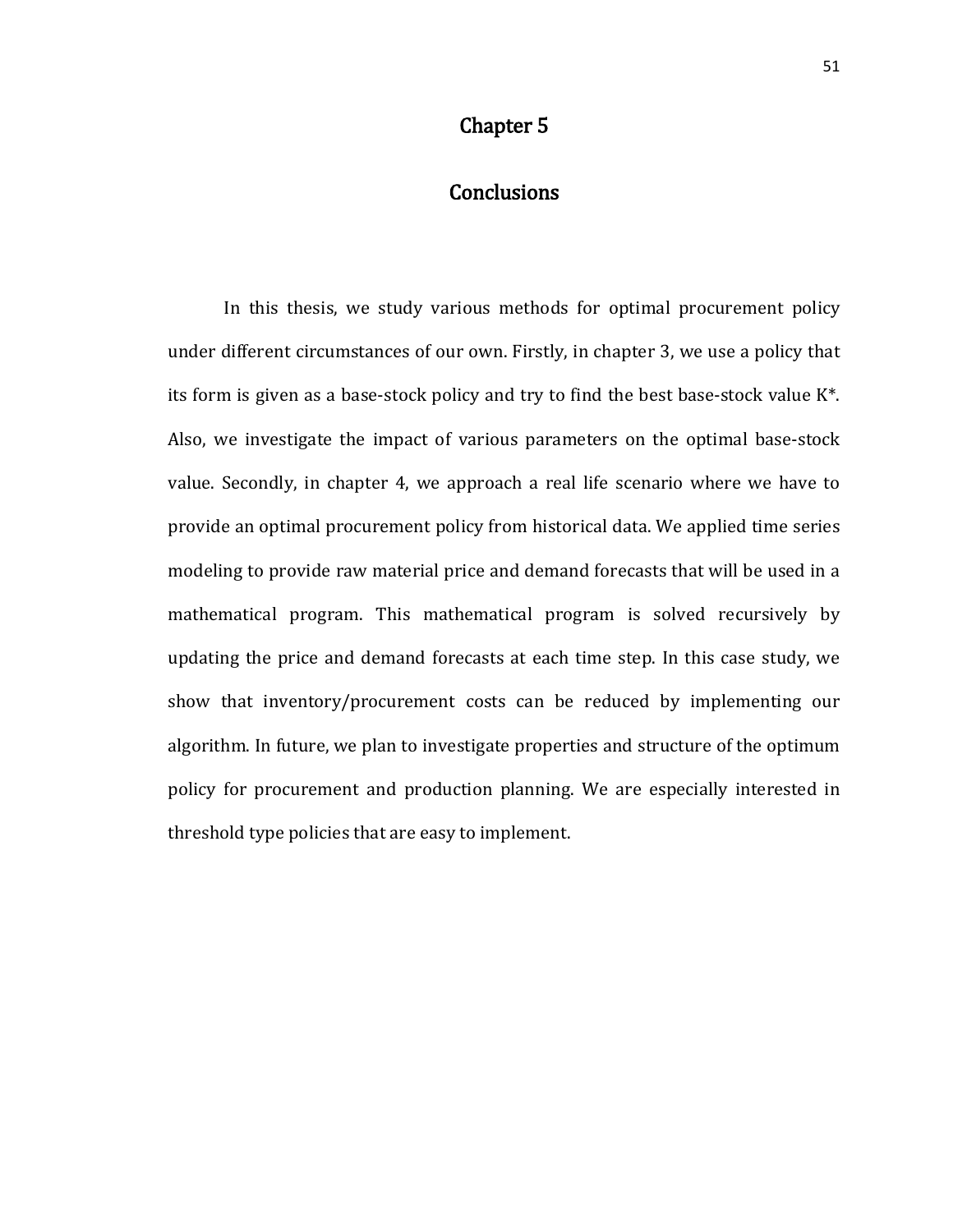# Chapter 5

# Conclusions

In this thesis, we study various methods for optimal procurement policy under different circumstances of our own. Firstly, in chapter 3, we use a policy that its form is given as a base-stock policy and try to find the best base-stock value $K^*$. Also, we investigate the impact of various parameters on the optimal base-stock value. Secondly, in chapter 4, we approach a real life scenario where we have to provide an optimal procurement policy from historical data. We applied time series modeling to provide raw material price and demand forecasts that will be used in a mathematical program. This mathematical program is solved recursively by updating the price and demand forecasts at each time step. In this case study, we show that inventory/procurement costs can be reduced by implementing our algorithm. In future, we plan to investigate properties and structure of the optimum policy for procurement and production planning. We are especially interested in threshold type policies that are easy to implement.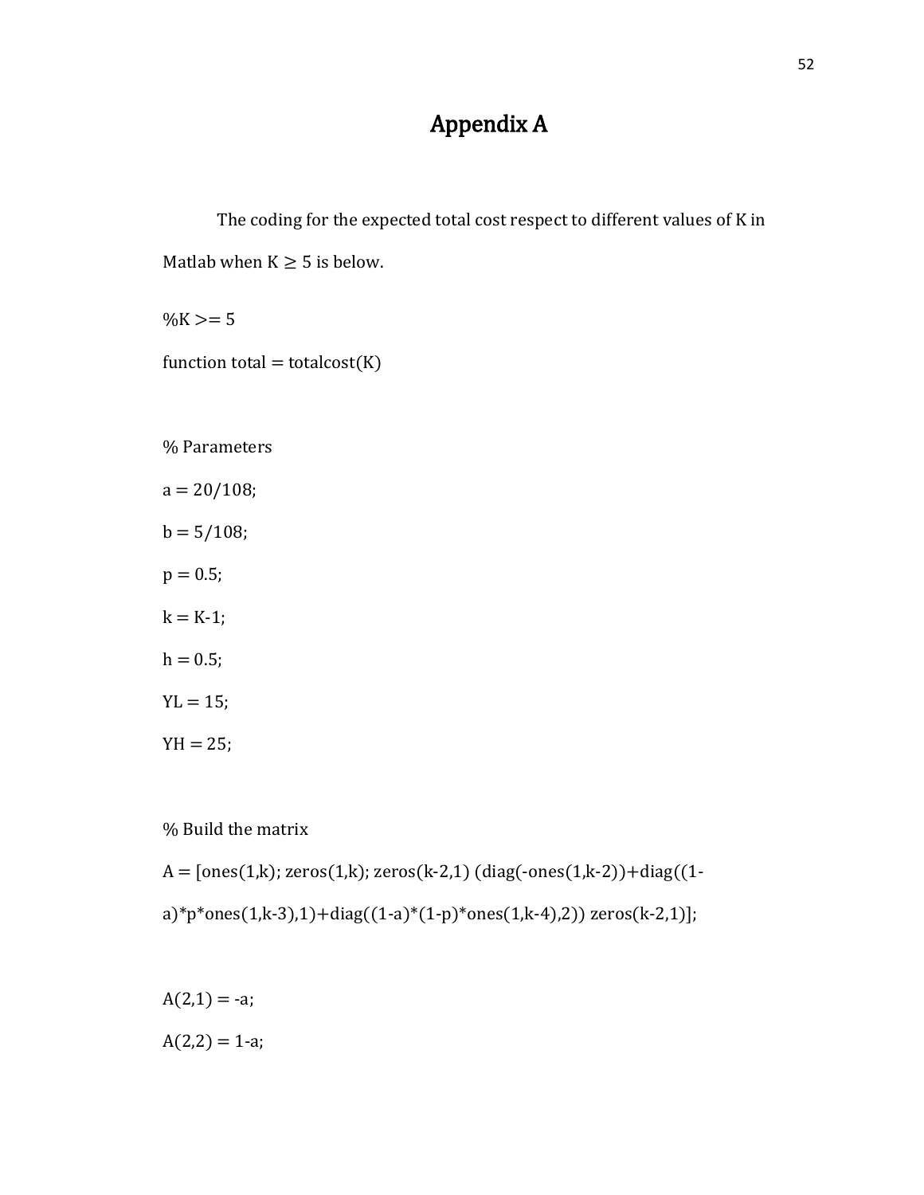# Appendix A

The coding for the expected total cost respect to different values of K in Matlab when K $\geq$ 5 is below.

```
%K >= 5
function total = totalcost(K)

% Parameters
a = 20/108;
b = 5/108;
p = 0.5;
k = K-1;
h = 0.5;
YL = 15;
YH = 25;

% Build the matrix
A = [ones(1,k); zeros(1,k); zeros(k-2,1) (diag(-ones(1,k-2))+diag((1-a)*p*ones(1,k-3),1)+diag((1-a)*(1-p)*ones(1,k-4),2)) zeros(k-2,1)];

A(2,1) = -a;
A(2,2) = 1-a;
```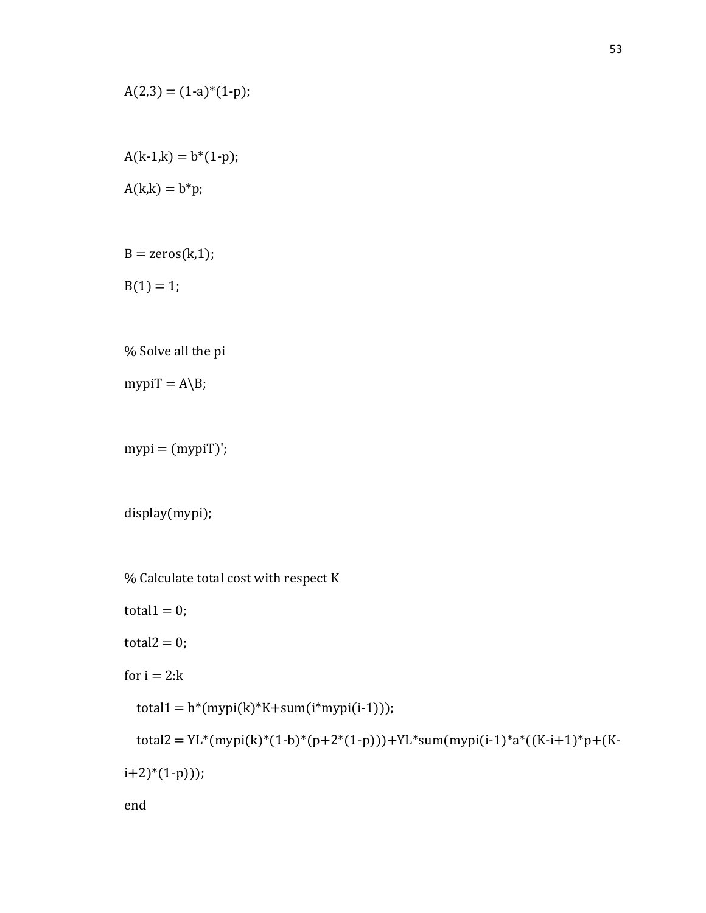```
A(2,3) = (1-a)*(1-p);

A(k-1,k) = b*(1-p);
A(k,k) = b*p;

B = zeros(k,1);
B(1) = 1;

% Solve all the pi
mypiT = A\B;

mypi = (mypiT)';

display(mypi);

% Calculate total cost with respect K
total1 = 0;
total2 = 0;
for i = 2:k
    total1 = h*(mypi(k)*K+sum(i*mypi(i-1)));
    total2 = YL*(mypi(k)*(1-b)*(p+2*(1-p)))+YL*sum(mypi(i-1)*a*((K-i+1)*p+(K-i+2)*(1-p)));
end
```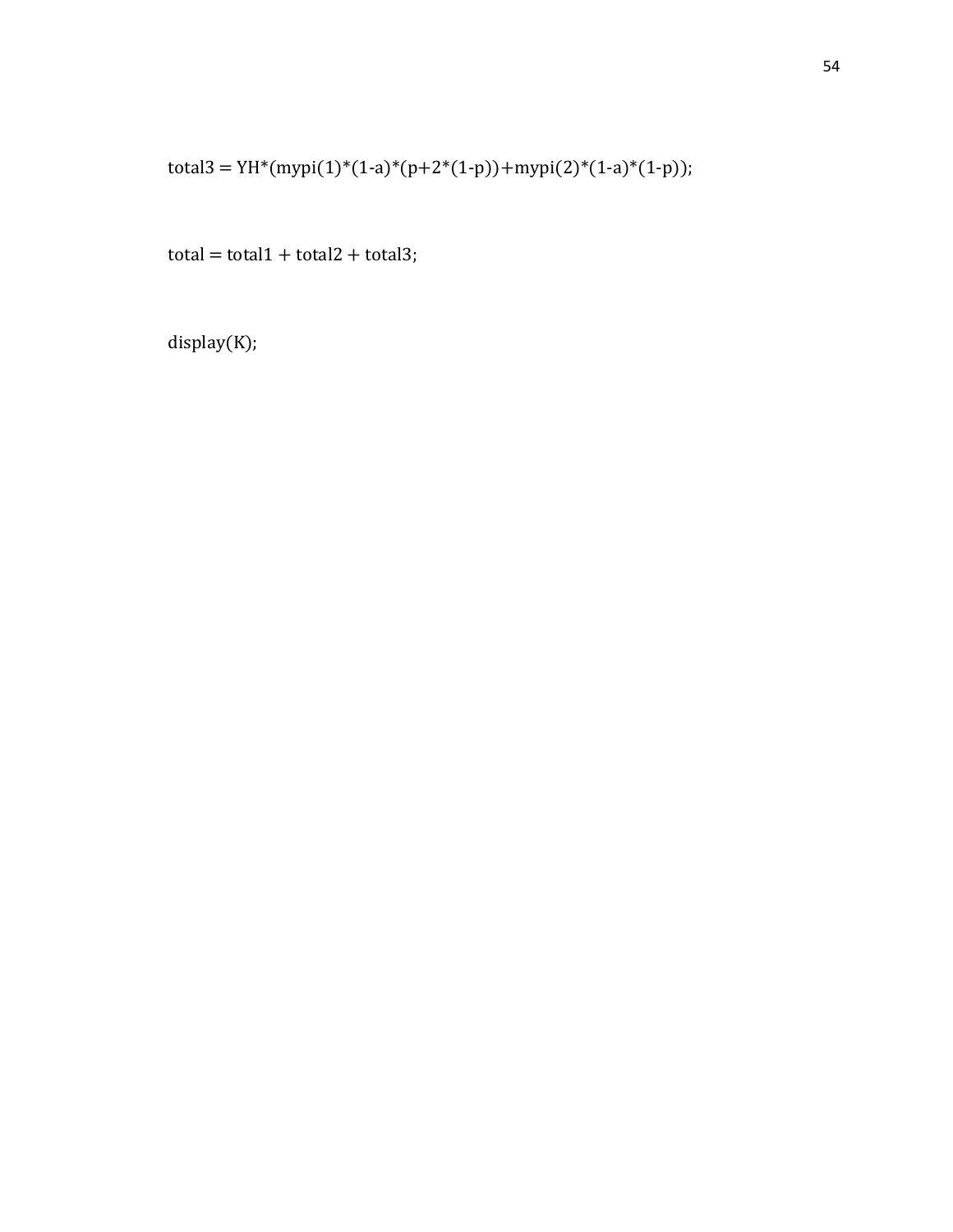```
total3 = YH*(mypi(1)*(1-a)*(p+2*(1-p))+mypi(2)*(1-a)*(1-p));

total = total1 + total2 + total3;

display(K);
```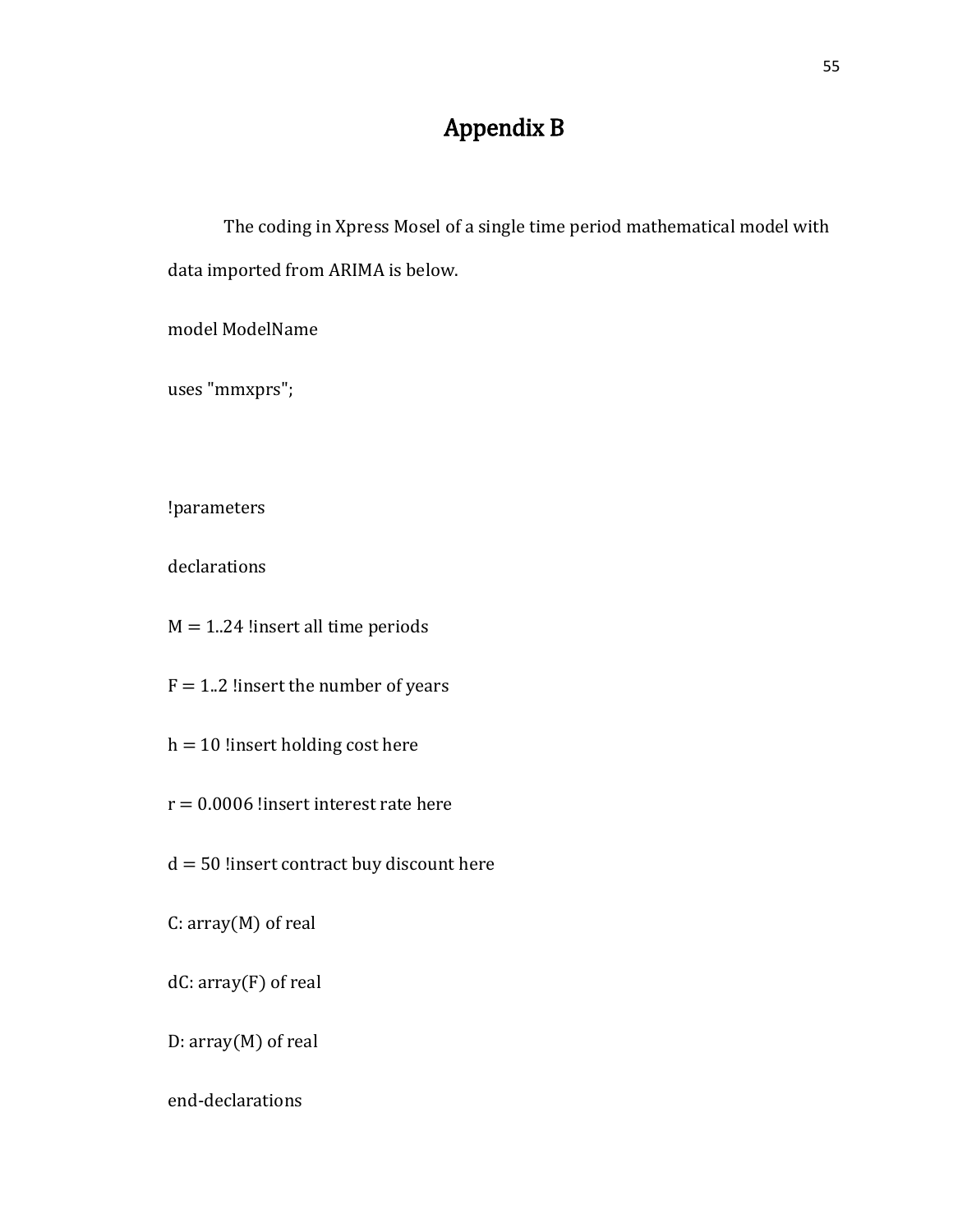# Appendix B

The coding in Xpress Mosel of a single time period mathematical model with data imported from ARIMA is below.

```
model ModelName

uses "mmxprs";



!parameters

declarations

M = 1..24 !insert all time periods

F = 1..2 !insert the number of years

h = 10 !insert holding cost here

r = 0.0006 !insert interest rate here

d = 50 !insert contract buy discount here

C: array(M) of real

dC: array(F) of real

D: array(M) of real

end-declarations
```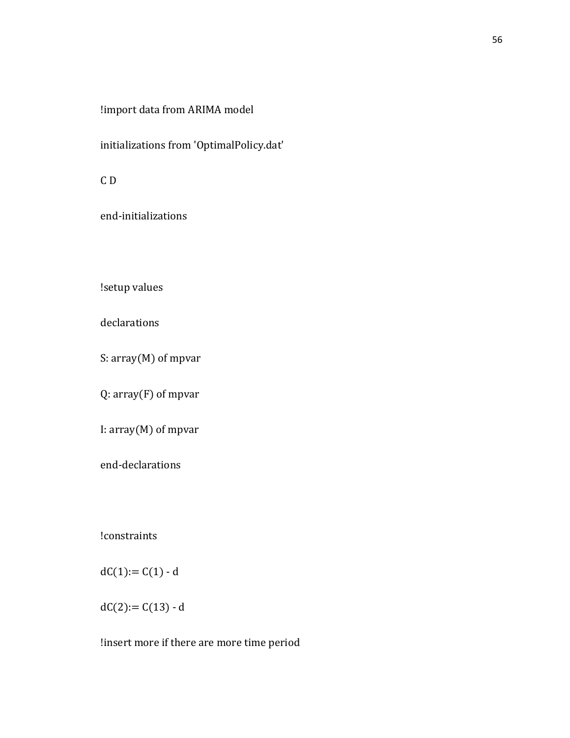```
!import data from ARIMA model

initializations from 'OptimalPolicy.dat'

C D

end-initializations



!setup values

declarations

S: array(M) of mpvar

Q: array(F) of mpvar

I: array(M) of mpvar

end-declarations



!constraints

dC(1):= C(1) - d

dC(2):= C(13) - d

!insert more if there are more time period
```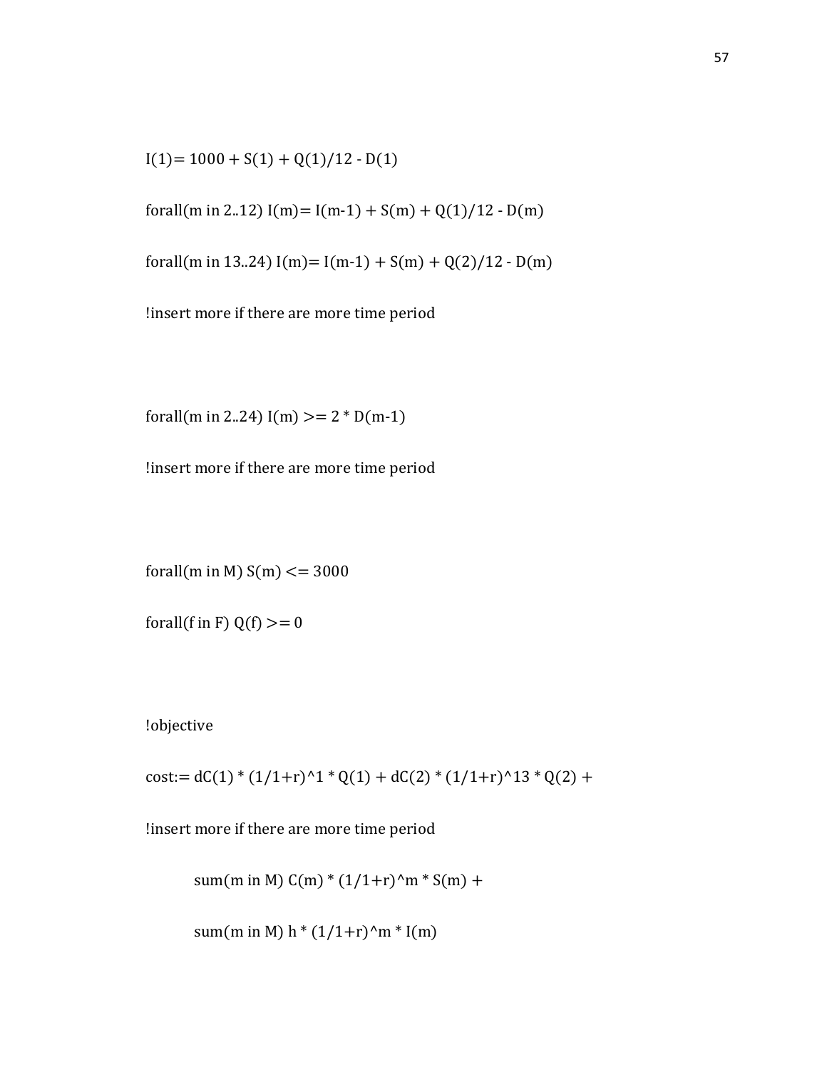```
I(1)= 1000 + S(1) + Q(1)/12 - D(1)

forall(m in 2..12) I(m)= I(m-1) + S(m) + Q(1)/12 - D(m)

forall(m in 13..24) I(m)= I(m-1) + S(m) + Q(2)/12 - D(m)

!insert more if there are more time period



forall(m in 2..24) I(m) >= 2 * D(m-1)

!insert more if there are more time period



forall(m in M) S(m) <= 3000

forall(f in F) Q(f) >= 0



!objective

cost:= dC(1) * (1/1+r)^1 * Q(1) + dC(2) * (1/1+r)^13 * Q(2) +

!insert more if there are more time period

        sum(m in M) C(m) * (1/1+r)^m * S(m) +

        sum(m in M) h * (1/1+r)^m * I(m)
```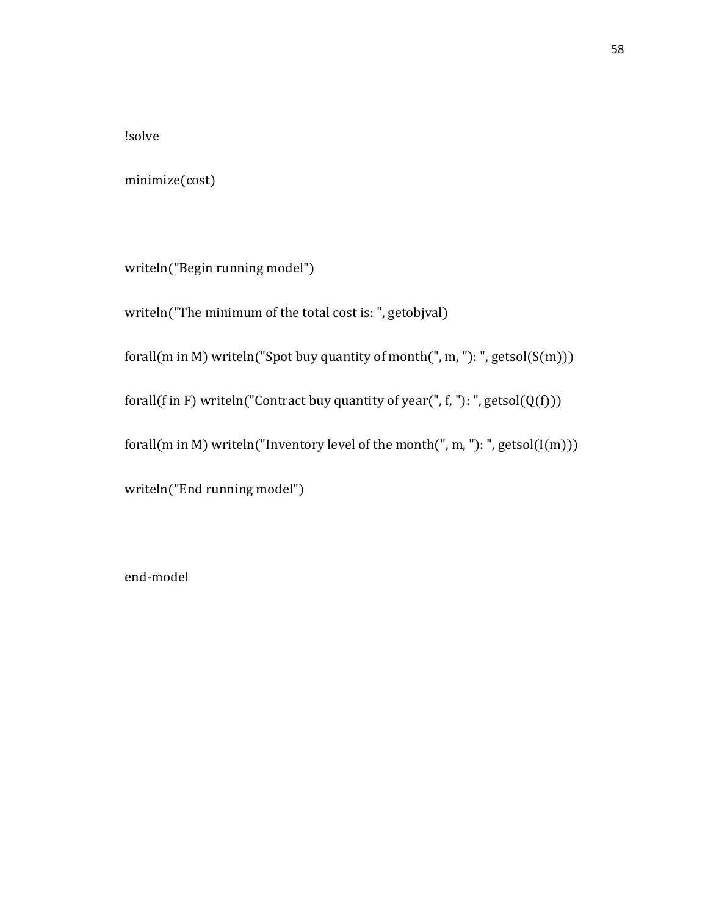```
!solve

minimize(cost)



writeln("Begin running model")

writeln("The minimum of the total cost is: ", getobjval)

forall(m in M) writeln("Spot buy quantity of month(", m, "): ", getsol(S(m)))

forall(f in F) writeln("Contract buy quantity of year(", f, "): ", getsol(Q(f)))

forall(m in M) writeln("Inventory level of the month(", m, "): ", getsol(I(m)))

writeln("End running model")



end-model
```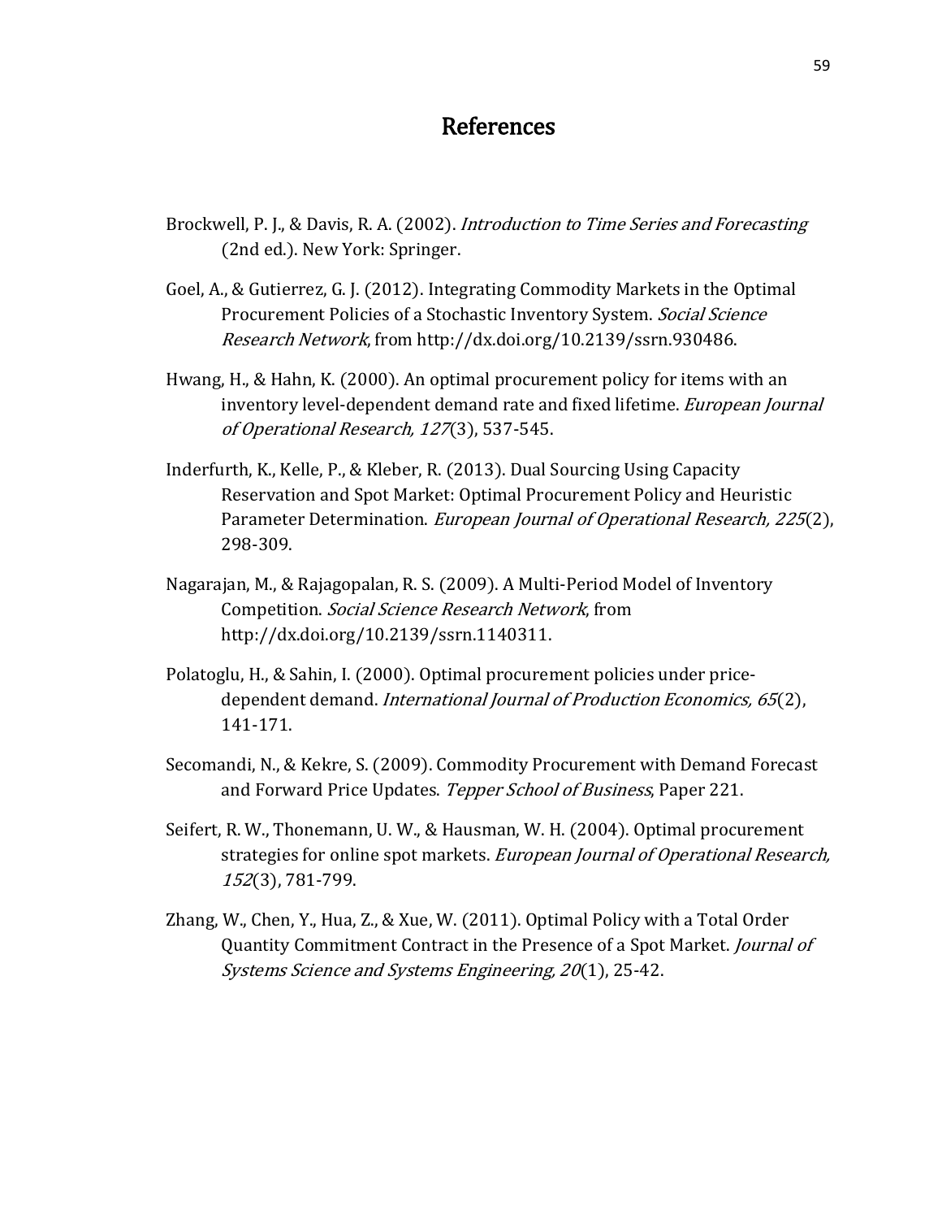# References

Brockwell, P. J., & Davis, R. A. (2002). *Introduction to Time Series and Forecasting* (2nd ed.). New York: Springer.

Goel, A., & Gutierrez, G. J. (2012). Integrating Commodity Markets in the Optimal Procurement Policies of a Stochastic Inventory System. *Social Science Research Network*, from http://dx.doi.org/10.2139/ssrn.930486.

Hwang, H., & Hahn, K. (2000). An optimal procurement policy for items with an inventory level-dependent demand rate and fixed lifetime. *European Journal of Operational Research, 127*(3), 537-545.

Inderfurth, K., Kelle, P., & Kleber, R. (2013). Dual Sourcing Using Capacity Reservation and Spot Market: Optimal Procurement Policy and Heuristic Parameter Determination. *European Journal of Operational Research, 225*(2), 298-309.

Nagarajan, M., & Rajagopalan, R. S. (2009). A Multi-Period Model of Inventory Competition. *Social Science Research Network*, from http://dx.doi.org/10.2139/ssrn.1140311.

Polatoglu, H., & Sahin, I. (2000). Optimal procurement policies under price-dependent demand. *International Journal of Production Economics, 65*(2), 141-171.

Secomandi, N., & Kekre, S. (2009). Commodity Procurement with Demand Forecast and Forward Price Updates. *Tepper School of Business*, Paper 221.

Seifert, R. W., Thonemann, U. W., & Hausman, W. H. (2004). Optimal procurement strategies for online spot markets. *European Journal of Operational Research, 152*(3), 781-799.

Zhang, W., Chen, Y., Hua, Z., & Xue, W. (2011). Optimal Policy with a Total Order Quantity Commitment Contract in the Presence of a Spot Market. *Journal of Systems Science and Systems Engineering, 20*(1), 25-42.